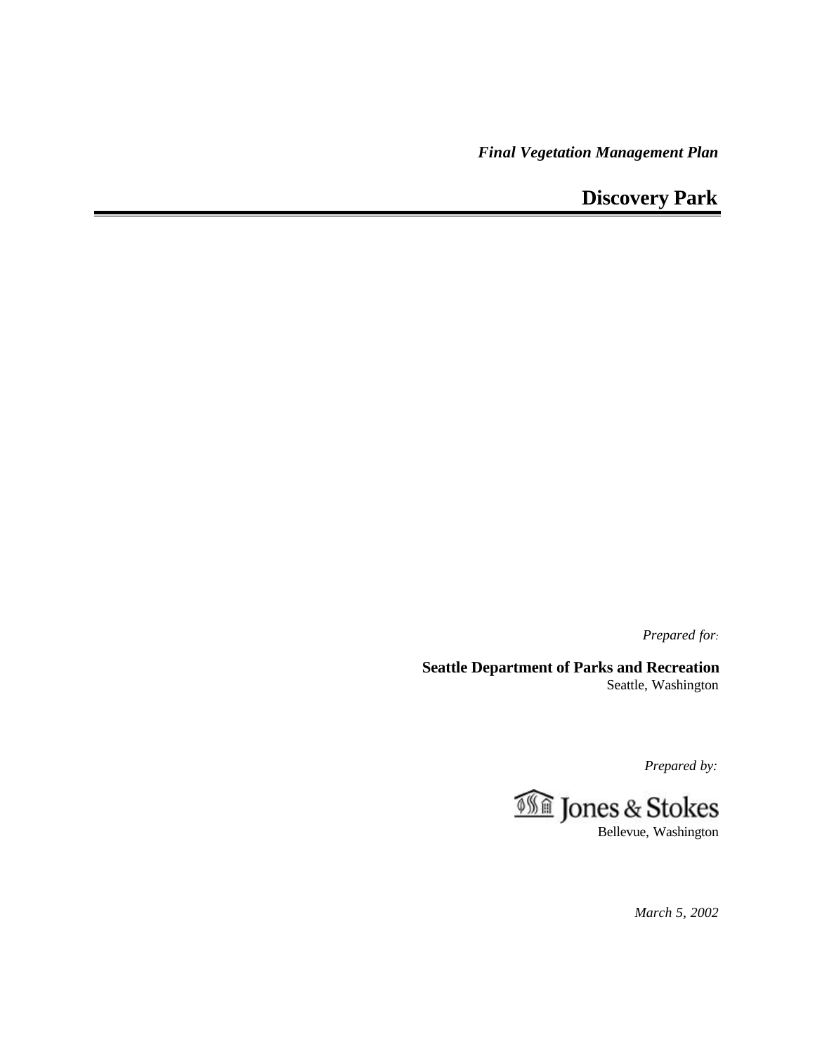*Final Vegetation Management Plan*

# Discovery Park

---

*Prepared for:*

**Seattle Department of Parks and Recreation**
Seattle, Washington

*Prepared by:*

Jones & Stokes
Bellevue, Washington

*March 5, 2002*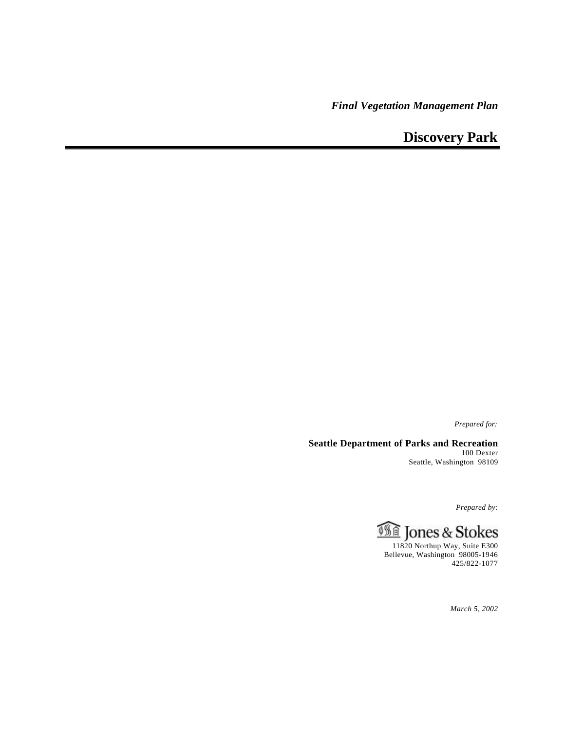*Final Vegetation Management Plan*

# Discovery Park

*Prepared for:*

**Seattle Department of Parks and Recreation**
100 Dexter
Seattle, Washington 98109

*Prepared by:*

Jones & Stokes
11820 Northup Way, Suite E300
Bellevue, Washington 98005-1946
425/822-1077

*March 5, 2002*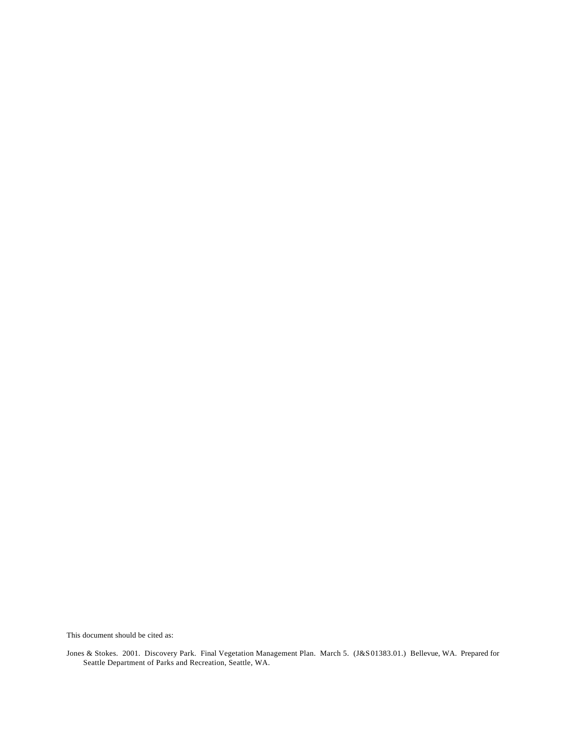This document should be cited as:

Jones & Stokes. 2001. Discovery Park. Final Vegetation Management Plan. March 5. (J&S 01383.01.) Bellevue, WA. Prepared for Seattle Department of Parks and Recreation, Seattle, WA.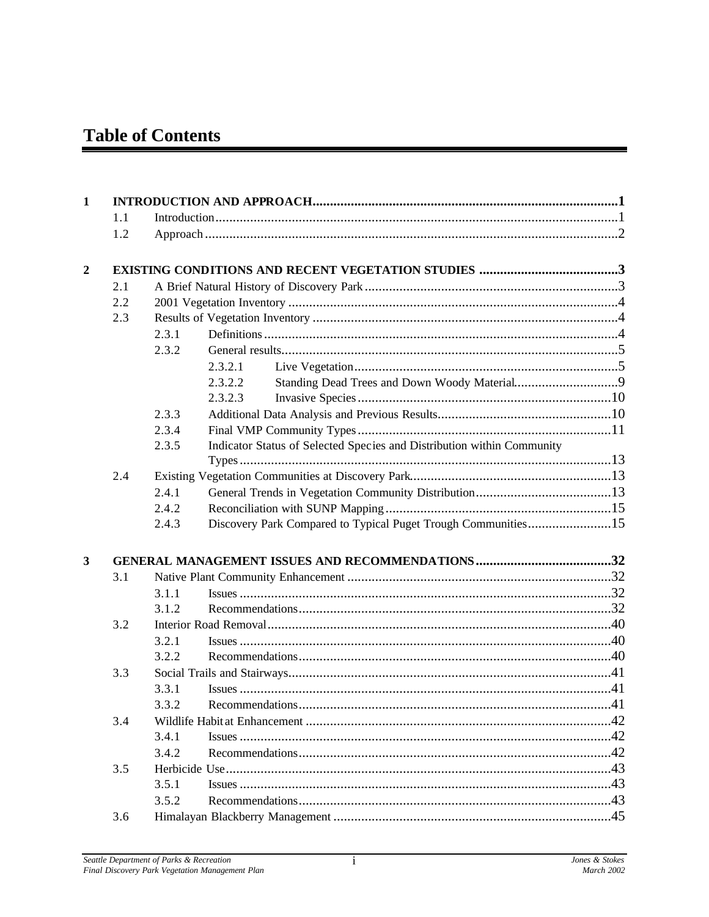# Table of Contents

**1 INTRODUCTION AND APPROACH ........................................................................................1**

- 1.1 Introduction ....................................................................................................................1
- 1.2 Approach .......................................................................................................................2

**2 EXISTING CONDITIONS AND RECENT VEGETATION STUDIES ........................................3**

- 2.1 A Brief Natural History of Discovery Park .........................................................................3
- 2.2 2001 Vegetation Inventory ..............................................................................................4
- 2.3 Results of Vegetation Inventory .......................................................................................4
  - 2.3.1 Definitions ....................................................................................................4
  - 2.3.2 General results...............................................................................................5
    - 2.3.2.1 Live Vegetation ...........................................................................5
    - 2.3.2.2 Standing Dead Trees and Down Woody Material.............................9
    - 2.3.2.3 Invasive Species .........................................................................10
  - 2.3.3 Additional Data Analysis and Previous Results..................................................10
  - 2.3.4 Final VMP Community Types ........................................................................11
  - 2.3.5 Indicator Status of Selected Species and Distribution within Community Types ..........................................................................................................13
- 2.4 Existing Vegetation Communities at Discovery Park..........................................................13
  - 2.4.1 General Trends in Vegetation Community Distribution.......................................13
  - 2.4.2 Reconciliation with SUNP Mapping .................................................................15
  - 2.4.3 Discovery Park Compared to Typical Puget Trough Communities........................15

**3 GENERAL MANAGEMENT ISSUES AND RECOMMENDATIONS .......................................32**

- 3.1 Native Plant Community Enhancement ............................................................................32
  - 3.1.1 Issues ..........................................................................................................32
  - 3.1.2 Recommendations.........................................................................................32
- 3.2 Interior Road Removal..................................................................................................40
  - 3.2.1 Issues ..........................................................................................................40
  - 3.2.2 Recommendations.........................................................................................40
- 3.3 Social Trails and Stairways............................................................................................41
  - 3.3.1 Issues ..........................................................................................................41
  - 3.3.2 Recommendations.........................................................................................41
- 3.4 Wildlife Habitat Enhancement .......................................................................................42
  - 3.4.1 Issues ..........................................................................................................42
  - 3.4.2 Recommendations.........................................................................................42
- 3.5 Herbicide Use..............................................................................................................43
  - 3.5.1 Issues ..........................................................................................................43
  - 3.5.2 Recommendations.........................................................................................43
- 3.6 Himalayan Blackberry Management ...............................................................................45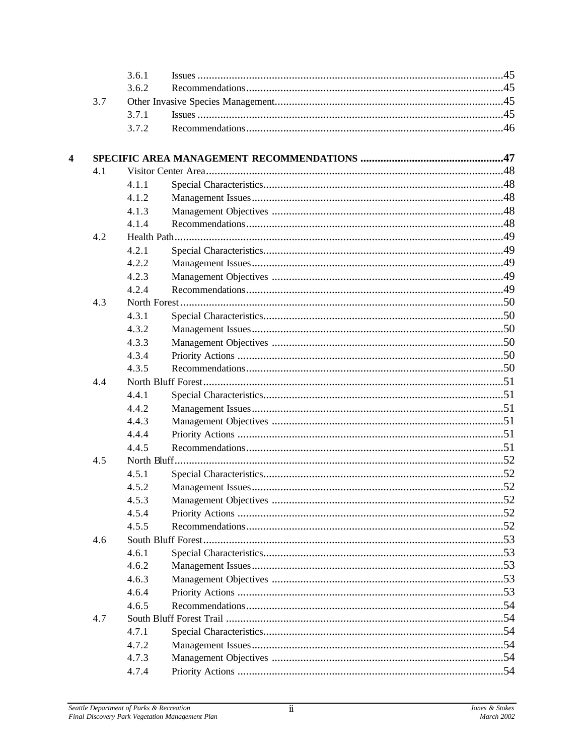3.6.1 Issues .......................................................................................................45
3.6.2 Recommendations........................................................................................45
3.7 Other Invasive Species Management...............................................................................45
3.7.1 Issues .......................................................................................................45
3.7.2 Recommendations........................................................................................46

**4 SPECIFIC AREA MANAGEMENT RECOMMENDATIONS .................................................47**
4.1 Visitor Center Area.......................................................................................................48
4.1.1 Special Characteristics..................................................................................48
4.1.2 Management Issues......................................................................................48
4.1.3 Management Objectives ................................................................................48
4.1.4 Recommendations........................................................................................48
4.2 Health Path..................................................................................................................49
4.2.1 Special Characteristics..................................................................................49
4.2.2 Management Issues......................................................................................49
4.2.3 Management Objectives ................................................................................49
4.2.4 Recommendations........................................................................................49
4.3 North Forest.................................................................................................................50
4.3.1 Special Characteristics..................................................................................50
4.3.2 Management Issues......................................................................................50
4.3.3 Management Objectives ................................................................................50
4.3.4 Priority Actions ............................................................................................50
4.3.5 Recommendations........................................................................................50
4.4 North Bluff Forest.........................................................................................................51
4.4.1 Special Characteristics..................................................................................51
4.4.2 Management Issues......................................................................................51
4.4.3 Management Objectives ................................................................................51
4.4.4 Priority Actions ............................................................................................51
4.4.5 Recommendations........................................................................................51
4.5 North Bluff...................................................................................................................52
4.5.1 Special Characteristics..................................................................................52
4.5.2 Management Issues......................................................................................52
4.5.3 Management Objectives ................................................................................52
4.5.4 Priority Actions ............................................................................................52
4.5.5 Recommendations........................................................................................52
4.6 South Bluff Forest.........................................................................................................53
4.6.1 Special Characteristics..................................................................................53
4.6.2 Management Issues......................................................................................53
4.6.3 Management Objectives ................................................................................53
4.6.4 Priority Actions ............................................................................................53
4.6.5 Recommendations........................................................................................54
4.7 South Bluff Forest Trail .................................................................................................54
4.7.1 Special Characteristics..................................................................................54
4.7.2 Management Issues......................................................................................54
4.7.3 Management Objectives ................................................................................54
4.7.4 Priority Actions ............................................................................................54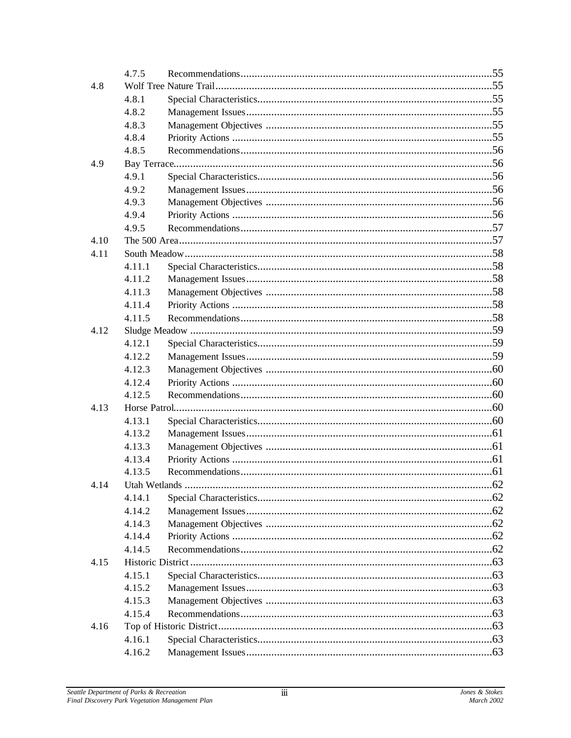| | | | |
|---|---|---|---|
| | 4.7.5 | Recommendations | 55 |
| 4.8 | Wolf Tree Nature Trail | | 55 |
| | 4.8.1 | Special Characteristics | 55 |
| | 4.8.2 | Management Issues | 55 |
| | 4.8.3 | Management Objectives | 55 |
| | 4.8.4 | Priority Actions | 55 |
| | 4.8.5 | Recommendations | 56 |
| 4.9 | Bay Terrace | | 56 |
| | 4.9.1 | Special Characteristics | 56 |
| | 4.9.2 | Management Issues | 56 |
| | 4.9.3 | Management Objectives | 56 |
| | 4.9.4 | Priority Actions | 56 |
| | 4.9.5 | Recommendations | 57 |
| 4.10 | The 500 Area | | 57 |
| 4.11 | South Meadow | | 58 |
| | 4.11.1 | Special Characteristics | 58 |
| | 4.11.2 | Management Issues | 58 |
| | 4.11.3 | Management Objectives | 58 |
| | 4.11.4 | Priority Actions | 58 |
| | 4.11.5 | Recommendations | 58 |
| 4.12 | Sludge Meadow | | 59 |
| | 4.12.1 | Special Characteristics | 59 |
| | 4.12.2 | Management Issues | 59 |
| | 4.12.3 | Management Objectives | 60 |
| | 4.12.4 | Priority Actions | 60 |
| | 4.12.5 | Recommendations | 60 |
| 4.13 | Horse Patrol | | 60 |
| | 4.13.1 | Special Characteristics | 60 |
| | 4.13.2 | Management Issues | 61 |
| | 4.13.3 | Management Objectives | 61 |
| | 4.13.4 | Priority Actions | 61 |
| | 4.13.5 | Recommendations | 61 |
| 4.14 | Utah Wetlands | | 62 |
| | 4.14.1 | Special Characteristics | 62 |
| | 4.14.2 | Management Issues | 62 |
| | 4.14.3 | Management Objectives | 62 |
| | 4.14.4 | Priority Actions | 62 |
| | 4.14.5 | Recommendations | 62 |
| 4.15 | Historic District | | 63 |
| | 4.15.1 | Special Characteristics | 63 |
| | 4.15.2 | Management Issues | 63 |
| | 4.15.3 | Management Objectives | 63 |
| | 4.15.4 | Recommendations | 63 |
| 4.16 | Top of Historic District | | 63 |
| | 4.16.1 | Special Characteristics | 63 |
| | 4.16.2 | Management Issues | 63 |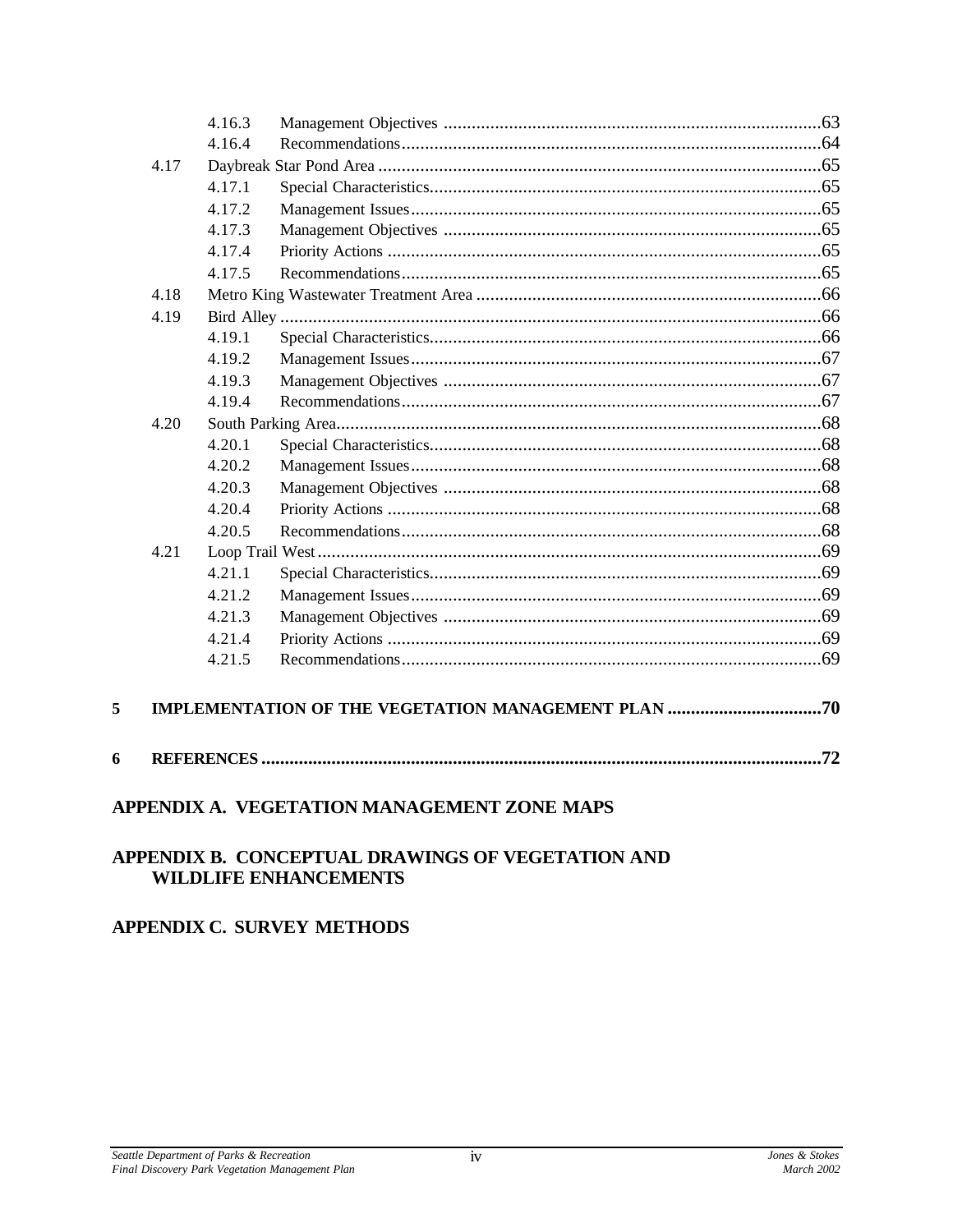| | | | |
|---|---|---|---|
| | 4.16.3 | Management Objectives | 63 |
| | 4.16.4 | Recommendations | 64 |
| 4.17 | | Daybreak Star Pond Area | 65 |
| | 4.17.1 | Special Characteristics | 65 |
| | 4.17.2 | Management Issues | 65 |
| | 4.17.3 | Management Objectives | 65 |
| | 4.17.4 | Priority Actions | 65 |
| | 4.17.5 | Recommendations | 65 |
| 4.18 | | Metro King Wastewater Treatment Area | 66 |
| 4.19 | | Bird Alley | 66 |
| | 4.19.1 | Special Characteristics | 66 |
| | 4.19.2 | Management Issues | 67 |
| | 4.19.3 | Management Objectives | 67 |
| | 4.19.4 | Recommendations | 67 |
| 4.20 | | South Parking Area | 68 |
| | 4.20.1 | Special Characteristics | 68 |
| | 4.20.2 | Management Issues | 68 |
| | 4.20.3 | Management Objectives | 68 |
| | 4.20.4 | Priority Actions | 68 |
| | 4.20.5 | Recommendations | 68 |
| 4.21 | | Loop Trail West | 69 |
| | 4.21.1 | Special Characteristics | 69 |
| | 4.21.2 | Management Issues | 69 |
| | 4.21.3 | Management Objectives | 69 |
| | 4.21.4 | Priority Actions | 69 |
| | 4.21.5 | Recommendations | 69 |

**5 IMPLEMENTATION OF THE VEGETATION MANAGEMENT PLAN ....70**

**6 REFERENCES ....72**

**APPENDIX A. VEGETATION MANAGEMENT ZONE MAPS**

**APPENDIX B. CONCEPTUAL DRAWINGS OF VEGETATION AND WILDLIFE ENHANCEMENTS**

**APPENDIX C. SURVEY METHODS**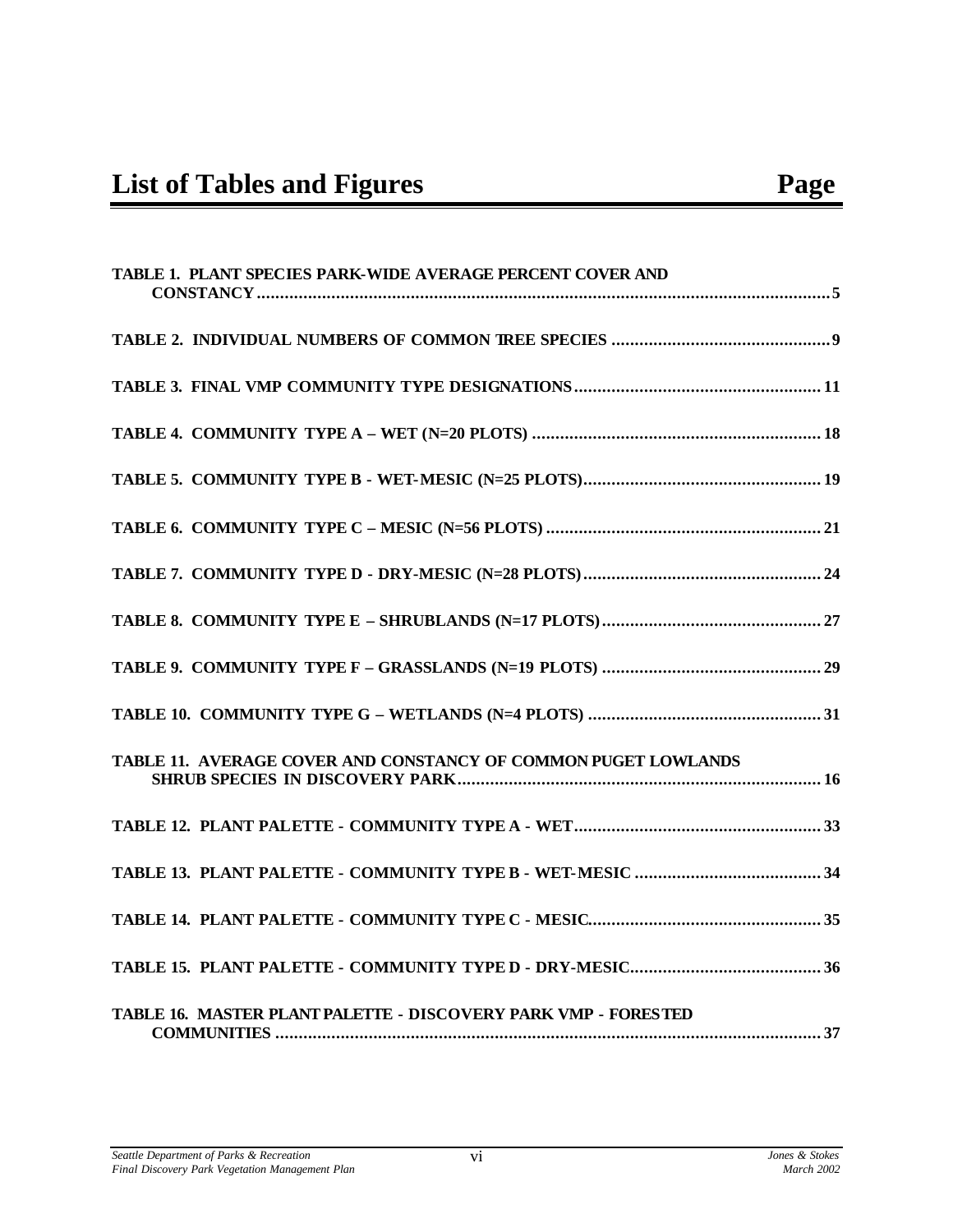# List of Tables and Figures Page

TABLE 1. PLANT SPECIES PARK-WIDE AVERAGE PERCENT COVER AND CONSTANCY .......... 5

TABLE 2. INDIVIDUAL NUMBERS OF COMMON TREE SPECIES .......... 9

TABLE 3. FINAL VMP COMMUNITY TYPE DESIGNATIONS .......... 11

TABLE 4. COMMUNITY TYPE A – WET (N=20 PLOTS) .......... 18

TABLE 5. COMMUNITY TYPE B - WET-MESIC (N=25 PLOTS) .......... 19

TABLE 6. COMMUNITY TYPE C – MESIC (N=56 PLOTS) .......... 21

TABLE 7. COMMUNITY TYPE D - DRY-MESIC (N=28 PLOTS) .......... 24

TABLE 8. COMMUNITY TYPE E – SHRUBLANDS (N=17 PLOTS) .......... 27

TABLE 9. COMMUNITY TYPE F – GRASSLANDS (N=19 PLOTS) .......... 29

TABLE 10. COMMUNITY TYPE G – WETLANDS (N=4 PLOTS) .......... 31

TABLE 11. AVERAGE COVER AND CONSTANCY OF COMMON PUGET LOWLANDS SHRUB SPECIES IN DISCOVERY PARK .......... 16

TABLE 12. PLANT PALETTE - COMMUNITY TYPE A - WET .......... 33

TABLE 13. PLANT PALETTE - COMMUNITY TYPE B - WET-MESIC .......... 34

TABLE 14. PLANT PALETTE - COMMUNITY TYPE C - MESIC .......... 35

TABLE 15. PLANT PALETTE - COMMUNITY TYPE D - DRY-MESIC .......... 36

TABLE 16. MASTER PLANT PALETTE - DISCOVERY PARK VMP - FORESTED COMMUNITIES .......... 37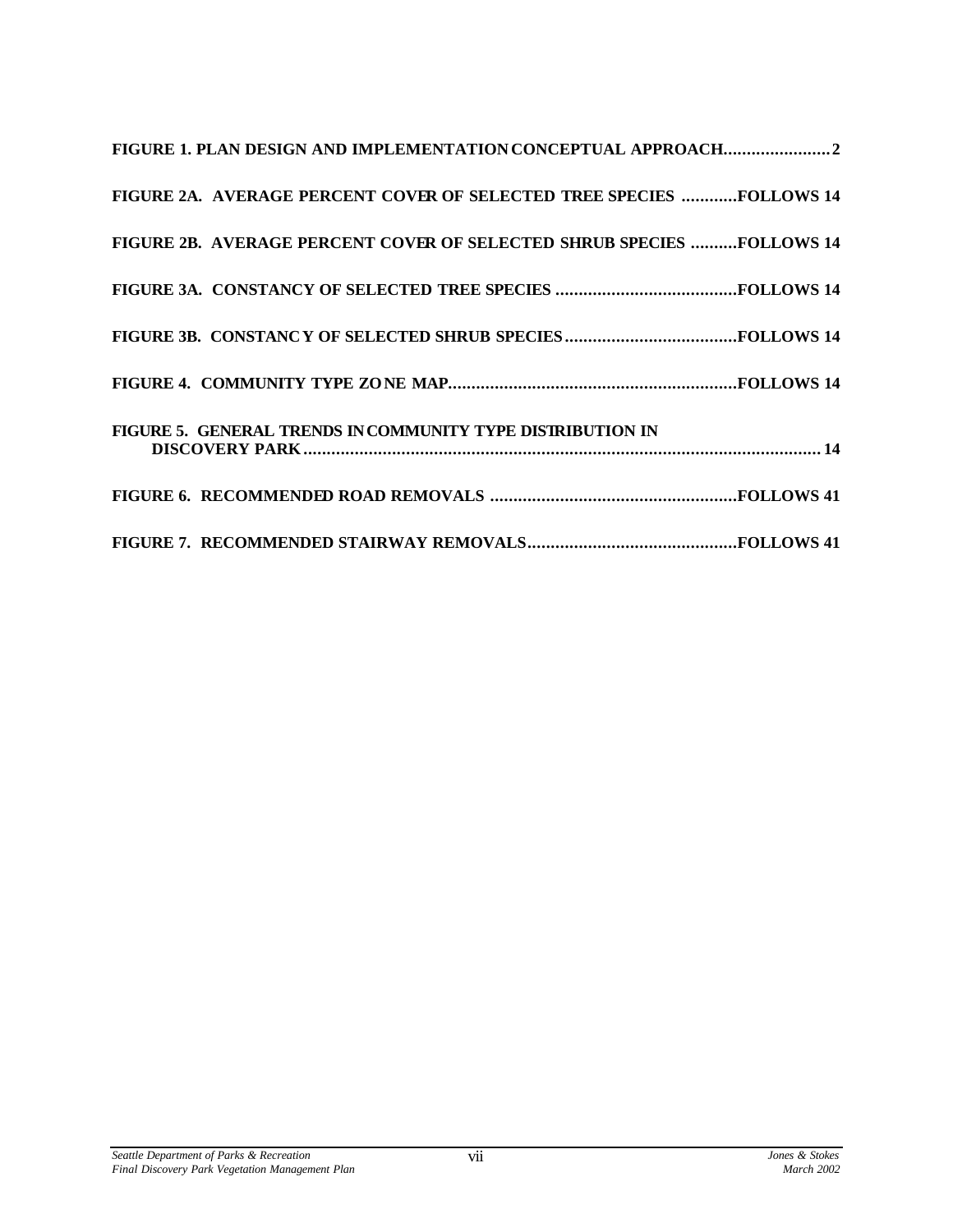**FIGURE 1. PLAN DESIGN AND IMPLEMENTATION CONCEPTUAL APPROACH.......................2**

**FIGURE 2A. AVERAGE PERCENT COVER OF SELECTED TREE SPECIES ............FOLLOWS 14**

**FIGURE 2B. AVERAGE PERCENT COVER OF SELECTED SHRUB SPECIES ..........FOLLOWS 14**

**FIGURE 3A. CONSTANCY OF SELECTED TREE SPECIES .......................................FOLLOWS 14**

**FIGURE 3B. CONSTANCY OF SELECTED SHRUB SPECIES.....................................FOLLOWS 14**

**FIGURE 4. COMMUNITY TYPE ZONE MAP..............................................................FOLLOWS 14**

**FIGURE 5. GENERAL TRENDS IN COMMUNITY TYPE DISTRIBUTION IN DISCOVERY PARK..............................................................................................................14**

**FIGURE 6. RECOMMENDED ROAD REMOVALS .....................................................FOLLOWS 41**

**FIGURE 7. RECOMMENDED STAIRWAY REMOVALS.............................................FOLLOWS 41**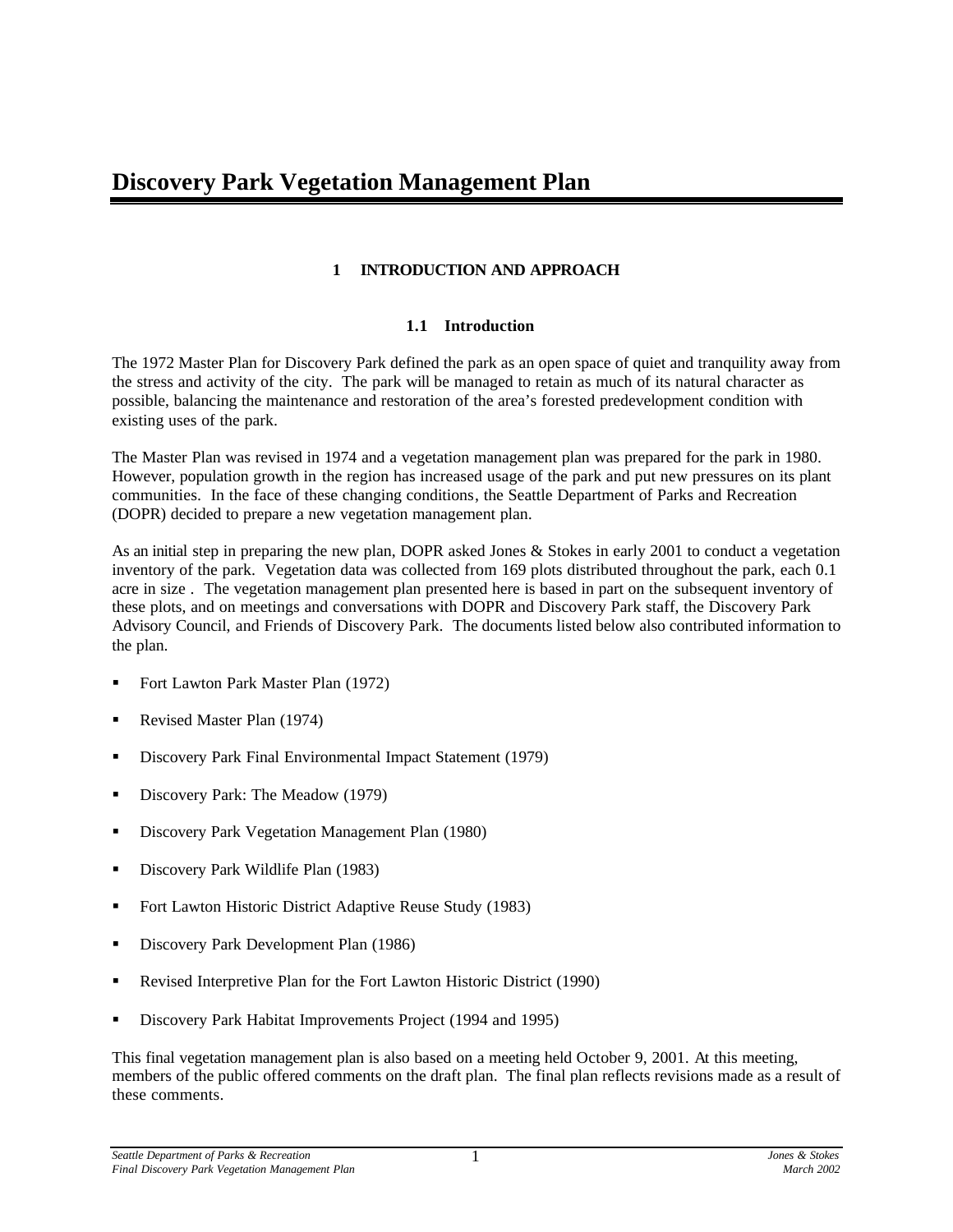# Discovery Park Vegetation Management Plan

## 1 INTRODUCTION AND APPROACH

### 1.1 Introduction

The 1972 Master Plan for Discovery Park defined the park as an open space of quiet and tranquility away from the stress and activity of the city. The park will be managed to retain as much of its natural character as possible, balancing the maintenance and restoration of the area's forested predevelopment condition with existing uses of the park.

The Master Plan was revised in 1974 and a vegetation management plan was prepared for the park in 1980. However, population growth in the region has increased usage of the park and put new pressures on its plant communities. In the face of these changing conditions, the Seattle Department of Parks and Recreation (DOPR) decided to prepare a new vegetation management plan.

As an initial step in preparing the new plan, DOPR asked Jones & Stokes in early 2001 to conduct a vegetation inventory of the park. Vegetation data was collected from 169 plots distributed throughout the park, each 0.1 acre in size . The vegetation management plan presented here is based in part on the subsequent inventory of these plots, and on meetings and conversations with DOPR and Discovery Park staff, the Discovery Park Advisory Council, and Friends of Discovery Park. The documents listed below also contributed information to the plan.

- Fort Lawton Park Master Plan (1972)
- Revised Master Plan (1974)
- Discovery Park Final Environmental Impact Statement (1979)
- Discovery Park: The Meadow (1979)
- Discovery Park Vegetation Management Plan (1980)
- Discovery Park Wildlife Plan (1983)
- Fort Lawton Historic District Adaptive Reuse Study (1983)
- Discovery Park Development Plan (1986)
- Revised Interpretive Plan for the Fort Lawton Historic District (1990)
- Discovery Park Habitat Improvements Project (1994 and 1995)

This final vegetation management plan is also based on a meeting held October 9, 2001. At this meeting, members of the public offered comments on the draft plan. The final plan reflects revisions made as a result of these comments.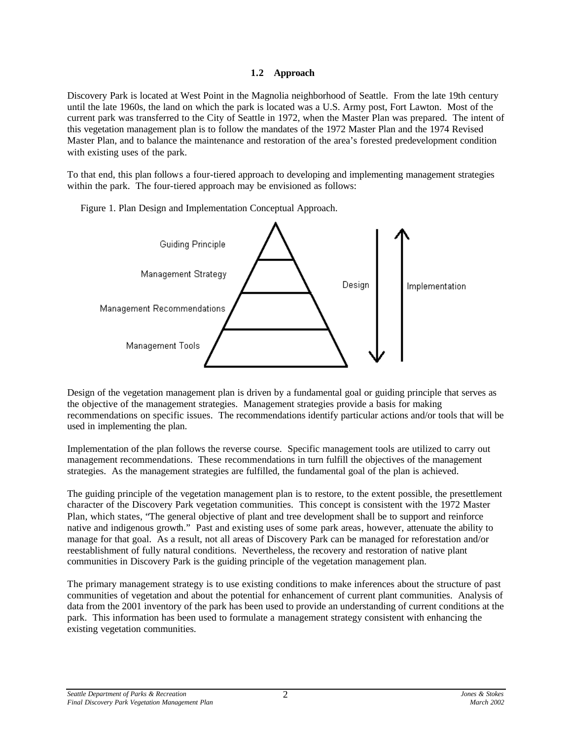### 1.2 Approach

Discovery Park is located at West Point in the Magnolia neighborhood of Seattle. From the late 19th century until the late 1960s, the land on which the park is located was a U.S. Army post, Fort Lawton. Most of the current park was transferred to the City of Seattle in 1972, when the Master Plan was prepared. The intent of this vegetation management plan is to follow the mandates of the 1972 Master Plan and the 1974 Revised Master Plan, and to balance the maintenance and restoration of the area's forested predevelopment condition with existing uses of the park.

To that end, this plan follows a four-tiered approach to developing and implementing management strategies within the park. The four-tiered approach may be envisioned as follows:

Figure 1. Plan Design and Implementation Conceptual Approach.

Guiding Principle

Management Strategy

Management Recommendations

Management Tools

Design

Implementation

Design of the vegetation management plan is driven by a fundamental goal or guiding principle that serves as the objective of the management strategies. Management strategies provide a basis for making recommendations on specific issues. The recommendations identify particular actions and/or tools that will be used in implementing the plan.

Implementation of the plan follows the reverse course. Specific management tools are utilized to carry out management recommendations. These recommendations in turn fulfill the objectives of the management strategies. As the management strategies are fulfilled, the fundamental goal of the plan is achieved.

The guiding principle of the vegetation management plan is to restore, to the extent possible, the presettlement character of the Discovery Park vegetation communities. This concept is consistent with the 1972 Master Plan, which states, "The general objective of plant and tree development shall be to support and reinforce native and indigenous growth." Past and existing uses of some park areas, however, attenuate the ability to manage for that goal. As a result, not all areas of Discovery Park can be managed for reforestation and/or reestablishment of fully natural conditions. Nevertheless, the recovery and restoration of native plant communities in Discovery Park is the guiding principle of the vegetation management plan.

The primary management strategy is to use existing conditions to make inferences about the structure of past communities of vegetation and about the potential for enhancement of current plant communities. Analysis of data from the 2001 inventory of the park has been used to provide an understanding of current conditions at the park. This information has been used to formulate a management strategy consistent with enhancing the existing vegetation communities.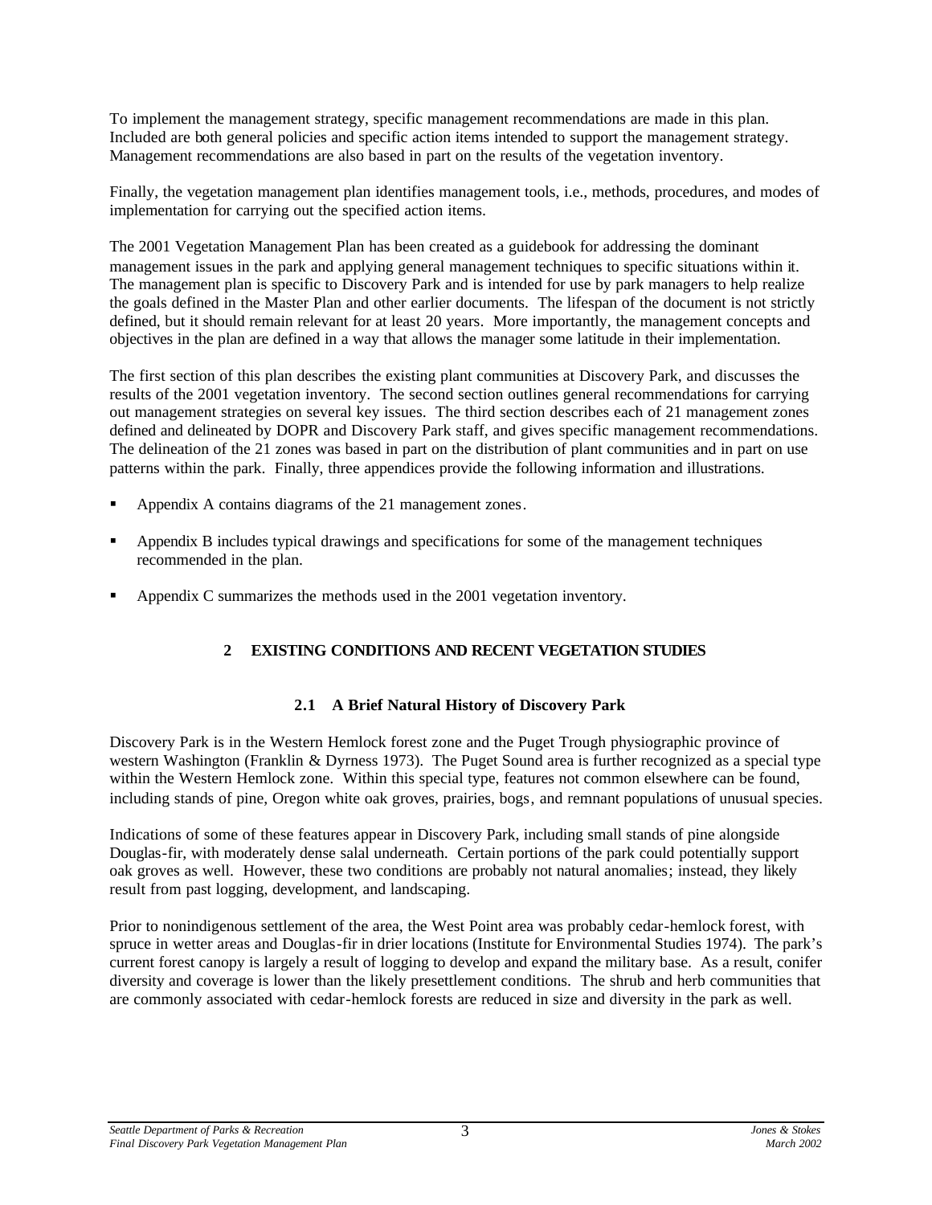To implement the management strategy, specific management recommendations are made in this plan. Included are both general policies and specific action items intended to support the management strategy. Management recommendations are also based in part on the results of the vegetation inventory.

Finally, the vegetation management plan identifies management tools, i.e., methods, procedures, and modes of implementation for carrying out the specified action items.

The 2001 Vegetation Management Plan has been created as a guidebook for addressing the dominant management issues in the park and applying general management techniques to specific situations within it. The management plan is specific to Discovery Park and is intended for use by park managers to help realize the goals defined in the Master Plan and other earlier documents. The lifespan of the document is not strictly defined, but it should remain relevant for at least 20 years. More importantly, the management concepts and objectives in the plan are defined in a way that allows the manager some latitude in their implementation.

The first section of this plan describes the existing plant communities at Discovery Park, and discusses the results of the 2001 vegetation inventory. The second section outlines general recommendations for carrying out management strategies on several key issues. The third section describes each of 21 management zones defined and delineated by DOPR and Discovery Park staff, and gives specific management recommendations. The delineation of the 21 zones was based in part on the distribution of plant communities and in part on use patterns within the park. Finally, three appendices provide the following information and illustrations.

- Appendix A contains diagrams of the 21 management zones.
- Appendix B includes typical drawings and specifications for some of the management techniques recommended in the plan.
- Appendix C summarizes the methods used in the 2001 vegetation inventory.

# 2 EXISTING CONDITIONS AND RECENT VEGETATION STUDIES

## 2.1 A Brief Natural History of Discovery Park

Discovery Park is in the Western Hemlock forest zone and the Puget Trough physiographic province of western Washington (Franklin & Dyrness 1973). The Puget Sound area is further recognized as a special type within the Western Hemlock zone. Within this special type, features not common elsewhere can be found, including stands of pine, Oregon white oak groves, prairies, bogs, and remnant populations of unusual species.

Indications of some of these features appear in Discovery Park, including small stands of pine alongside Douglas-fir, with moderately dense salal underneath. Certain portions of the park could potentially support oak groves as well. However, these two conditions are probably not natural anomalies; instead, they likely result from past logging, development, and landscaping.

Prior to nonindigenous settlement of the area, the West Point area was probably cedar-hemlock forest, with spruce in wetter areas and Douglas-fir in drier locations (Institute for Environmental Studies 1974). The park's current forest canopy is largely a result of logging to develop and expand the military base. As a result, conifer diversity and coverage is lower than the likely presettlement conditions. The shrub and herb communities that are commonly associated with cedar-hemlock forests are reduced in size and diversity in the park as well.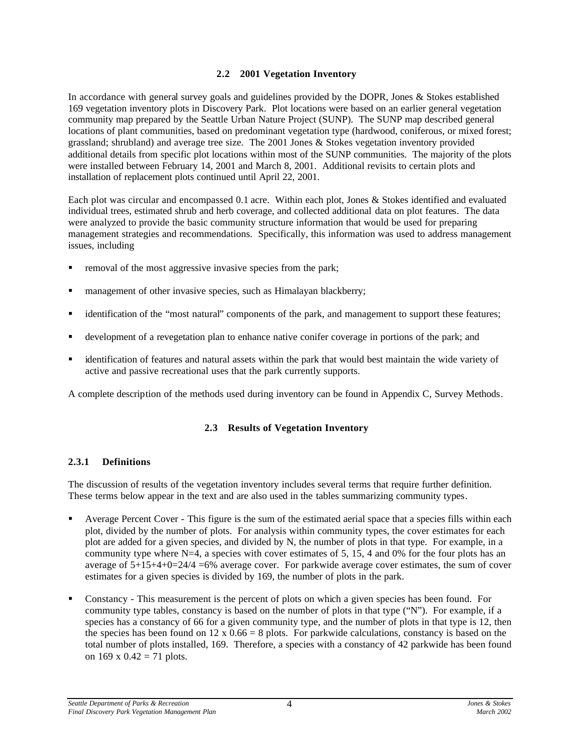## 2.2 2001 Vegetation Inventory

In accordance with general survey goals and guidelines provided by the DOPR, Jones & Stokes established 169 vegetation inventory plots in Discovery Park. Plot locations were based on an earlier general vegetation community map prepared by the Seattle Urban Nature Project (SUNP). The SUNP map described general locations of plant communities, based on predominant vegetation type (hardwood, coniferous, or mixed forest; grassland; shrubland) and average tree size. The 2001 Jones & Stokes vegetation inventory provided additional details from specific plot locations within most of the SUNP communities. The majority of the plots were installed between February 14, 2001 and March 8, 2001. Additional revisits to certain plots and installation of replacement plots continued until April 22, 2001.

Each plot was circular and encompassed 0.1 acre. Within each plot, Jones & Stokes identified and evaluated individual trees, estimated shrub and herb coverage, and collected additional data on plot features. The data were analyzed to provide the basic community structure information that would be used for preparing management strategies and recommendations. Specifically, this information was used to address management issues, including

- removal of the most aggressive invasive species from the park;
- management of other invasive species, such as Himalayan blackberry;
- identification of the "most natural" components of the park, and management to support these features;
- development of a revegetation plan to enhance native conifer coverage in portions of the park; and
- identification of features and natural assets within the park that would best maintain the wide variety of active and passive recreational uses that the park currently supports.

A complete description of the methods used during inventory can be found in Appendix C, Survey Methods.

## 2.3 Results of Vegetation Inventory

### 2.3.1 Definitions

The discussion of results of the vegetation inventory includes several terms that require further definition. These terms below appear in the text and are also used in the tables summarizing community types.

- Average Percent Cover - This figure is the sum of the estimated aerial space that a species fills within each plot, divided by the number of plots. For analysis within community types, the cover estimates for each plot are added for a given species, and divided by N, the number of plots in that type. For example, in a community type where N=4, a species with cover estimates of 5, 15, 4 and 0% for the four plots has an average of 5+15+4+0=24/4 =6% average cover. For parkwide average cover estimates, the sum of cover estimates for a given species is divided by 169, the number of plots in the park.
- Constancy - This measurement is the percent of plots on which a given species has been found. For community type tables, constancy is based on the number of plots in that type ("N"). For example, if a species has a constancy of 66 for a given community type, and the number of plots in that type is 12, then the species has been found on 12 x 0.66 = 8 plots. For parkwide calculations, constancy is based on the total number of plots installed, 169. Therefore, a species with a constancy of 42 parkwide has been found on 169 x 0.42 = 71 plots.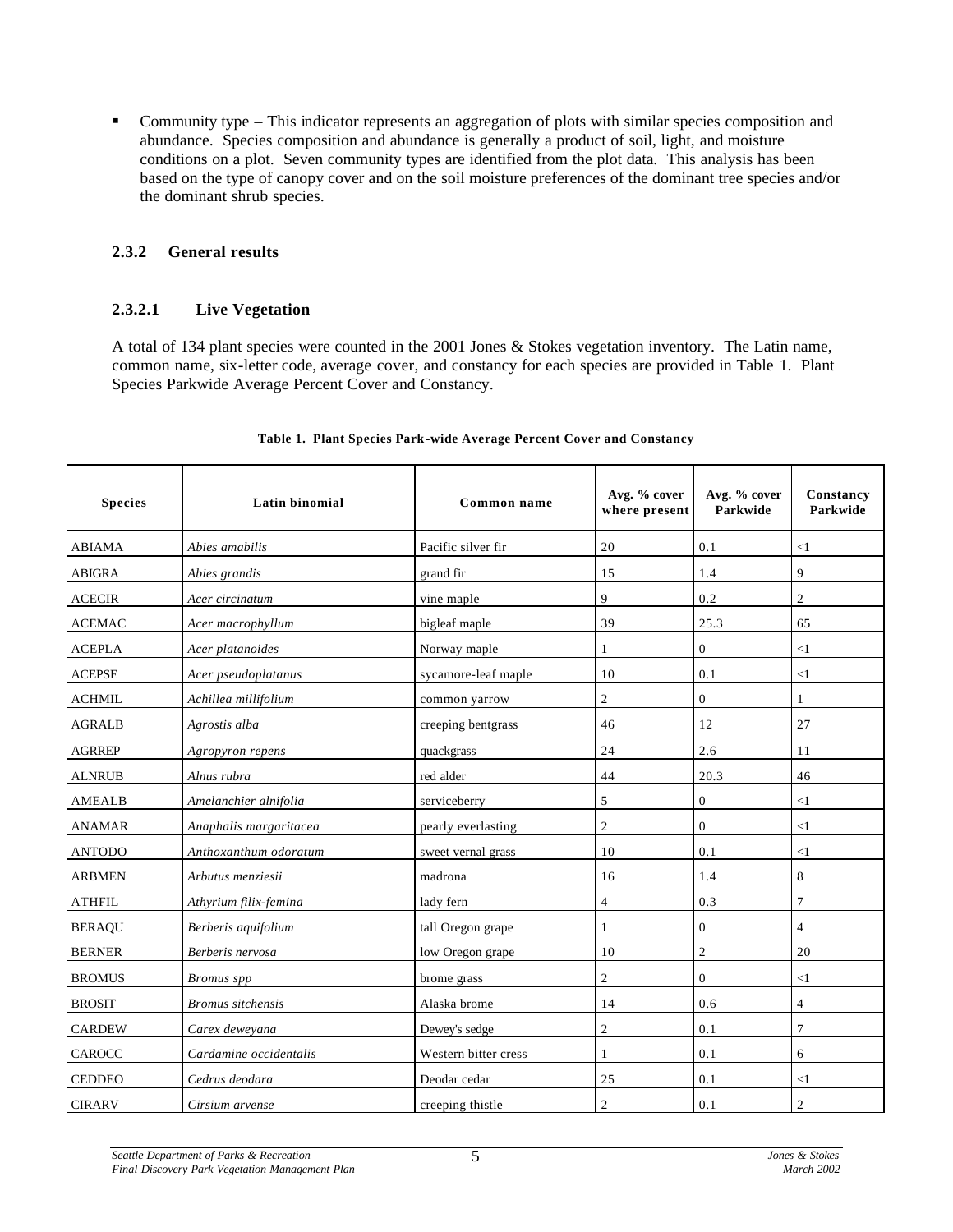- Community type – This indicator represents an aggregation of plots with similar species composition and abundance. Species composition and abundance is generally a product of soil, light, and moisture conditions on a plot. Seven community types are identified from the plot data. This analysis has been based on the type of canopy cover and on the soil moisture preferences of the dominant tree species and/or the dominant shrub species.

### 2.3.2 General results

#### 2.3.2.1 Live Vegetation

A total of 134 plant species were counted in the 2001 Jones & Stokes vegetation inventory. The Latin name, common name, six-letter code, average cover, and constancy for each species are provided in Table 1. Plant Species Parkwide Average Percent Cover and Constancy.

**Table 1. Plant Species Park-wide Average Percent Cover and Constancy**

| Species | Latin binomial | Common name | Avg. % cover where present | Avg. % cover Parkwide | Constancy Parkwide |
|---|---|---|---|---|---|
| ABIAMA | *Abies amabilis* | Pacific silver fir | 20 | 0.1 | <1 |
| ABIGRA | *Abies grandis* | grand fir | 15 | 1.4 | 9 |
| ACECIR | *Acer circinatum* | vine maple | 9 | 0.2 | 2 |
| ACEMAC | *Acer macrophyllum* | bigleaf maple | 39 | 25.3 | 65 |
| ACEPLA | *Acer platanoides* | Norway maple | 1 | 0 | <1 |
| ACEPSE | *Acer pseudoplatanus* | sycamore-leaf maple | 10 | 0.1 | <1 |
| ACHMIL | *Achillea millifolium* | common yarrow | 2 | 0 | 1 |
| AGRALB | *Agrostis alba* | creeping bentgrass | 46 | 12 | 27 |
| AGRREP | *Agropyron repens* | quackgrass | 24 | 2.6 | 11 |
| ALNRUB | *Alnus rubra* | red alder | 44 | 20.3 | 46 |
| AMEALB | *Amelanchier alnifolia* | serviceberry | 5 | 0 | <1 |
| ANAMAR | *Anaphalis margaritacea* | pearly everlasting | 2 | 0 | <1 |
| ANTODO | *Anthoxanthum odoratum* | sweet vernal grass | 10 | 0.1 | <1 |
| ARBMEN | *Arbutus menziesii* | madrona | 16 | 1.4 | 8 |
| ATHFIL | *Athyrium filix-femina* | lady fern | 4 | 0.3 | 7 |
| BERAQU | *Berberis aquifolium* | tall Oregon grape | 1 | 0 | 4 |
| BERNER | *Berberis nervosa* | low Oregon grape | 10 | 2 | 20 |
| BROMUS | *Bromus spp* | brome grass | 2 | 0 | <1 |
| BROSIT | *Bromus sitchensis* | Alaska brome | 14 | 0.6 | 4 |
| CARDEW | *Carex deweyana* | Dewey's sedge | 2 | 0.1 | 7 |
| CAROCC | *Cardamine occidentalis* | Western bitter cress | 1 | 0.1 | 6 |
| CEDDEO | *Cedrus deodara* | Deodar cedar | 25 | 0.1 | <1 |
| CIRARV | *Cirsium arvense* | creeping thistle | 2 | 0.1 | 2 |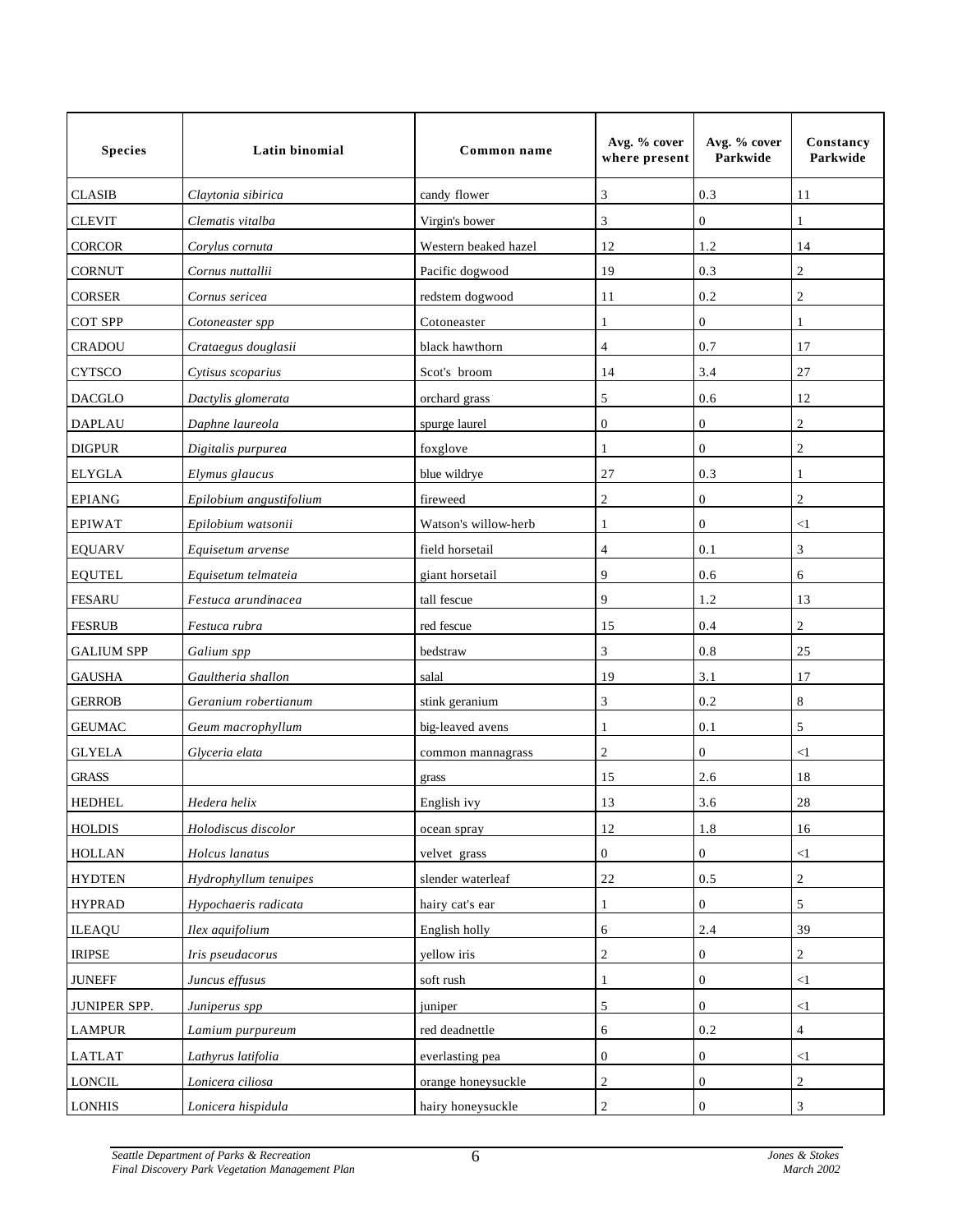| Species | Latin binomial | Common name | Avg. % cover where present | Avg. % cover Parkwide | Constancy Parkwide |
|---|---|---|---|---|---|
| CLASIB | *Claytonia sibirica* | candy flower | 3 | 0.3 | 11 |
| CLEVIT | *Clematis vitalba* | Virgin's bower | 3 | 0 | 1 |
| CORCOR | *Corylus cornuta* | Western beaked hazel | 12 | 1.2 | 14 |
| CORNUT | *Cornus nuttallii* | Pacific dogwood | 19 | 0.3 | 2 |
| CORSER | *Cornus sericea* | redstem dogwood | 11 | 0.2 | 2 |
| COT SPP | *Cotoneaster spp* | Cotoneaster | 1 | 0 | 1 |
| CRADOU | *Crataegus douglasii* | black hawthorn | 4 | 0.7 | 17 |
| CYTSCO | *Cytisus scoparius* | Scot's broom | 14 | 3.4 | 27 |
| DACGLO | *Dactylis glomerata* | orchard grass | 5 | 0.6 | 12 |
| DAPLAU | *Daphne laureola* | spurge laurel | 0 | 0 | 2 |
| DIGPUR | *Digitalis purpurea* | foxglove | 1 | 0 | 2 |
| ELYGLA | *Elymus glaucus* | blue wildrye | 27 | 0.3 | 1 |
| EPIANG | *Epilobium angustifolium* | fireweed | 2 | 0 | 2 |
| EPIWAT | *Epilobium watsonii* | Watson's willow-herb | 1 | 0 | <1 |
| EQUARV | *Equisetum arvense* | field horsetail | 4 | 0.1 | 3 |
| EQUTEL | *Equisetum telmateia* | giant horsetail | 9 | 0.6 | 6 |
| FESARU | *Festuca arundinacea* | tall fescue | 9 | 1.2 | 13 |
| FESRUB | *Festuca rubra* | red fescue | 15 | 0.4 | 2 |
| GALIUM SPP | *Galium spp* | bedstraw | 3 | 0.8 | 25 |
| GAUSHA | *Gaultheria shallon* | salal | 19 | 3.1 | 17 |
| GERROB | *Geranium robertianum* | stink geranium | 3 | 0.2 | 8 |
| GEUMAC | *Geum macrophyllum* | big-leaved avens | 1 | 0.1 | 5 |
| GLYELA | *Glyceria elata* | common mannagrass | 2 | 0 | <1 |
| GRASS | | grass | 15 | 2.6 | 18 |
| HEDHEL | *Hedera helix* | English ivy | 13 | 3.6 | 28 |
| HOLDIS | *Holodiscus discolor* | ocean spray | 12 | 1.8 | 16 |
| HOLLAN | *Holcus lanatus* | velvet grass | 0 | 0 | <1 |
| HYDTEN | *Hydrophyllum tenuipes* | slender waterleaf | 22 | 0.5 | 2 |
| HYPRAD | *Hypochaeris radicata* | hairy cat's ear | 1 | 0 | 5 |
| ILEAQU | *Ilex aquifolium* | English holly | 6 | 2.4 | 39 |
| IRIPSE | *Iris pseudacorus* | yellow iris | 2 | 0 | 2 |
| JUNEFF | *Juncus effusus* | soft rush | 1 | 0 | <1 |
| JUNIPER SPP. | *Juniperus spp* | juniper | 5 | 0 | <1 |
| LAMPUR | *Lamium purpureum* | red deadnettle | 6 | 0.2 | 4 |
| LATLAT | *Lathyrus latifolia* | everlasting pea | 0 | 0 | <1 |
| LONCIL | *Lonicera ciliosa* | orange honeysuckle | 2 | 0 | 2 |
| LONHIS | *Lonicera hispidula* | hairy honeysuckle | 2 | 0 | 3 |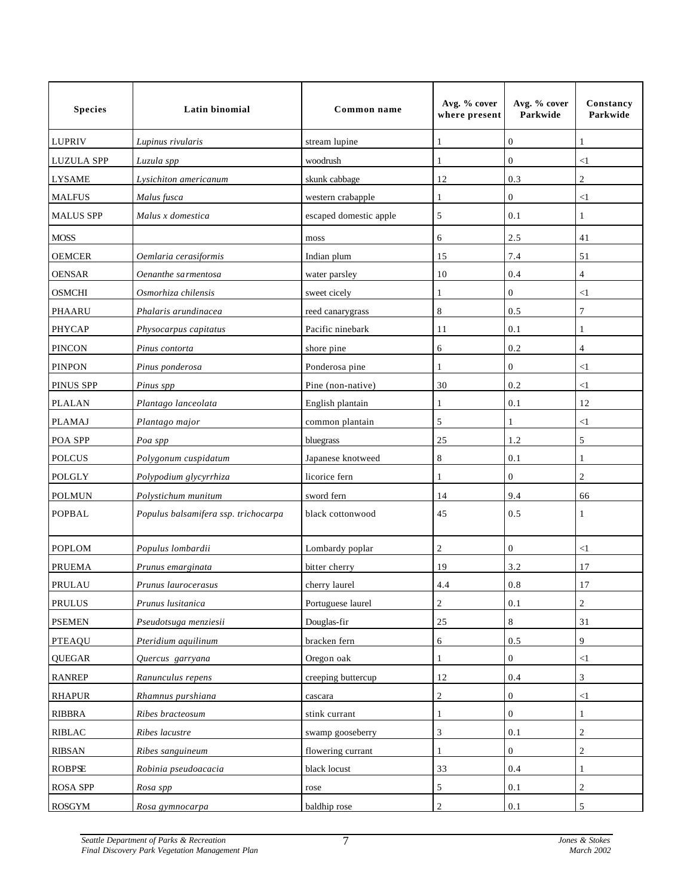| Species | Latin binomial | Common name | Avg. % cover where present | Avg. % cover Parkwide | Constancy Parkwide |
|---|---|---|---|---|---|
| LUPRIV | *Lupinus rivularis* | stream lupine | 1 | 0 | 1 |
| LUZULA SPP | *Luzula spp* | woodrush | 1 | 0 | <1 |
| LYSAME | *Lysichiton americanum* | skunk cabbage | 12 | 0.3 | 2 |
| MALFUS | *Malus fusca* | western crabapple | 1 | 0 | <1 |
| MALUS SPP | *Malus x domestica* | escaped domestic apple | 5 | 0.1 | 1 |
| MOSS | | moss | 6 | 2.5 | 41 |
| OEMCER | *Oemlaria cerasiformis* | Indian plum | 15 | 7.4 | 51 |
| OENSAR | *Oenanthe sarmentosa* | water parsley | 10 | 0.4 | 4 |
| OSMCHI | *Osmorhiza chilensis* | sweet cicely | 1 | 0 | <1 |
| PHAARU | *Phalaris arundinacea* | reed canarygrass | 8 | 0.5 | 7 |
| PHYCAP | *Physocarpus capitatus* | Pacific ninebark | 11 | 0.1 | 1 |
| PINCON | *Pinus contorta* | shore pine | 6 | 0.2 | 4 |
| PINPON | *Pinus ponderosa* | Ponderosa pine | 1 | 0 | <1 |
| PINUS SPP | *Pinus spp* | Pine (non-native) | 30 | 0.2 | <1 |
| PLALAN | *Plantago lanceolata* | English plantain | 1 | 0.1 | 12 |
| PLAMAJ | *Plantago major* | common plantain | 5 | 1 | <1 |
| POA SPP | *Poa spp* | bluegrass | 25 | 1.2 | 5 |
| POLCUS | *Polygonum cuspidatum* | Japanese knotweed | 8 | 0.1 | 1 |
| POLGLY | *Polypodium glycyrrhiza* | licorice fern | 1 | 0 | 2 |
| POLMUN | *Polystichum munitum* | sword fern | 14 | 9.4 | 66 |
| POPBAL | *Populus balsamifera ssp. trichocarpa* | black cottonwood | 45 | 0.5 | 1 |
| POPLOM | *Populus lombardii* | Lombardy poplar | 2 | 0 | <1 |
| PRUEMA | *Prunus emarginata* | bitter cherry | 19 | 3.2 | 17 |
| PRULAU | *Prunus laurocerasus* | cherry laurel | 4.4 | 0.8 | 17 |
| PRULUS | *Prunus lusitanica* | Portuguese laurel | 2 | 0.1 | 2 |
| PSEMEN | *Pseudotsuga menziesii* | Douglas-fir | 25 | 8 | 31 |
| PTEAQU | *Pteridium aquilinum* | bracken fern | 6 | 0.5 | 9 |
| QUEGAR | *Quercus garryana* | Oregon oak | 1 | 0 | <1 |
| RANREP | *Ranunculus repens* | creeping buttercup | 12 | 0.4 | 3 |
| RHAPUR | *Rhamnus purshiana* | cascara | 2 | 0 | <1 |
| RIBBRA | *Ribes bracteosum* | stink currant | 1 | 0 | 1 |
| RIBLAC | *Ribes lacustre* | swamp gooseberry | 3 | 0.1 | 2 |
| RIBSAN | *Ribes sanguineum* | flowering currant | 1 | 0 | 2 |
| ROBPSE | *Robinia pseudoacacia* | black locust | 33 | 0.4 | 1 |
| ROSA SPP | *Rosa spp* | rose | 5 | 0.1 | 2 |
| ROSGYM | *Rosa gymnocarpa* | baldhip rose | 2 | 0.1 | 5 |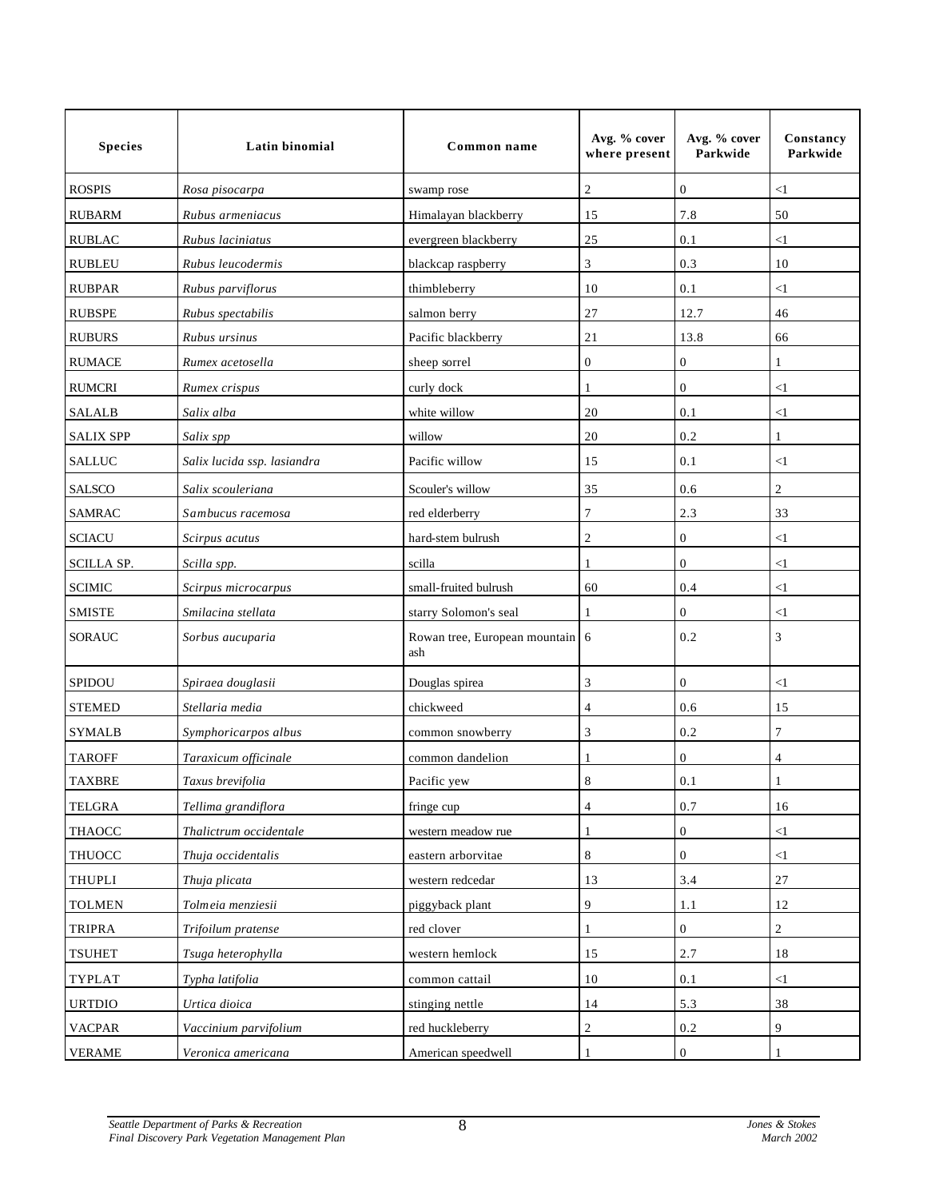| Species | Latin binomial | Common name | Avg. % cover where present | Avg. % cover Parkwide | Constancy Parkwide |
|---|---|---|---|---|---|
| ROSPIS | *Rosa pisocarpa* | swamp rose | 2 | 0 | <1 |
| RUBARM | *Rubus armeniacus* | Himalayan blackberry | 15 | 7.8 | 50 |
| RUBLAC | *Rubus laciniatus* | evergreen blackberry | 25 | 0.1 | <1 |
| RUBLEU | *Rubus leucodermis* | blackcap raspberry | 3 | 0.3 | 10 |
| RUBPAR | *Rubus parviflorus* | thimbleberry | 10 | 0.1 | <1 |
| RUBSPE | *Rubus spectabilis* | salmon berry | 27 | 12.7 | 46 |
| RUBURS | *Rubus ursinus* | Pacific blackberry | 21 | 13.8 | 66 |
| RUMACE | *Rumex acetosella* | sheep sorrel | 0 | 0 | 1 |
| RUMCRI | *Rumex crispus* | curly dock | 1 | 0 | <1 |
| SALALB | *Salix alba* | white willow | 20 | 0.1 | <1 |
| SALIX SPP | *Salix spp* | willow | 20 | 0.2 | 1 |
| SALLUC | *Salix lucida ssp. lasiandra* | Pacific willow | 15 | 0.1 | <1 |
| SALSCO | *Salix scouleriana* | Scouler's willow | 35 | 0.6 | 2 |
| SAMRAC | *Sambucus racemosa* | red elderberry | 7 | 2.3 | 33 |
| SCIACU | *Scirpus acutus* | hard-stem bulrush | 2 | 0 | <1 |
| SCILLA SP. | *Scilla spp.* | scilla | 1 | 0 | <1 |
| SCIMIC | *Scirpus microcarpus* | small-fruited bulrush | 60 | 0.4 | <1 |
| SMISTE | *Smilacina stellata* | starry Solomon's seal | 1 | 0 | <1 |
| SORAUC | *Sorbus aucuparia* | Rowan tree, European mountain ash | 6 | 0.2 | 3 |
| SPIDOU | *Spiraea douglasii* | Douglas spirea | 3 | 0 | <1 |
| STEMED | *Stellaria media* | chickweed | 4 | 0.6 | 15 |
| SYMALB | *Symphoricarpos albus* | common snowberry | 3 | 0.2 | 7 |
| TAROFF | *Taraxicum officinale* | common dandelion | 1 | 0 | 4 |
| TAXBRE | *Taxus brevifolia* | Pacific yew | 8 | 0.1 | 1 |
| TELGRA | *Tellima grandiflora* | fringe cup | 4 | 0.7 | 16 |
| THAOCC | *Thalictrum occidentale* | western meadow rue | 1 | 0 | <1 |
| THUOCC | *Thuja occidentalis* | eastern arborvitae | 8 | 0 | <1 |
| THUPLI | *Thuja plicata* | western redcedar | 13 | 3.4 | 27 |
| TOLMEN | *Tolmeia menziesii* | piggyback plant | 9 | 1.1 | 12 |
| TRIPRA | *Trifoilum pratense* | red clover | 1 | 0 | 2 |
| TSUHET | *Tsuga heterophylla* | western hemlock | 15 | 2.7 | 18 |
| TYPLAT | *Typha latifolia* | common cattail | 10 | 0.1 | <1 |
| URTDIO | *Urtica dioica* | stinging nettle | 14 | 5.3 | 38 |
| VACPAR | *Vaccinium parvifolium* | red huckleberry | 2 | 0.2 | 9 |
| VERAME | *Veronica americana* | American speedwell | 1 | 0 | 1 |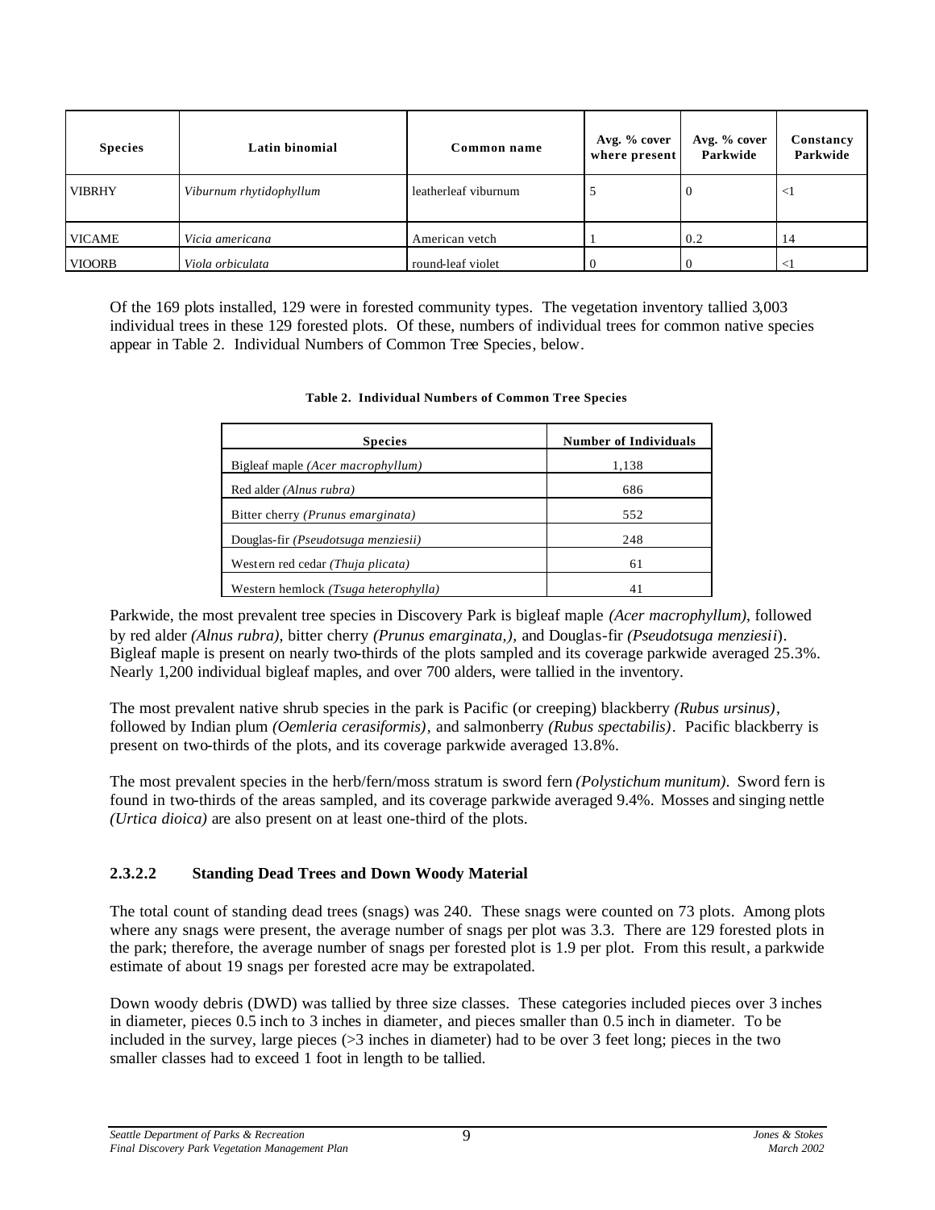| Species | Latin binomial | Common name | Avg. % cover where present | Avg. % cover Parkwide | Constancy Parkwide |
|---|---|---|---|---|---|
| VIBRHY | *Viburnum rhytidophyllum* | leatherleaf viburnum | 5 | 0 | <1 |
| VICAME | *Vicia americana* | American vetch | 1 | 0.2 | 14 |
| VIOORB | *Viola orbiculata* | round-leaf violet | 0 | 0 | <1 |

Of the 169 plots installed, 129 were in forested community types. The vegetation inventory tallied 3,003 individual trees in these 129 forested plots. Of these, numbers of individual trees for common native species appear in Table 2. Individual Numbers of Common Tree Species, below.

**Table 2. Individual Numbers of Common Tree Species**

| Species | Number of Individuals |
|---|---|
| Bigleaf maple *(Acer macrophyllum)* | 1,138 |
| Red alder *(Alnus rubra)* | 686 |
| Bitter cherry *(Prunus emarginata)* | 552 |
| Douglas-fir *(Pseudotsuga menziesii)* | 248 |
| Western red cedar *(Thuja plicata)* | 61 |
| Western hemlock *(Tsuga heterophylla)* | 41 |

Parkwide, the most prevalent tree species in Discovery Park is bigleaf maple *(Acer macrophyllum)*, followed by red alder *(Alnus rubra)*, bitter cherry *(Prunus emarginata,)*, and Douglas-fir *(Pseudotsuga menziesii)*. Bigleaf maple is present on nearly two-thirds of the plots sampled and its coverage parkwide averaged 25.3%. Nearly 1,200 individual bigleaf maples, and over 700 alders, were tallied in the inventory.

The most prevalent native shrub species in the park is Pacific (or creeping) blackberry *(Rubus ursinus)*, followed by Indian plum *(Oemleria cerasiformis)*, and salmonberry *(Rubus spectabilis)*. Pacific blackberry is present on two-thirds of the plots, and its coverage parkwide averaged 13.8%.

The most prevalent species in the herb/fern/moss stratum is sword fern *(Polystichum munitum)*. Sword fern is found in two-thirds of the areas sampled, and its coverage parkwide averaged 9.4%. Mosses and singing nettle *(Urtica dioica)* are also present on at least one-third of the plots.

### 2.3.2.2 Standing Dead Trees and Down Woody Material

The total count of standing dead trees (snags) was 240. These snags were counted on 73 plots. Among plots where any snags were present, the average number of snags per plot was 3.3. There are 129 forested plots in the park; therefore, the average number of snags per forested plot is 1.9 per plot. From this result, a parkwide estimate of about 19 snags per forested acre may be extrapolated.

Down woody debris (DWD) was tallied by three size classes. These categories included pieces over 3 inches in diameter, pieces 0.5 inch to 3 inches in diameter, and pieces smaller than 0.5 inch in diameter. To be included in the survey, large pieces (>3 inches in diameter) had to be over 3 feet long; pieces in the two smaller classes had to exceed 1 foot in length to be tallied.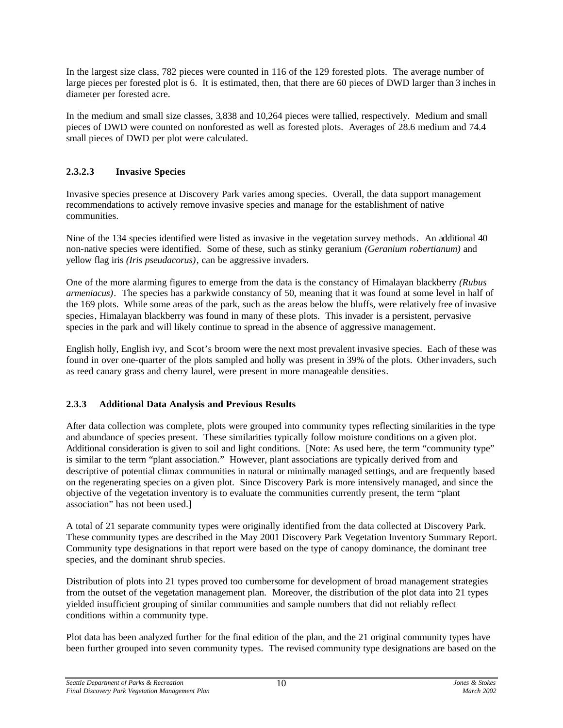In the largest size class, 782 pieces were counted in 116 of the 129 forested plots. The average number of large pieces per forested plot is 6. It is estimated, then, that there are 60 pieces of DWD larger than 3 inches in diameter per forested acre.

In the medium and small size classes, 3,838 and 10,264 pieces were tallied, respectively. Medium and small pieces of DWD were counted on nonforested as well as forested plots. Averages of 28.6 medium and 74.4 small pieces of DWD per plot were calculated.

#### 2.3.2.3 Invasive Species

Invasive species presence at Discovery Park varies among species. Overall, the data support management recommendations to actively remove invasive species and manage for the establishment of native communities.

Nine of the 134 species identified were listed as invasive in the vegetation survey methods. An additional 40 non-native species were identified. Some of these, such as stinky geranium *(Geranium robertianum)* and yellow flag iris *(Iris pseudacorus)*, can be aggressive invaders.

One of the more alarming figures to emerge from the data is the constancy of Himalayan blackberry *(Rubus armeniacus)*. The species has a parkwide constancy of 50, meaning that it was found at some level in half of the 169 plots. While some areas of the park, such as the areas below the bluffs, were relatively free of invasive species, Himalayan blackberry was found in many of these plots. This invader is a persistent, pervasive species in the park and will likely continue to spread in the absence of aggressive management.

English holly, English ivy, and Scot's broom were the next most prevalent invasive species. Each of these was found in over one-quarter of the plots sampled and holly was present in 39% of the plots. Other invaders, such as reed canary grass and cherry laurel, were present in more manageable densities.

### 2.3.3 Additional Data Analysis and Previous Results

After data collection was complete, plots were grouped into community types reflecting similarities in the type and abundance of species present. These similarities typically follow moisture conditions on a given plot. Additional consideration is given to soil and light conditions. [Note: As used here, the term "community type" is similar to the term "plant association." However, plant associations are typically derived from and descriptive of potential climax communities in natural or minimally managed settings, and are frequently based on the regenerating species on a given plot. Since Discovery Park is more intensively managed, and since the objective of the vegetation inventory is to evaluate the communities currently present, the term "plant association" has not been used.]

A total of 21 separate community types were originally identified from the data collected at Discovery Park. These community types are described in the May 2001 Discovery Park Vegetation Inventory Summary Report. Community type designations in that report were based on the type of canopy dominance, the dominant tree species, and the dominant shrub species.

Distribution of plots into 21 types proved too cumbersome for development of broad management strategies from the outset of the vegetation management plan. Moreover, the distribution of the plot data into 21 types yielded insufficient grouping of similar communities and sample numbers that did not reliably reflect conditions within a community type.

Plot data has been analyzed further for the final edition of the plan, and the 21 original community types have been further grouped into seven community types. The revised community type designations are based on the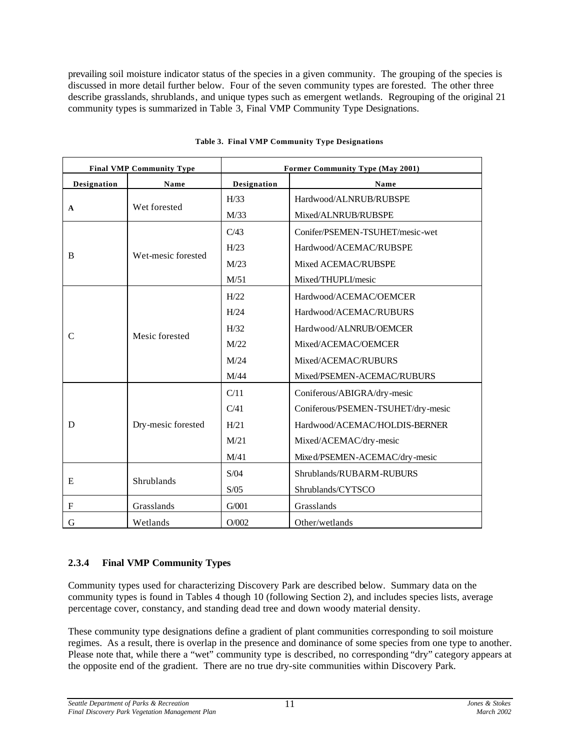prevailing soil moisture indicator status of the species in a given community. The grouping of the species is discussed in more detail further below. Four of the seven community types are forested. The other three describe grasslands, shrublands, and unique types such as emergent wetlands. Regrouping of the original 21 community types is summarized in Table 3, Final VMP Community Type Designations.

**Table 3. Final VMP Community Type Designations**

| Final VMP Community Type | | Former Community Type (May 2001) | |
|---|---|---|---|
| **Designation** | **Name** | **Designation** | **Name** |
| **A** | Wet forested | H/33 | Hardwood/ALNRUB/RUBSPE |
| | | M/33 | Mixed/ALNRUB/RUBSPE |
| B | Wet-mesic forested | C/43 | Conifer/PSEMEN-TSUHET/mesic-wet |
| | | H/23 | Hardwood/ACEMAC/RUBSPE |
| | | M/23 | Mixed ACEMAC/RUBSPE |
| | | M/51 | Mixed/THUPLI/mesic |
| C | Mesic forested | H/22 | Hardwood/ACEMAC/OEMCER |
| | | H/24 | Hardwood/ACEMAC/RUBURS |
| | | H/32 | Hardwood/ALNRUB/OEMCER |
| | | M/22 | Mixed/ACEMAC/OEMCER |
| | | M/24 | Mixed/ACEMAC/RUBURS |
| | | M/44 | Mixed/PSEMEN-ACEMAC/RUBURS |
| D | Dry-mesic forested | C/11 | Coniferous/ABIGRA/dry-mesic |
| | | C/41 | Coniferous/PSEMEN-TSUHET/dry-mesic |
| | | H/21 | Hardwood/ACEMAC/HOLDIS-BERNER |
| | | M/21 | Mixed/ACEMAC/dry-mesic |
| | | M/41 | Mixed/PSEMEN-ACEMAC/dry-mesic |
| E | Shrublands | S/04 | Shrublands/RUBARM-RUBURS |
| | | S/05 | Shrublands/CYTSCO |
| F | Grasslands | G/001 | Grasslands |
| G | Wetlands | O/002 | Other/wetlands |

### 2.3.4 Final VMP Community Types

Community types used for characterizing Discovery Park are described below. Summary data on the community types is found in Tables 4 though 10 (following Section 2), and includes species lists, average percentage cover, constancy, and standing dead tree and down woody material density.

These community type designations define a gradient of plant communities corresponding to soil moisture regimes. As a result, there is overlap in the presence and dominance of some species from one type to another. Please note that, while there a "wet" community type is described, no corresponding "dry" category appears at the opposite end of the gradient. There are no true dry-site communities within Discovery Park.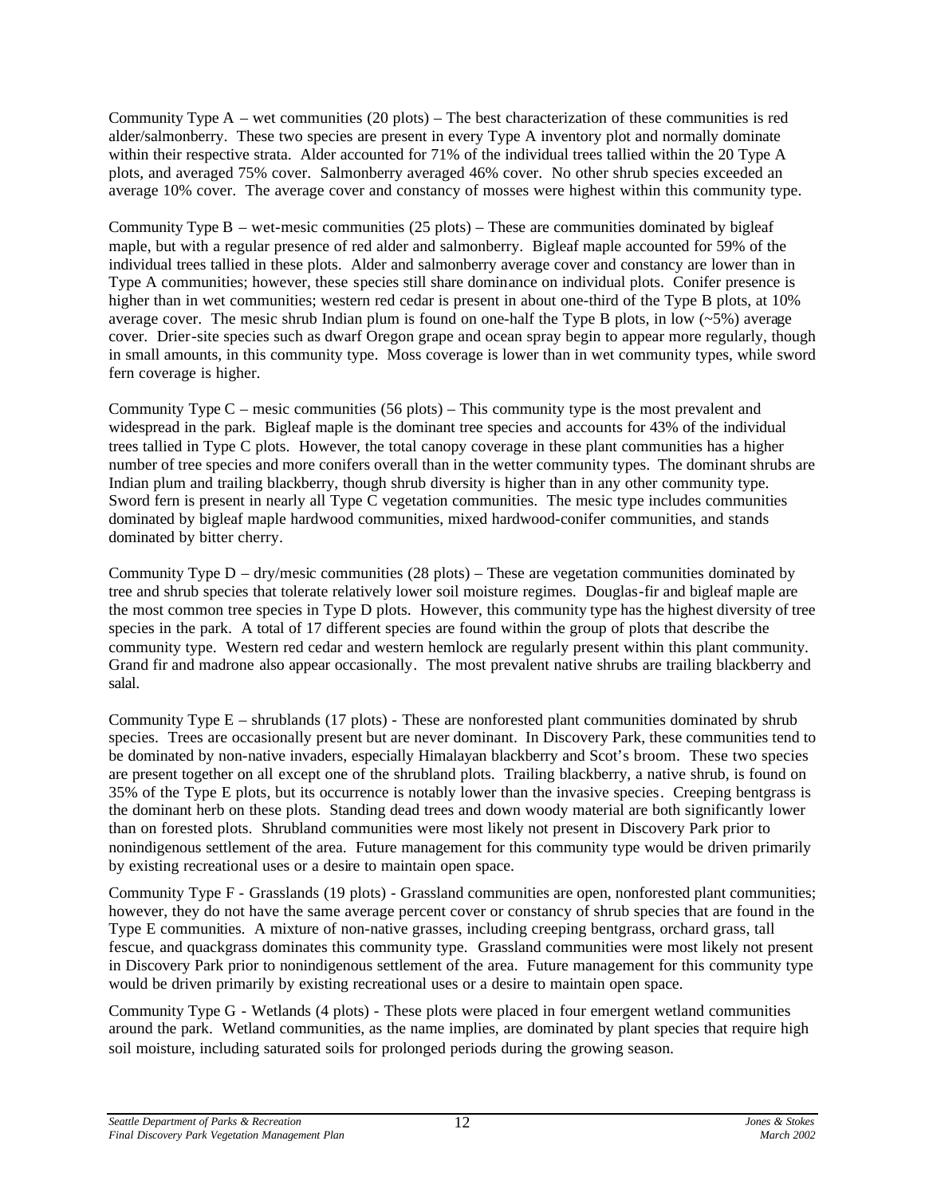Community Type A – wet communities (20 plots) – The best characterization of these communities is red alder/salmonberry. These two species are present in every Type A inventory plot and normally dominate within their respective strata. Alder accounted for 71% of the individual trees tallied within the 20 Type A plots, and averaged 75% cover. Salmonberry averaged 46% cover. No other shrub species exceeded an average 10% cover. The average cover and constancy of mosses were highest within this community type.

Community Type B – wet-mesic communities (25 plots) – These are communities dominated by bigleaf maple, but with a regular presence of red alder and salmonberry. Bigleaf maple accounted for 59% of the individual trees tallied in these plots. Alder and salmonberry average cover and constancy are lower than in Type A communities; however, these species still share dominance on individual plots. Conifer presence is higher than in wet communities; western red cedar is present in about one-third of the Type B plots, at 10% average cover. The mesic shrub Indian plum is found on one-half the Type B plots, in low (~5%) average cover. Drier-site species such as dwarf Oregon grape and ocean spray begin to appear more regularly, though in small amounts, in this community type. Moss coverage is lower than in wet community types, while sword fern coverage is higher.

Community Type C – mesic communities (56 plots) – This community type is the most prevalent and widespread in the park. Bigleaf maple is the dominant tree species and accounts for 43% of the individual trees tallied in Type C plots. However, the total canopy coverage in these plant communities has a higher number of tree species and more conifers overall than in the wetter community types. The dominant shrubs are Indian plum and trailing blackberry, though shrub diversity is higher than in any other community type. Sword fern is present in nearly all Type C vegetation communities. The mesic type includes communities dominated by bigleaf maple hardwood communities, mixed hardwood-conifer communities, and stands dominated by bitter cherry.

Community Type D – dry/mesic communities (28 plots) – These are vegetation communities dominated by tree and shrub species that tolerate relatively lower soil moisture regimes. Douglas-fir and bigleaf maple are the most common tree species in Type D plots. However, this community type has the highest diversity of tree species in the park. A total of 17 different species are found within the group of plots that describe the community type. Western red cedar and western hemlock are regularly present within this plant community. Grand fir and madrone also appear occasionally. The most prevalent native shrubs are trailing blackberry and salal.

Community Type E – shrublands (17 plots) - These are nonforested plant communities dominated by shrub species. Trees are occasionally present but are never dominant. In Discovery Park, these communities tend to be dominated by non-native invaders, especially Himalayan blackberry and Scot's broom. These two species are present together on all except one of the shrubland plots. Trailing blackberry, a native shrub, is found on 35% of the Type E plots, but its occurrence is notably lower than the invasive species. Creeping bentgrass is the dominant herb on these plots. Standing dead trees and down woody material are both significantly lower than on forested plots. Shrubland communities were most likely not present in Discovery Park prior to nonindigenous settlement of the area. Future management for this community type would be driven primarily by existing recreational uses or a desire to maintain open space.

Community Type F - Grasslands (19 plots) - Grassland communities are open, nonforested plant communities; however, they do not have the same average percent cover or constancy of shrub species that are found in the Type E communities. A mixture of non-native grasses, including creeping bentgrass, orchard grass, tall fescue, and quackgrass dominates this community type. Grassland communities were most likely not present in Discovery Park prior to nonindigenous settlement of the area. Future management for this community type would be driven primarily by existing recreational uses or a desire to maintain open space.

Community Type G - Wetlands (4 plots) - These plots were placed in four emergent wetland communities around the park. Wetland communities, as the name implies, are dominated by plant species that require high soil moisture, including saturated soils for prolonged periods during the growing season.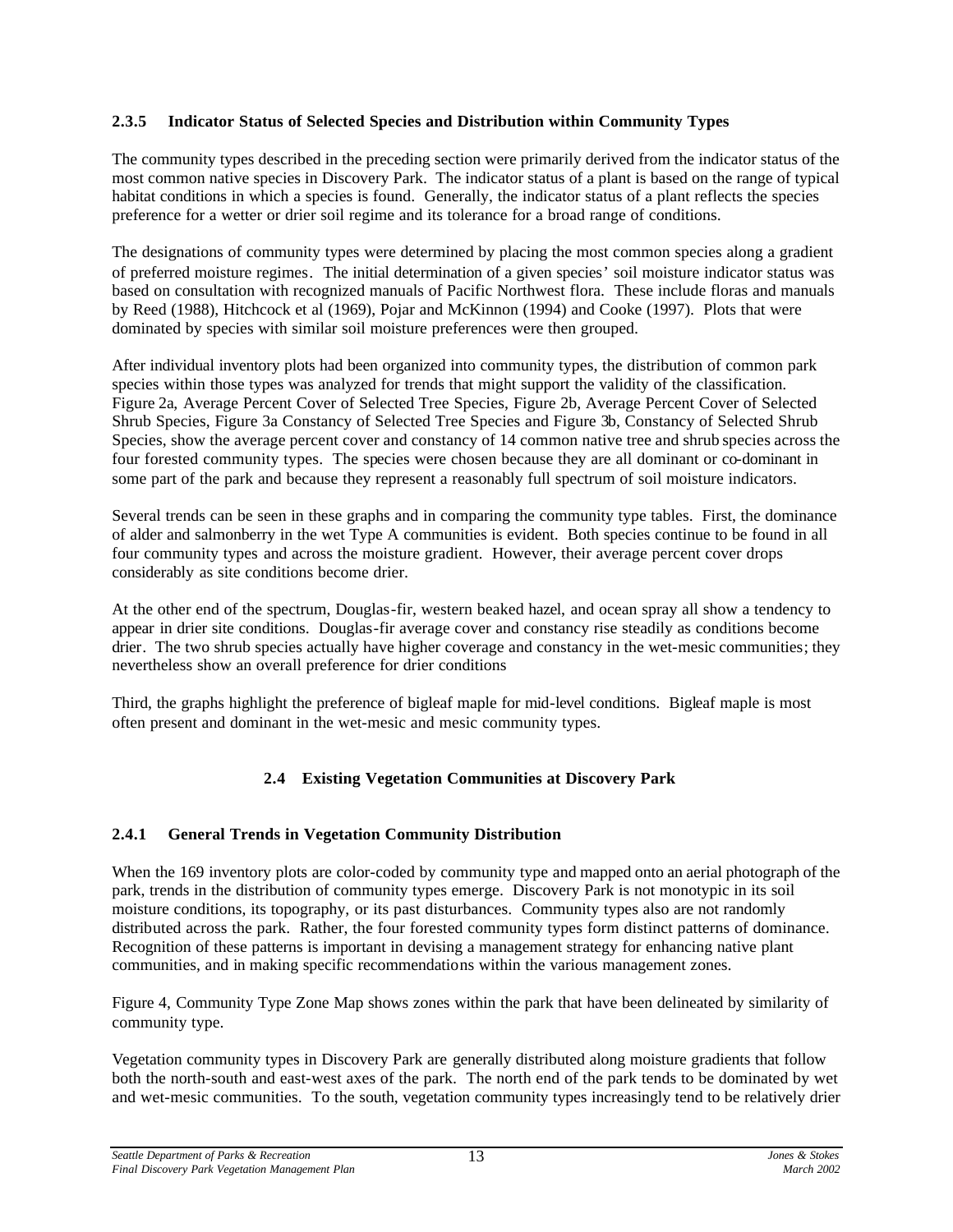### 2.3.5 Indicator Status of Selected Species and Distribution within Community Types

The community types described in the preceding section were primarily derived from the indicator status of the most common native species in Discovery Park. The indicator status of a plant is based on the range of typical habitat conditions in which a species is found. Generally, the indicator status of a plant reflects the species preference for a wetter or drier soil regime and its tolerance for a broad range of conditions.

The designations of community types were determined by placing the most common species along a gradient of preferred moisture regimes. The initial determination of a given species' soil moisture indicator status was based on consultation with recognized manuals of Pacific Northwest flora. These include floras and manuals by Reed (1988), Hitchcock et al (1969), Pojar and McKinnon (1994) and Cooke (1997). Plots that were dominated by species with similar soil moisture preferences were then grouped.

After individual inventory plots had been organized into community types, the distribution of common park species within those types was analyzed for trends that might support the validity of the classification. Figure 2a, Average Percent Cover of Selected Tree Species, Figure 2b, Average Percent Cover of Selected Shrub Species, Figure 3a Constancy of Selected Tree Species and Figure 3b, Constancy of Selected Shrub Species, show the average percent cover and constancy of 14 common native tree and shrub species across the four forested community types. The species were chosen because they are all dominant or co-dominant in some part of the park and because they represent a reasonably full spectrum of soil moisture indicators.

Several trends can be seen in these graphs and in comparing the community type tables. First, the dominance of alder and salmonberry in the wet Type A communities is evident. Both species continue to be found in all four community types and across the moisture gradient. However, their average percent cover drops considerably as site conditions become drier.

At the other end of the spectrum, Douglas-fir, western beaked hazel, and ocean spray all show a tendency to appear in drier site conditions. Douglas-fir average cover and constancy rise steadily as conditions become drier. The two shrub species actually have higher coverage and constancy in the wet-mesic communities; they nevertheless show an overall preference for drier conditions

Third, the graphs highlight the preference of bigleaf maple for mid-level conditions. Bigleaf maple is most often present and dominant in the wet-mesic and mesic community types.

## 2.4 Existing Vegetation Communities at Discovery Park

### 2.4.1 General Trends in Vegetation Community Distribution

When the 169 inventory plots are color-coded by community type and mapped onto an aerial photograph of the park, trends in the distribution of community types emerge. Discovery Park is not monotypic in its soil moisture conditions, its topography, or its past disturbances. Community types also are not randomly distributed across the park. Rather, the four forested community types form distinct patterns of dominance. Recognition of these patterns is important in devising a management strategy for enhancing native plant communities, and in making specific recommendations within the various management zones.

Figure 4, Community Type Zone Map shows zones within the park that have been delineated by similarity of community type.

Vegetation community types in Discovery Park are generally distributed along moisture gradients that follow both the north-south and east-west axes of the park. The north end of the park tends to be dominated by wet and wet-mesic communities. To the south, vegetation community types increasingly tend to be relatively drier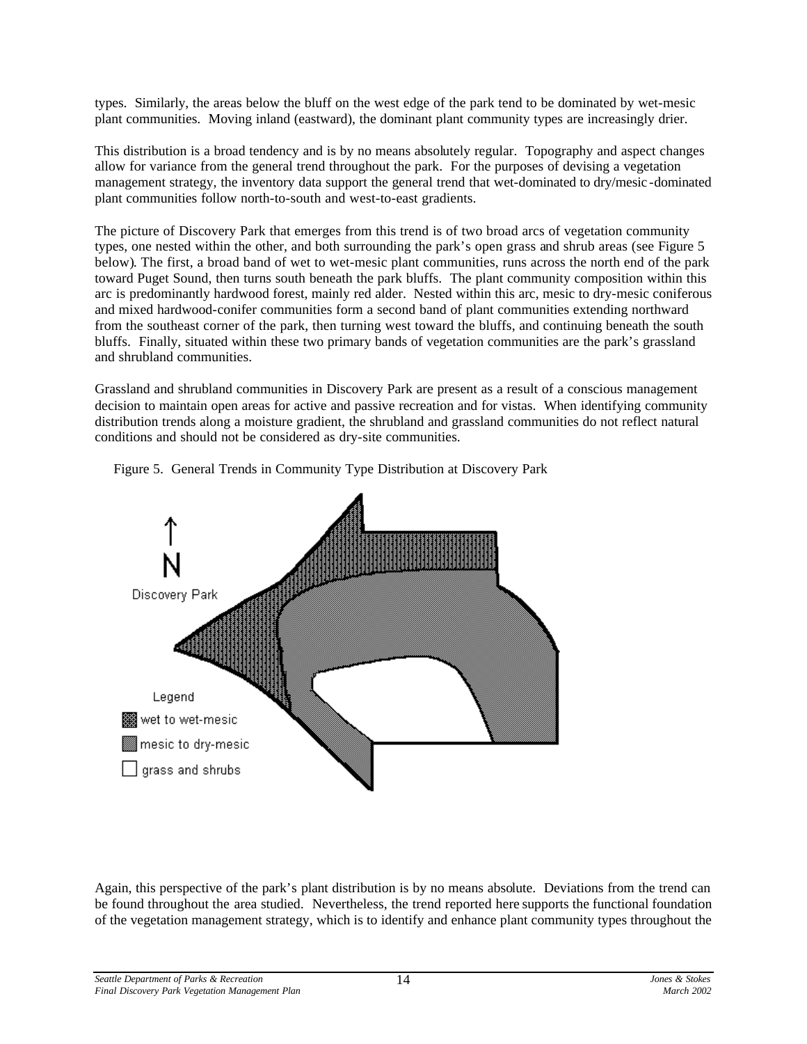types. Similarly, the areas below the bluff on the west edge of the park tend to be dominated by wet-mesic plant communities. Moving inland (eastward), the dominant plant community types are increasingly drier.

This distribution is a broad tendency and is by no means absolutely regular. Topography and aspect changes allow for variance from the general trend throughout the park. For the purposes of devising a vegetation management strategy, the inventory data support the general trend that wet-dominated to dry/mesic-dominated plant communities follow north-to-south and west-to-east gradients.

The picture of Discovery Park that emerges from this trend is of two broad arcs of vegetation community types, one nested within the other, and both surrounding the park's open grass and shrub areas (see Figure 5 below). The first, a broad band of wet to wet-mesic plant communities, runs across the north end of the park toward Puget Sound, then turns south beneath the park bluffs. The plant community composition within this arc is predominantly hardwood forest, mainly red alder. Nested within this arc, mesic to dry-mesic coniferous and mixed hardwood-conifer communities form a second band of plant communities extending northward from the southeast corner of the park, then turning west toward the bluffs, and continuing beneath the south bluffs. Finally, situated within these two primary bands of vegetation communities are the park's grassland and shrubland communities.

Grassland and shrubland communities in Discovery Park are present as a result of a conscious management decision to maintain open areas for active and passive recreation and for vistas. When identifying community distribution trends along a moisture gradient, the shrubland and grassland communities do not reflect natural conditions and should not be considered as dry-site communities.

Figure 5. General Trends in Community Type Distribution at Discovery Park

Again, this perspective of the park's plant distribution is by no means absolute. Deviations from the trend can be found throughout the area studied. Nevertheless, the trend reported here supports the functional foundation of the vegetation management strategy, which is to identify and enhance plant community types throughout the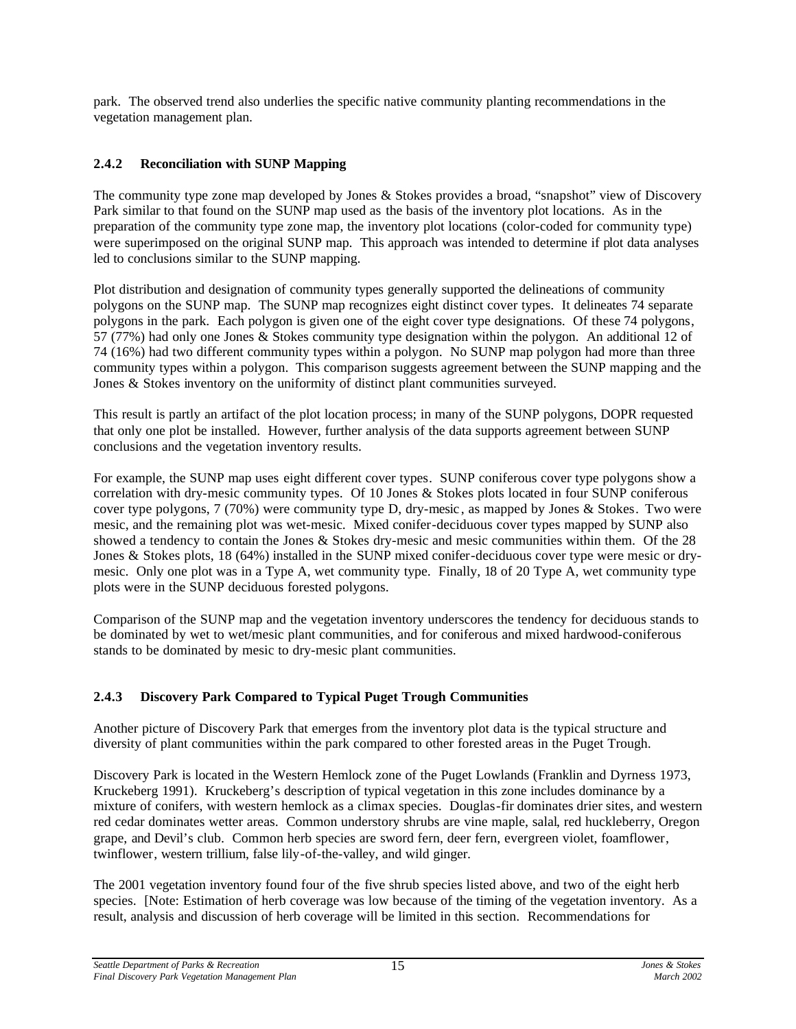park. The observed trend also underlies the specific native community planting recommendations in the vegetation management plan.

### 2.4.2 Reconciliation with SUNP Mapping

The community type zone map developed by Jones & Stokes provides a broad, "snapshot" view of Discovery Park similar to that found on the SUNP map used as the basis of the inventory plot locations. As in the preparation of the community type zone map, the inventory plot locations (color-coded for community type) were superimposed on the original SUNP map. This approach was intended to determine if plot data analyses led to conclusions similar to the SUNP mapping.

Plot distribution and designation of community types generally supported the delineations of community polygons on the SUNP map. The SUNP map recognizes eight distinct cover types. It delineates 74 separate polygons in the park. Each polygon is given one of the eight cover type designations. Of these 74 polygons, 57 (77%) had only one Jones & Stokes community type designation within the polygon. An additional 12 of 74 (16%) had two different community types within a polygon. No SUNP map polygon had more than three community types within a polygon. This comparison suggests agreement between the SUNP mapping and the Jones & Stokes inventory on the uniformity of distinct plant communities surveyed.

This result is partly an artifact of the plot location process; in many of the SUNP polygons, DOPR requested that only one plot be installed. However, further analysis of the data supports agreement between SUNP conclusions and the vegetation inventory results.

For example, the SUNP map uses eight different cover types. SUNP coniferous cover type polygons show a correlation with dry-mesic community types. Of 10 Jones & Stokes plots located in four SUNP coniferous cover type polygons, 7 (70%) were community type D, dry-mesic, as mapped by Jones & Stokes. Two were mesic, and the remaining plot was wet-mesic. Mixed conifer-deciduous cover types mapped by SUNP also showed a tendency to contain the Jones & Stokes dry-mesic and mesic communities within them. Of the 28 Jones & Stokes plots, 18 (64%) installed in the SUNP mixed conifer-deciduous cover type were mesic or dry-mesic. Only one plot was in a Type A, wet community type. Finally, 18 of 20 Type A, wet community type plots were in the SUNP deciduous forested polygons.

Comparison of the SUNP map and the vegetation inventory underscores the tendency for deciduous stands to be dominated by wet to wet/mesic plant communities, and for coniferous and mixed hardwood-coniferous stands to be dominated by mesic to dry-mesic plant communities.

### 2.4.3 Discovery Park Compared to Typical Puget Trough Communities

Another picture of Discovery Park that emerges from the inventory plot data is the typical structure and diversity of plant communities within the park compared to other forested areas in the Puget Trough.

Discovery Park is located in the Western Hemlock zone of the Puget Lowlands (Franklin and Dyrness 1973, Kruckeberg 1991). Kruckeberg's description of typical vegetation in this zone includes dominance by a mixture of conifers, with western hemlock as a climax species. Douglas-fir dominates drier sites, and western red cedar dominates wetter areas. Common understory shrubs are vine maple, salal, red huckleberry, Oregon grape, and Devil's club. Common herb species are sword fern, deer fern, evergreen violet, foamflower, twinflower, western trillium, false lily-of-the-valley, and wild ginger.

The 2001 vegetation inventory found four of the five shrub species listed above, and two of the eight herb species. [Note: Estimation of herb coverage was low because of the timing of the vegetation inventory. As a result, analysis and discussion of herb coverage will be limited in this section. Recommendations for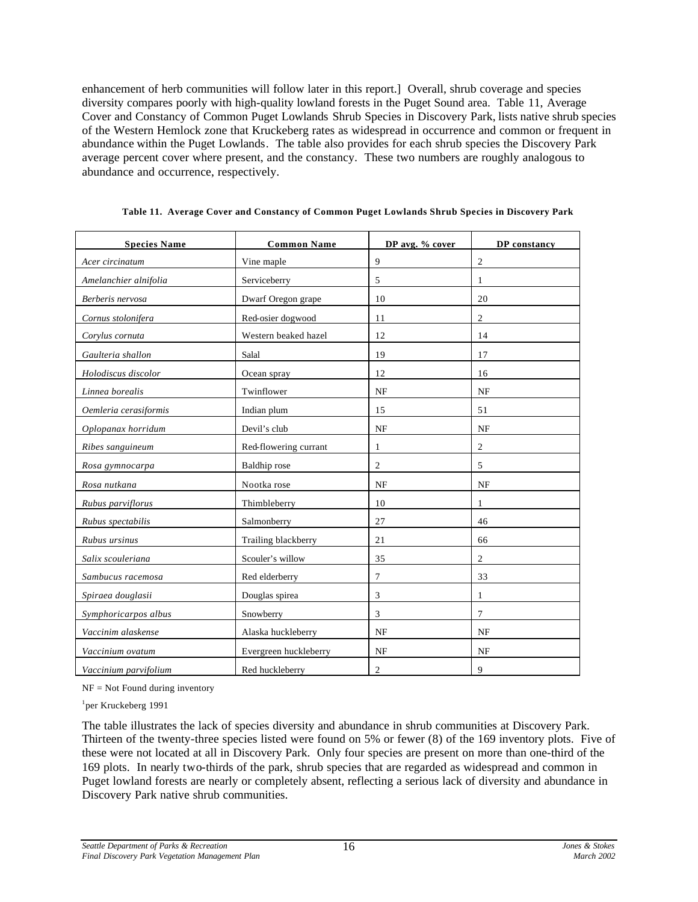enhancement of herb communities will follow later in this report.] Overall, shrub coverage and species diversity compares poorly with high-quality lowland forests in the Puget Sound area. Table 11, Average Cover and Constancy of Common Puget Lowlands Shrub Species in Discovery Park, lists native shrub species of the Western Hemlock zone that Kruckeberg rates as widespread in occurrence and common or frequent in abundance within the Puget Lowlands. The table also provides for each shrub species the Discovery Park average percent cover where present, and the constancy. These two numbers are roughly analogous to abundance and occurrence, respectively.

**Table 11. Average Cover and Constancy of Common Puget Lowlands Shrub Species in Discovery Park**

| Species Name | Common Name | DP avg. % cover | DP constancy |
|---|---|---|---|
| *Acer circinatum* | Vine maple | 9 | 2 |
| *Amelanchier alnifolia* | Serviceberry | 5 | 1 |
| *Berberis nervosa* | Dwarf Oregon grape | 10 | 20 |
| *Cornus stolonifera* | Red-osier dogwood | 11 | 2 |
| *Corylus cornuta* | Western beaked hazel | 12 | 14 |
| *Gaultheria shallon* | Salal | 19 | 17 |
| *Holodiscus discolor* | Ocean spray | 12 | 16 |
| *Linnea borealis* | Twinflower | NF | NF |
| *Oemleria cerasiformis* | Indian plum | 15 | 51 |
| *Oplopanax horridum* | Devil's club | NF | NF |
| *Ribes sanguineum* | Red-flowering currant | 1 | 2 |
| *Rosa gymnocarpa* | Baldhip rose | 2 | 5 |
| *Rosa nutkana* | Nootka rose | NF | NF |
| *Rubus parviflorus* | Thimbleberry | 10 | 1 |
| *Rubus spectabilis* | Salmonberry | 27 | 46 |
| *Rubus ursinus* | Trailing blackberry | 21 | 66 |
| *Salix scouleriana* | Scouler's willow | 35 | 2 |
| *Sambucus racemosa* | Red elderberry | 7 | 33 |
| *Spiraea douglasii* | Douglas spirea | 3 | 1 |
| *Symphoricarpos albus* | Snowberry | 3 | 7 |
| *Vaccinim alaskense* | Alaska huckleberry | NF | NF |
| *Vaccinium ovatum* | Evergreen huckleberry | NF | NF |
| *Vaccinium parvifolium* | Red huckleberry | 2 | 9 |

NF = Not Found during inventory

[1]per Kruckeberg 1991

The table illustrates the lack of species diversity and abundance in shrub communities at Discovery Park. Thirteen of the twenty-three species listed were found on 5% or fewer (8) of the 169 inventory plots. Five of these were not located at all in Discovery Park. Only four species are present on more than one-third of the 169 plots. In nearly two-thirds of the park, shrub species that are regarded as widespread and common in Puget lowland forests are nearly or completely absent, reflecting a serious lack of diversity and abundance in Discovery Park native shrub communities.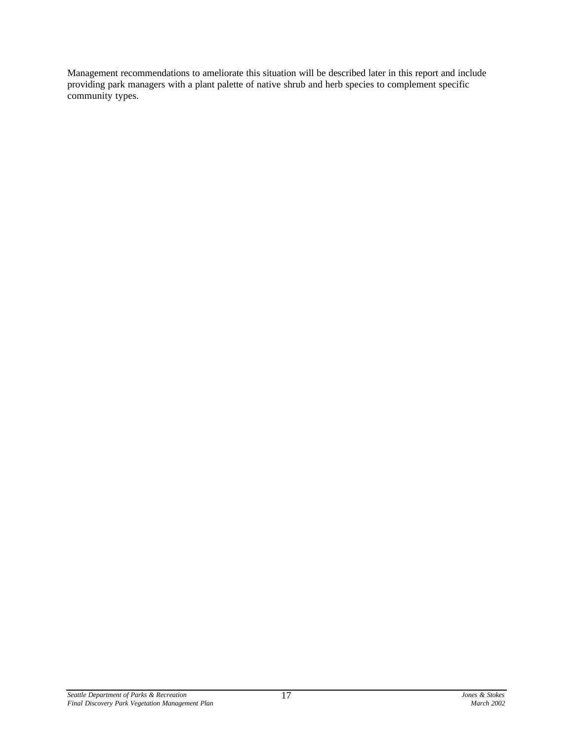Management recommendations to ameliorate this situation will be described later in this report and include providing park managers with a plant palette of native shrub and herb species to complement specific community types.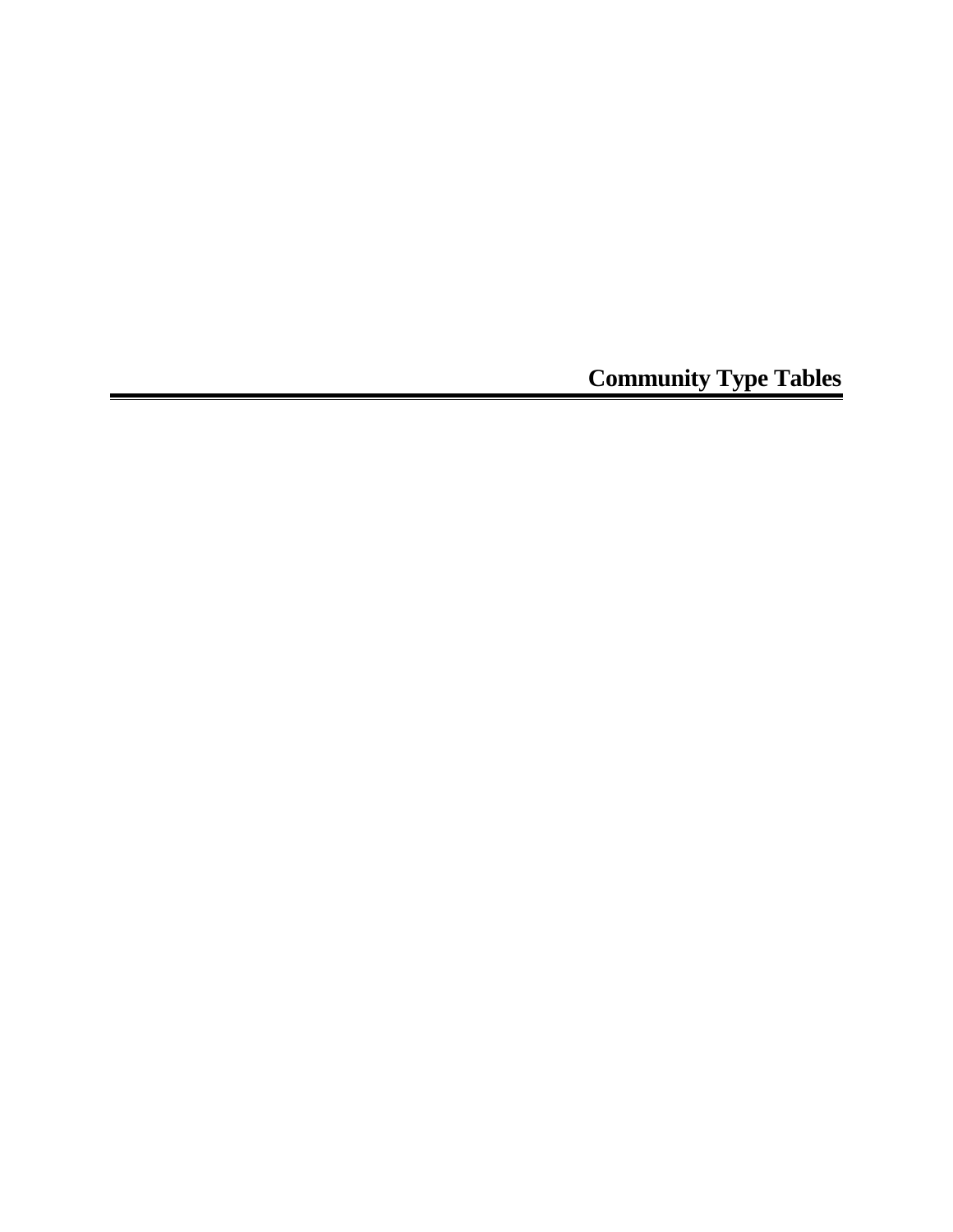# Community Type Tables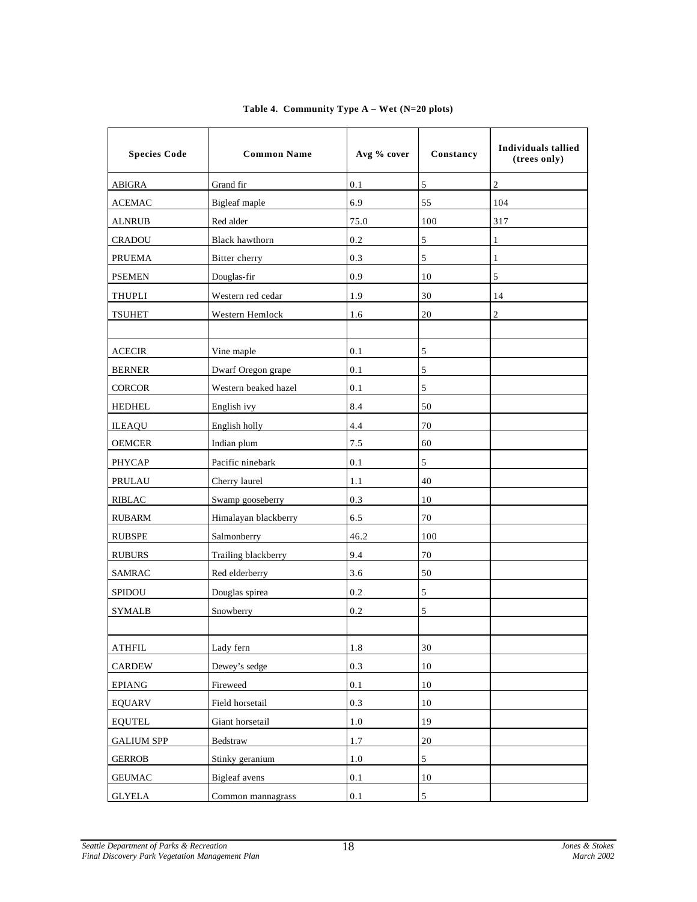**Table 4. Community Type A – Wet (N=20 plots)**

| Species Code | Common Name | Avg % cover | Constancy | Individuals tallied (trees only) |
|---|---|---|---|---|
| ABIGRA | Grand fir | 0.1 | 5 | 2 |
| ACEMAC | Bigleaf maple | 6.9 | 55 | 104 |
| ALNRUB | Red alder | 75.0 | 100 | 317 |
| CRADOU | Black hawthorn | 0.2 | 5 | 1 |
| PRUEMA | Bitter cherry | 0.3 | 5 | 1 |
| PSEMEN | Douglas-fir | 0.9 | 10 | 5 |
| THUPLI | Western red cedar | 1.9 | 30 | 14 |
| TSUHET | Western Hemlock | 1.6 | 20 | 2 |
| | | | | |
| ACECIR | Vine maple | 0.1 | 5 | |
| BERNER | Dwarf Oregon grape | 0.1 | 5 | |
| CORCOR | Western beaked hazel | 0.1 | 5 | |
| HEDHEL | English ivy | 8.4 | 50 | |
| ILEAQU | English holly | 4.4 | 70 | |
| OEMCER | Indian plum | 7.5 | 60 | |
| PHYCAP | Pacific ninebark | 0.1 | 5 | |
| PRULAU | Cherry laurel | 1.1 | 40 | |
| RIBLAC | Swamp gooseberry | 0.3 | 10 | |
| RUBARM | Himalayan blackberry | 6.5 | 70 | |
| RUBSPE | Salmonberry | 46.2 | 100 | |
| RUBURS | Trailing blackberry | 9.4 | 70 | |
| SAMRAC | Red elderberry | 3.6 | 50 | |
| SPIDOU | Douglas spirea | 0.2 | 5 | |
| SYMALB | Snowberry | 0.2 | 5 | |
| | | | | |
| ATHFIL | Lady fern | 1.8 | 30 | |
| CARDEW | Dewey's sedge | 0.3 | 10 | |
| EPIANG | Fireweed | 0.1 | 10 | |
| EQUARV | Field horsetail | 0.3 | 10 | |
| EQUTEL | Giant horsetail | 1.0 | 19 | |
| GALIUM SPP | Bedstraw | 1.7 | 20 | |
| GERROB | Stinky geranium | 1.0 | 5 | |
| GEUMAC | Bigleaf avens | 0.1 | 10 | |
| GLYELA | Common mannagrass | 0.1 | 5 | |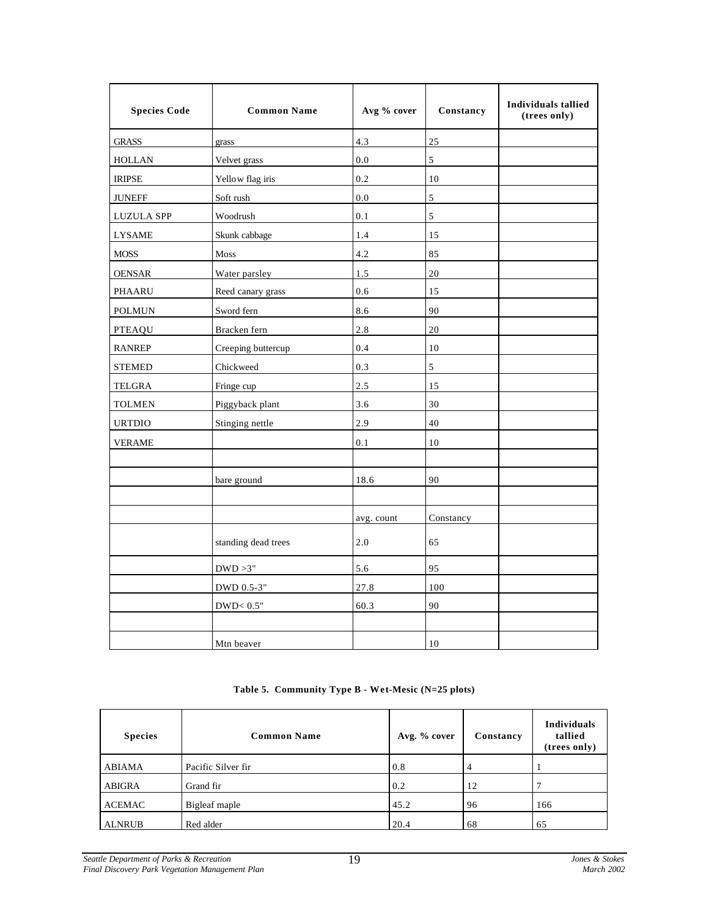| Species Code | Common Name | Avg % cover | Constancy | Individuals tallied (trees only) |
|---|---|---|---|---|
| GRASS | grass | 4.3 | 25 | |
| HOLLAN | Velvet grass | 0.0 | 5 | |
| IRIPSE | Yellow flag iris | 0.2 | 10 | |
| JUNEFF | Soft rush | 0.0 | 5 | |
| LUZULA SPP | Woodrush | 0.1 | 5 | |
| LYSAME | Skunk cabbage | 1.4 | 15 | |
| MOSS | Moss | 4.2 | 85 | |
| OENSAR | Water parsley | 1.5 | 20 | |
| PHAARU | Reed canary grass | 0.6 | 15 | |
| POLMUN | Sword fern | 8.6 | 90 | |
| PTEAQU | Bracken fern | 2.8 | 20 | |
| RANREP | Creeping buttercup | 0.4 | 10 | |
| STEMED | Chickweed | 0.3 | 5 | |
| TELGRA | Fringe cup | 2.5 | 15 | |
| TOLMEN | Piggyback plant | 3.6 | 30 | |
| URTDIO | Stinging nettle | 2.9 | 40 | |
| VERAME | | 0.1 | 10 | |
| | | | | |
| | bare ground | 18.6 | 90 | |
| | | | | |
| | | avg. count | Constancy | |
| | standing dead trees | 2.0 | 65 | |
| | DWD >3" | 5.6 | 95 | |
| | DWD 0.5-3" | 27.8 | 100 | |
| | DWD< 0.5" | 60.3 | 90 | |
| | | | | |
| | Mtn beaver | | 10 | |

**Table 5. Community Type B - Wet-Mesic (N=25 plots)**

| Species | Common Name | Avg. % cover | Constancy | Individuals tallied (trees only) |
|---|---|---|---|---|
| ABIAMA | Pacific Silver fir | 0.8 | 4 | 1 |
| ABIGRA | Grand fir | 0.2 | 12 | 7 |
| ACEMAC | Bigleaf maple | 45.2 | 96 | 166 |
| ALNRUB | Red alder | 20.4 | 68 | 65 |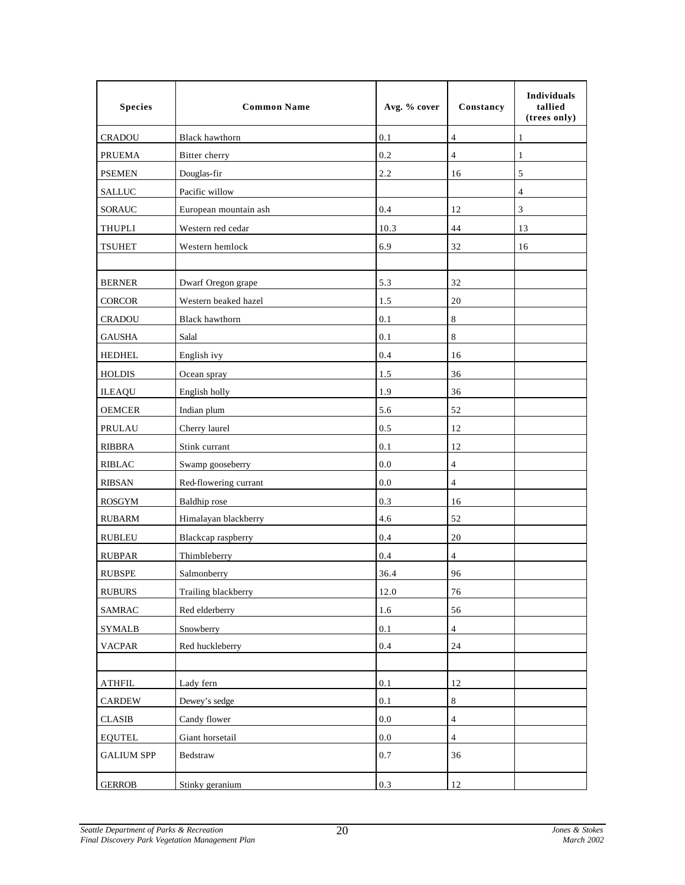| Species | Common Name | Avg. % cover | Constancy | Individuals tallied (trees only) |
|---|---|---|---|---|
| CRADOU | Black hawthorn | 0.1 | 4 | 1 |
| PRUEMA | Bitter cherry | 0.2 | 4 | 1 |
| PSEMEN | Douglas-fir | 2.2 | 16 | 5 |
| SALLUC | Pacific willow | | | 4 |
| SORAUC | European mountain ash | 0.4 | 12 | 3 |
| THUPLI | Western red cedar | 10.3 | 44 | 13 |
| TSUHET | Western hemlock | 6.9 | 32 | 16 |
| | | | | |
| BERNER | Dwarf Oregon grape | 5.3 | 32 | |
| CORCOR | Western beaked hazel | 1.5 | 20 | |
| CRADOU | Black hawthorn | 0.1 | 8 | |
| GAUSHA | Salal | 0.1 | 8 | |
| HEDHEL | English ivy | 0.4 | 16 | |
| HOLDIS | Ocean spray | 1.5 | 36 | |
| ILEAQU | English holly | 1.9 | 36 | |
| OEMCER | Indian plum | 5.6 | 52 | |
| PRULAU | Cherry laurel | 0.5 | 12 | |
| RIBBRA | Stink currant | 0.1 | 12 | |
| RIBLAC | Swamp gooseberry | 0.0 | 4 | |
| RIBSAN | Red-flowering currant | 0.0 | 4 | |
| ROSGYM | Baldhip rose | 0.3 | 16 | |
| RUBARM | Himalayan blackberry | 4.6 | 52 | |
| RUBLEU | Blackcap raspberry | 0.4 | 20 | |
| RUBPAR | Thimbleberry | 0.4 | 4 | |
| RUBSPE | Salmonberry | 36.4 | 96 | |
| RUBURS | Trailing blackberry | 12.0 | 76 | |
| SAMRAC | Red elderberry | 1.6 | 56 | |
| SYMALB | Snowberry | 0.1 | 4 | |
| VACPAR | Red huckleberry | 0.4 | 24 | |
| | | | | |
| ATHFIL | Lady fern | 0.1 | 12 | |
| CARDEW | Dewey's sedge | 0.1 | 8 | |
| CLASIB | Candy flower | 0.0 | 4 | |
| EQUTEL | Giant horsetail | 0.0 | 4 | |
| GALIUM SPP | Bedstraw | 0.7 | 36 | |
| GERROB | Stinky geranium | 0.3 | 12 | |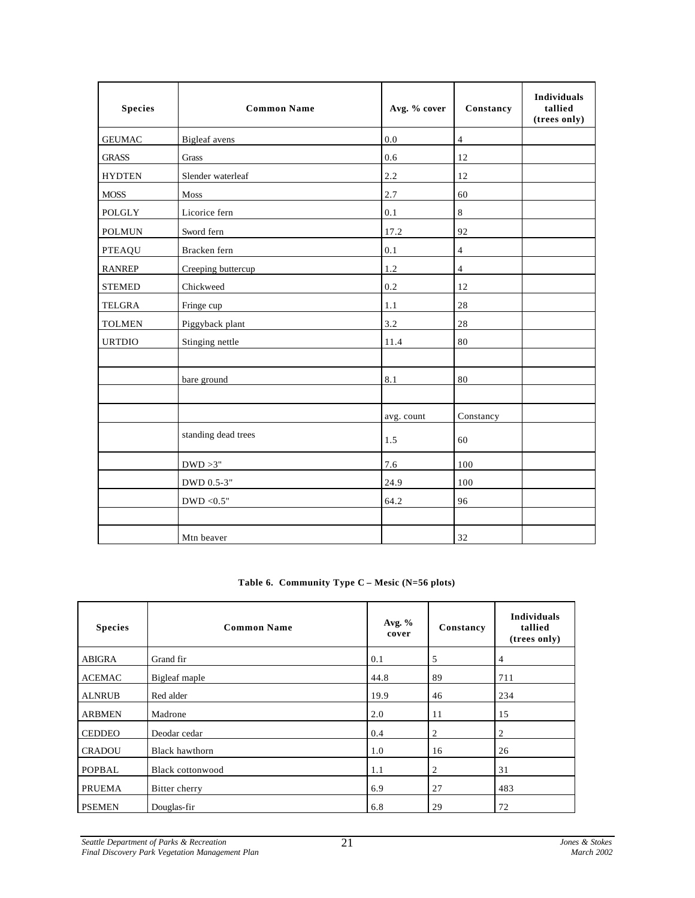| Species | Common Name | Avg. % cover | Constancy | Individuals tallied (trees only) |
|---|---|---|---|---|
| GEUMAC | Bigleaf avens | 0.0 | 4 | |
| GRASS | Grass | 0.6 | 12 | |
| HYDTEN | Slender waterleaf | 2.2 | 12 | |
| MOSS | Moss | 2.7 | 60 | |
| POLGLY | Licorice fern | 0.1 | 8 | |
| POLMUN | Sword fern | 17.2 | 92 | |
| PTEAQU | Bracken fern | 0.1 | 4 | |
| RANREP | Creeping buttercup | 1.2 | 4 | |
| STEMED | Chickweed | 0.2 | 12 | |
| TELGRA | Fringe cup | 1.1 | 28 | |
| TOLMEN | Piggyback plant | 3.2 | 28 | |
| URTDIO | Stinging nettle | 11.4 | 80 | |
| | | | | |
| | bare ground | 8.1 | 80 | |
| | | | | |
| | | avg. count | Constancy | |
| | standing dead trees | 1.5 | 60 | |
| | DWD >3" | 7.6 | 100 | |
| | DWD 0.5-3" | 24.9 | 100 | |
| | DWD <0.5" | 64.2 | 96 | |
| | | | | |
| | Mtn beaver | | 32 | |

**Table 6. Community Type C – Mesic (N=56 plots)**

| Species | Common Name | Avg. % cover | Constancy | Individuals tallied (trees only) |
|---|---|---|---|---|
| ABIGRA | Grand fir | 0.1 | 5 | 4 |
| ACEMAC | Bigleaf maple | 44.8 | 89 | 711 |
| ALNRUB | Red alder | 19.9 | 46 | 234 |
| ARBMEN | Madrone | 2.0 | 11 | 15 |
| CEDDEO | Deodar cedar | 0.4 | 2 | 2 |
| CRADOU | Black hawthorn | 1.0 | 16 | 26 |
| POPBAL | Black cottonwood | 1.1 | 2 | 31 |
| PRUEMA | Bitter cherry | 6.9 | 27 | 483 |
| PSEMEN | Douglas-fir | 6.8 | 29 | 72 |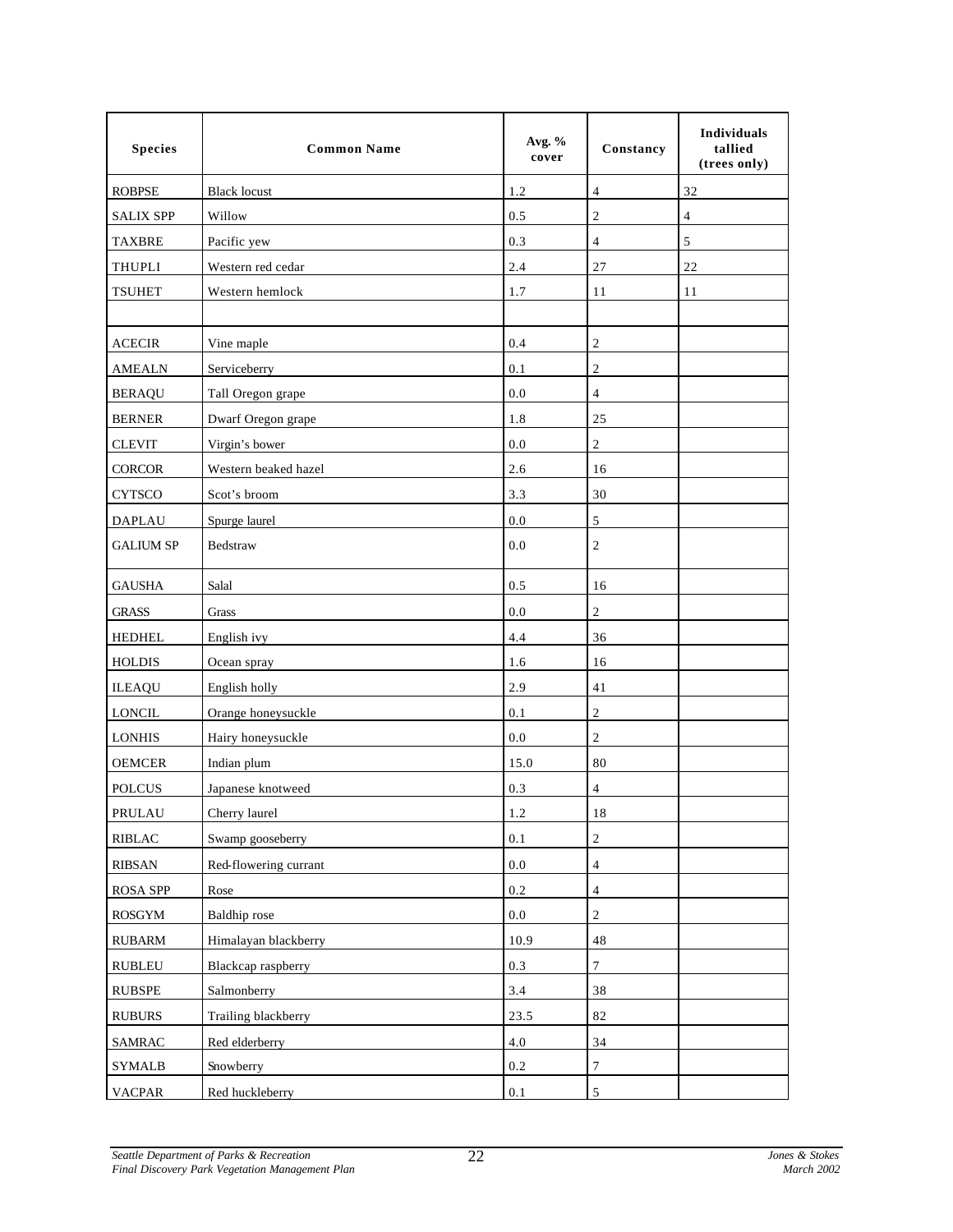| Species | Common Name | Avg. % cover | Constancy | Individuals tallied (trees only) |
|---|---|---|---|---|
| ROBPSE | Black locust | 1.2 | 4 | 32 |
| SALIX SPP | Willow | 0.5 | 2 | 4 |
| TAXBRE | Pacific yew | 0.3 | 4 | 5 |
| THUPLI | Western red cedar | 2.4 | 27 | 22 |
| TSUHET | Western hemlock | 1.7 | 11 | 11 |
| | | | | |
| ACECIR | Vine maple | 0.4 | 2 | |
| AMEALN | Serviceberry | 0.1 | 2 | |
| BERAQU | Tall Oregon grape | 0.0 | 4 | |
| BERNER | Dwarf Oregon grape | 1.8 | 25 | |
| CLEVIT | Virgin's bower | 0.0 | 2 | |
| CORCOR | Western beaked hazel | 2.6 | 16 | |
| CYTSCO | Scot's broom | 3.3 | 30 | |
| DAPLAU | Spurge laurel | 0.0 | 5 | |
| GALIUM SP | Bedstraw | 0.0 | 2 | |
| GAUSHA | Salal | 0.5 | 16 | |
| GRASS | Grass | 0.0 | 2 | |
| HEDHEL | English ivy | 4.4 | 36 | |
| HOLDIS | Ocean spray | 1.6 | 16 | |
| ILEAQU | English holly | 2.9 | 41 | |
| LONCIL | Orange honeysuckle | 0.1 | 2 | |
| LONHIS | Hairy honeysuckle | 0.0 | 2 | |
| OEMCER | Indian plum | 15.0 | 80 | |
| POLCUS | Japanese knotweed | 0.3 | 4 | |
| PRULAU | Cherry laurel | 1.2 | 18 | |
| RIBLAC | Swamp gooseberry | 0.1 | 2 | |
| RIBSAN | Red-flowering currant | 0.0 | 4 | |
| ROSA SPP | Rose | 0.2 | 4 | |
| ROSGYM | Baldhip rose | 0.0 | 2 | |
| RUBARM | Himalayan blackberry | 10.9 | 48 | |
| RUBLEU | Blackcap raspberry | 0.3 | 7 | |
| RUBSPE | Salmonberry | 3.4 | 38 | |
| RUBURS | Trailing blackberry | 23.5 | 82 | |
| SAMRAC | Red elderberry | 4.0 | 34 | |
| SYMALB | Snowberry | 0.2 | 7 | |
| VACPAR | Red huckleberry | 0.1 | 5 | |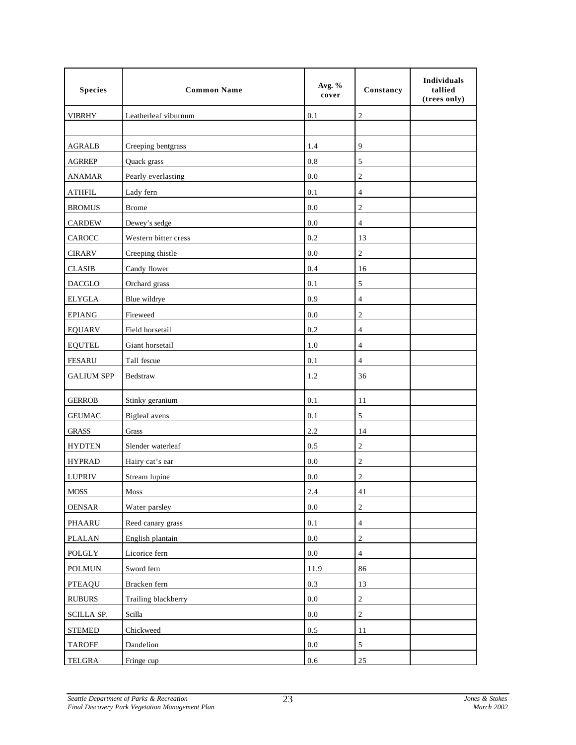| Species | Common Name | Avg. % cover | Constancy | Individuals tallied (trees only) |
|---|---|---|---|---|
| VIBRHY | Leatherleaf viburnum | 0.1 | 2 | |
| | | | | |
| AGRALB | Creeping bentgrass | 1.4 | 9 | |
| AGRREP | Quack grass | 0.8 | 5 | |
| ANAMAR | Pearly everlasting | 0.0 | 2 | |
| ATHFIL | Lady fern | 0.1 | 4 | |
| BROMUS | Brome | 0.0 | 2 | |
| CARDEW | Dewey's sedge | 0.0 | 4 | |
| CAROCC | Western bitter cress | 0.2 | 13 | |
| CIRARV | Creeping thistle | 0.0 | 2 | |
| CLASIB | Candy flower | 0.4 | 16 | |
| DACGLO | Orchard grass | 0.1 | 5 | |
| ELYGLA | Blue wildrye | 0.9 | 4 | |
| EPIANG | Fireweed | 0.0 | 2 | |
| EQUARV | Field horsetail | 0.2 | 4 | |
| EQUTEL | Giant horsetail | 1.0 | 4 | |
| FESARU | Tall fescue | 0.1 | 4 | |
| GALIUM SPP | Bedstraw | 1.2 | 36 | |
| GERROB | Stinky geranium | 0.1 | 11 | |
| GEUMAC | Bigleaf avens | 0.1 | 5 | |
| GRASS | Grass | 2.2 | 14 | |
| HYDTEN | Slender waterleaf | 0.5 | 2 | |
| HYPRAD | Hairy cat's ear | 0.0 | 2 | |
| LUPRIV | Stream lupine | 0.0 | 2 | |
| MOSS | Moss | 2.4 | 41 | |
| OENSAR | Water parsley | 0.0 | 2 | |
| PHAARU | Reed canary grass | 0.1 | 4 | |
| PLALAN | English plantain | 0.0 | 2 | |
| POLGLY | Licorice fern | 0.0 | 4 | |
| POLMUN | Sword fern | 11.9 | 86 | |
| PTEAQU | Bracken fern | 0.3 | 13 | |
| RUBURS | Trailing blackberry | 0.0 | 2 | |
| SCILLA SP. | Scilla | 0.0 | 2 | |
| STEMED | Chickweed | 0.5 | 11 | |
| TAROFF | Dandelion | 0.0 | 5 | |
| TELGRA | Fringe cup | 0.6 | 25 | |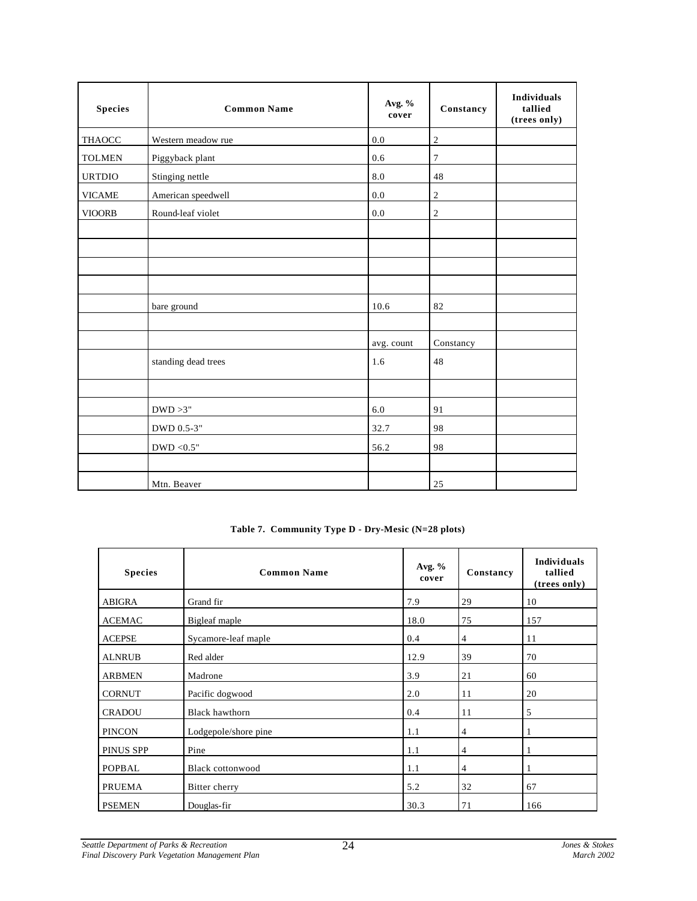| Species | Common Name | Avg. % cover | Constancy | Individuals tallied (trees only) |
|---|---|---|---|---|
| THAOCC | Western meadow rue | 0.0 | 2 | |
| TOLMEN | Piggyback plant | 0.6 | 7 | |
| URTDIO | Stinging nettle | 8.0 | 48 | |
| VICAME | American speedwell | 0.0 | 2 | |
| VIOORB | Round-leaf violet | 0.0 | 2 | |
| | | | | |
| | | | | |
| | | | | |
| | | | | |
| | bare ground | 10.6 | 82 | |
| | | | | |
| | | avg. count | Constancy | |
| | standing dead trees | 1.6 | 48 | |
| | | | | |
| | DWD >3" | 6.0 | 91 | |
| | DWD 0.5-3" | 32.7 | 98 | |
| | DWD <0.5" | 56.2 | 98 | |
| | | | | |
| | Mtn. Beaver | | 25 | |

**Table 7. Community Type D - Dry-Mesic (N=28 plots)**

| Species | Common Name | Avg. % cover | Constancy | Individuals tallied (trees only) |
|---|---|---|---|---|
| ABIGRA | Grand fir | 7.9 | 29 | 10 |
| ACEMAC | Bigleaf maple | 18.0 | 75 | 157 |
| ACEPSE | Sycamore-leaf maple | 0.4 | 4 | 11 |
| ALNRUB | Red alder | 12.9 | 39 | 70 |
| ARBMEN | Madrone | 3.9 | 21 | 60 |
| CORNUT | Pacific dogwood | 2.0 | 11 | 20 |
| CRADOU | Black hawthorn | 0.4 | 11 | 5 |
| PINCON | Lodgepole/shore pine | 1.1 | 4 | 1 |
| PINUS SPP | Pine | 1.1 | 4 | 1 |
| POPBAL | Black cottonwood | 1.1 | 4 | 1 |
| PRUEMA | Bitter cherry | 5.2 | 32 | 67 |
| PSEMEN | Douglas-fir | 30.3 | 71 | 166 |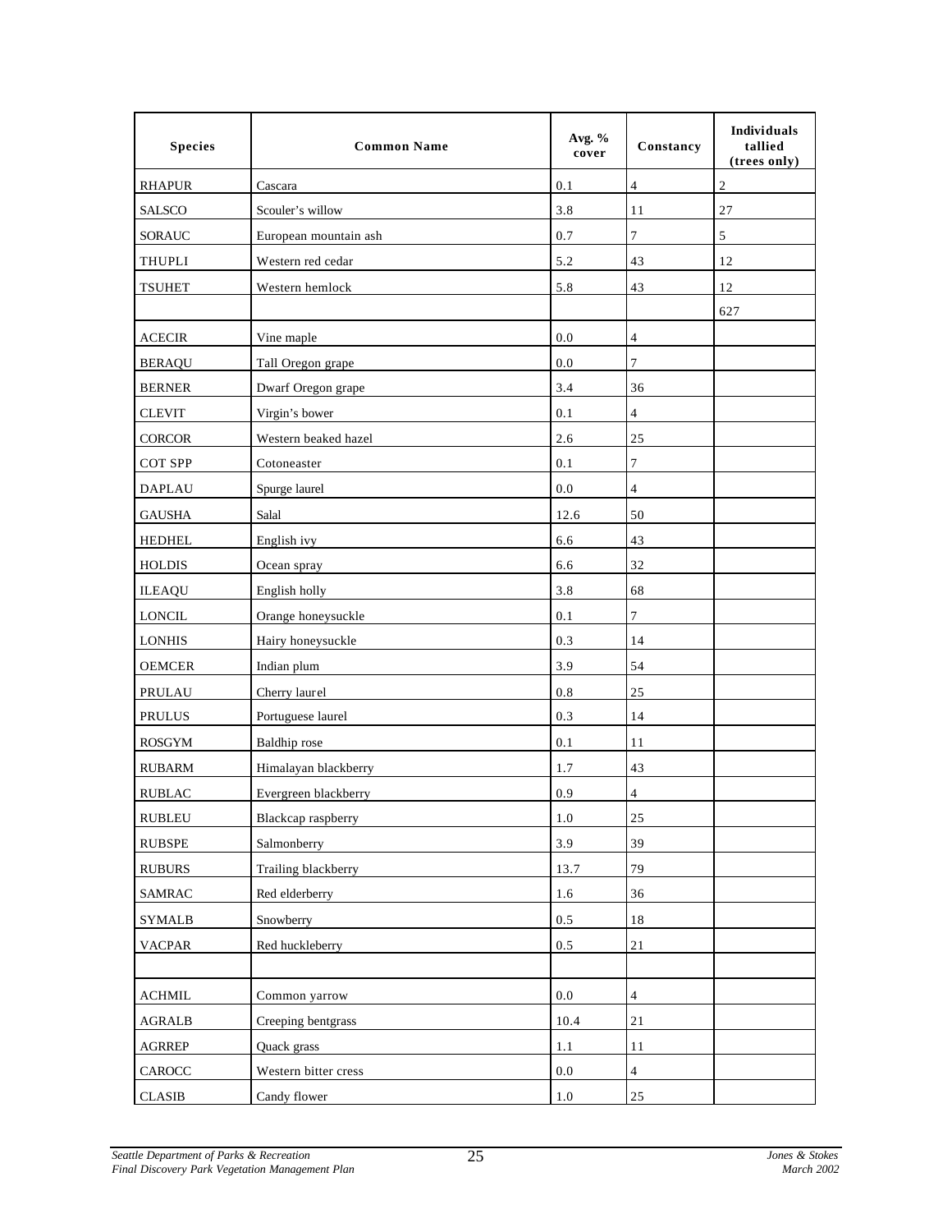| Species | Common Name | Avg. % cover | Constancy | Individuals tallied (trees only) |
|---|---|---|---|---|
| RHAPUR | Cascara | 0.1 | 4 | 2 |
| SALSCO | Scouler's willow | 3.8 | 11 | 27 |
| SORAUC | European mountain ash | 0.7 | 7 | 5 |
| THUPLI | Western red cedar | 5.2 | 43 | 12 |
| TSUHET | Western hemlock | 5.8 | 43 | 12 |
| | | | | 627 |
| ACECIR | Vine maple | 0.0 | 4 | |
| BERAQU | Tall Oregon grape | 0.0 | 7 | |
| BERNER | Dwarf Oregon grape | 3.4 | 36 | |
| CLEVIT | Virgin's bower | 0.1 | 4 | |
| CORCOR | Western beaked hazel | 2.6 | 25 | |
| COT SPP | Cotoneaster | 0.1 | 7 | |
| DAPLAU | Spurge laurel | 0.0 | 4 | |
| GAUSHA | Salal | 12.6 | 50 | |
| HEDHEL | English ivy | 6.6 | 43 | |
| HOLDIS | Ocean spray | 6.6 | 32 | |
| ILEAQU | English holly | 3.8 | 68 | |
| LONCIL | Orange honeysuckle | 0.1 | 7 | |
| LONHIS | Hairy honeysuckle | 0.3 | 14 | |
| OEMCER | Indian plum | 3.9 | 54 | |
| PRULAU | Cherry laurel | 0.8 | 25 | |
| PRULUS | Portuguese laurel | 0.3 | 14 | |
| ROSGYM | Baldhip rose | 0.1 | 11 | |
| RUBARM | Himalayan blackberry | 1.7 | 43 | |
| RUBLAC | Evergreen blackberry | 0.9 | 4 | |
| RUBLEU | Blackcap raspberry | 1.0 | 25 | |
| RUBSPE | Salmonberry | 3.9 | 39 | |
| RUBURS | Trailing blackberry | 13.7 | 79 | |
| SAMRAC | Red elderberry | 1.6 | 36 | |
| SYMALB | Snowberry | 0.5 | 18 | |
| VACPAR | Red huckleberry | 0.5 | 21 | |
| | | | | |
| ACHMIL | Common yarrow | 0.0 | 4 | |
| AGRALB | Creeping bentgrass | 10.4 | 21 | |
| AGRREP | Quack grass | 1.1 | 11 | |
| CAROCC | Western bitter cress | 0.0 | 4 | |
| CLASIB | Candy flower | 1.0 | 25 | |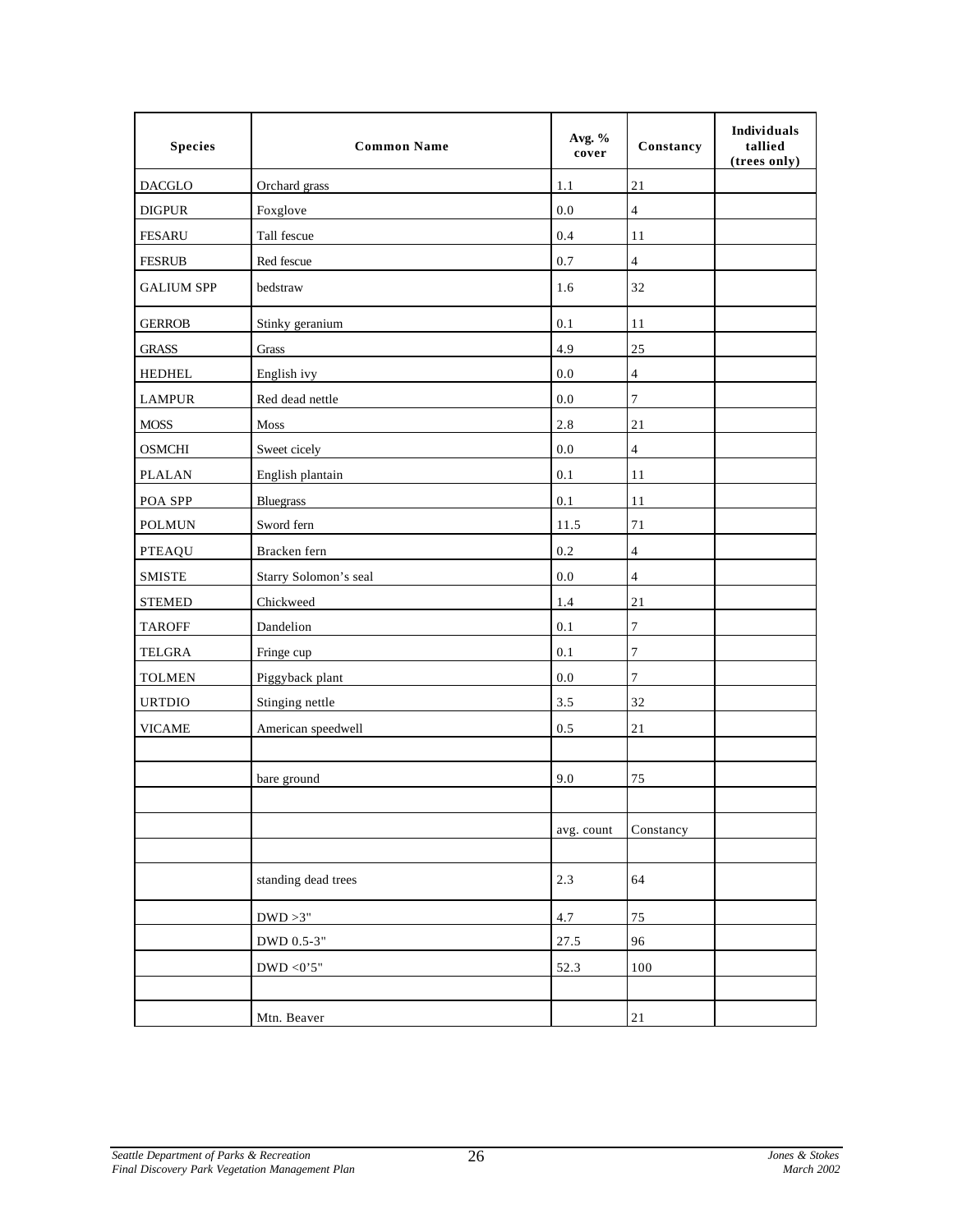| Species | Common Name | Avg. % cover | Constancy | Individuals tallied (trees only) |
|---|---|---|---|---|
| DACGLO | Orchard grass | 1.1 | 21 | |
| DIGPUR | Foxglove | 0.0 | 4 | |
| FESARU | Tall fescue | 0.4 | 11 | |
| FESRUB | Red fescue | 0.7 | 4 | |
| GALIUM SPP | bedstraw | 1.6 | 32 | |
| GERROB | Stinky geranium | 0.1 | 11 | |
| GRASS | Grass | 4.9 | 25 | |
| HEDHEL | English ivy | 0.0 | 4 | |
| LAMPUR | Red dead nettle | 0.0 | 7 | |
| MOSS | Moss | 2.8 | 21 | |
| OSMCHI | Sweet cicely | 0.0 | 4 | |
| PLALAN | English plantain | 0.1 | 11 | |
| POA SPP | Bluegrass | 0.1 | 11 | |
| POLMUN | Sword fern | 11.5 | 71 | |
| PTEAQU | Bracken fern | 0.2 | 4 | |
| SMISTE | Starry Solomon's seal | 0.0 | 4 | |
| STEMED | Chickweed | 1.4 | 21 | |
| TAROFF | Dandelion | 0.1 | 7 | |
| TELGRA | Fringe cup | 0.1 | 7 | |
| TOLMEN | Piggyback plant | 0.0 | 7 | |
| URTDIO | Stinging nettle | 3.5 | 32 | |
| VICAME | American speedwell | 0.5 | 21 | |
| | | | | |
| | bare ground | 9.0 | 75 | |
| | | | | |
| | | avg. count | Constancy | |
| | | | | |
| | standing dead trees | 2.3 | 64 | |
| | DWD >3" | 4.7 | 75 | |
| | DWD 0.5-3" | 27.5 | 96 | |
| | DWD <0'5" | 52.3 | 100 | |
| | | | | |
| | Mtn. Beaver | | 21 | |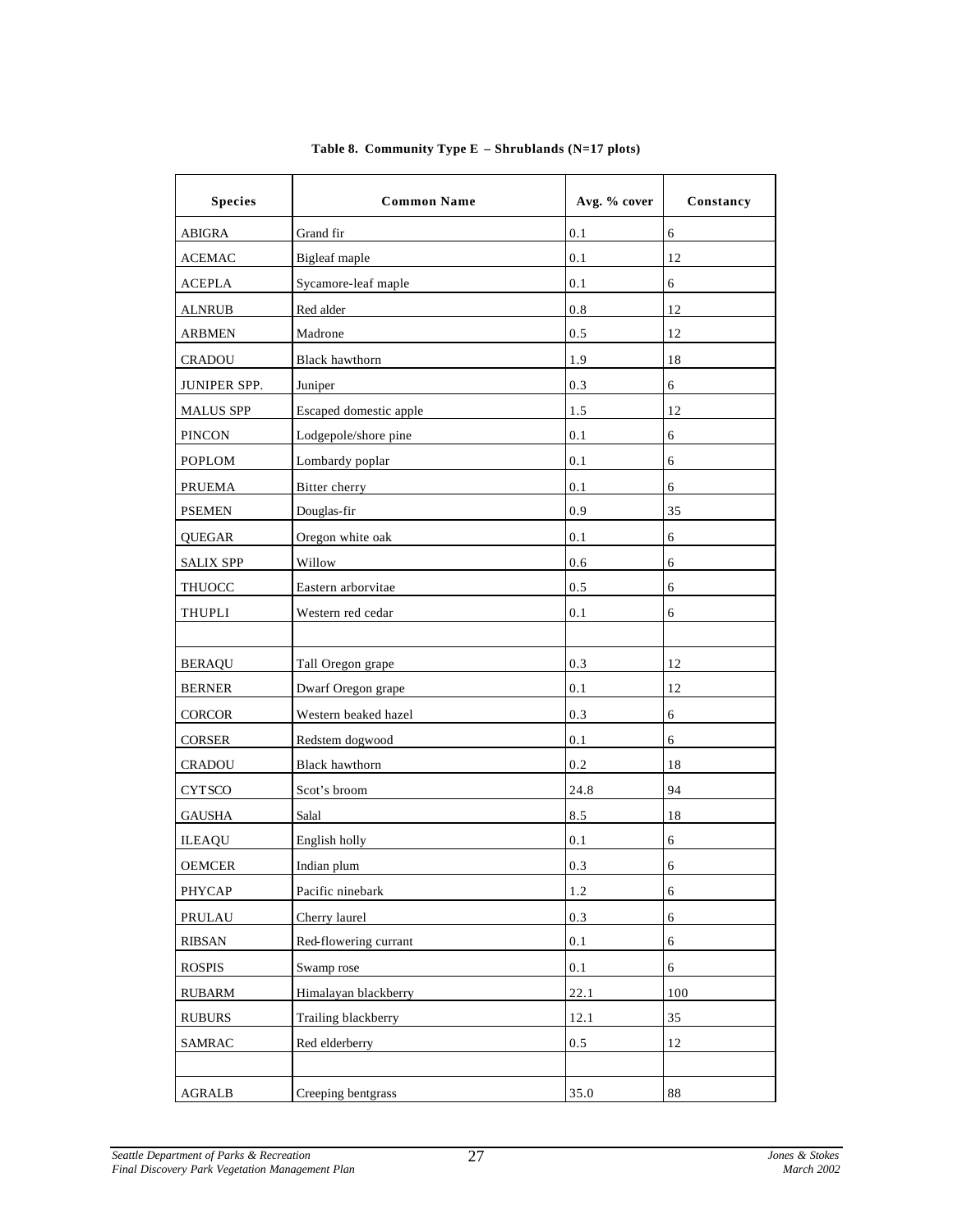**Table 8. Community Type E – Shrublands (N=17 plots)**

| Species | Common Name | Avg. % cover | Constancy |
|---|---|---|---|
| ABIGRA | Grand fir | 0.1 | 6 |
| ACEMAC | Bigleaf maple | 0.1 | 12 |
| ACEPLA | Sycamore-leaf maple | 0.1 | 6 |
| ALNRUB | Red alder | 0.8 | 12 |
| ARBMEN | Madrone | 0.5 | 12 |
| CRADOU | Black hawthorn | 1.9 | 18 |
| JUNIPER SPP. | Juniper | 0.3 | 6 |
| MALUS SPP | Escaped domestic apple | 1.5 | 12 |
| PINCON | Lodgepole/shore pine | 0.1 | 6 |
| POPLOM | Lombardy poplar | 0.1 | 6 |
| PRUEMA | Bitter cherry | 0.1 | 6 |
| PSEMEN | Douglas-fir | 0.9 | 35 |
| QUEGAR | Oregon white oak | 0.1 | 6 |
| SALIX SPP | Willow | 0.6 | 6 |
| THUOCC | Eastern arborvitae | 0.5 | 6 |
| THUPLI | Western red cedar | 0.1 | 6 |
| | | | |
| BERAQU | Tall Oregon grape | 0.3 | 12 |
| BERNER | Dwarf Oregon grape | 0.1 | 12 |
| CORCOR | Western beaked hazel | 0.3 | 6 |
| CORSER | Redstem dogwood | 0.1 | 6 |
| CRADOU | Black hawthorn | 0.2 | 18 |
| CYTSCO | Scot's broom | 24.8 | 94 |
| GAUSHA | Salal | 8.5 | 18 |
| ILEAQU | English holly | 0.1 | 6 |
| OEMCER | Indian plum | 0.3 | 6 |
| PHYCAP | Pacific ninebark | 1.2 | 6 |
| PRULAU | Cherry laurel | 0.3 | 6 |
| RIBSAN | Red-flowering currant | 0.1 | 6 |
| ROSPIS | Swamp rose | 0.1 | 6 |
| RUBARM | Himalayan blackberry | 22.1 | 100 |
| RUBURS | Trailing blackberry | 12.1 | 35 |
| SAMRAC | Red elderberry | 0.5 | 12 |
| | | | |
| AGRALB | Creeping bentgrass | 35.0 | 88 |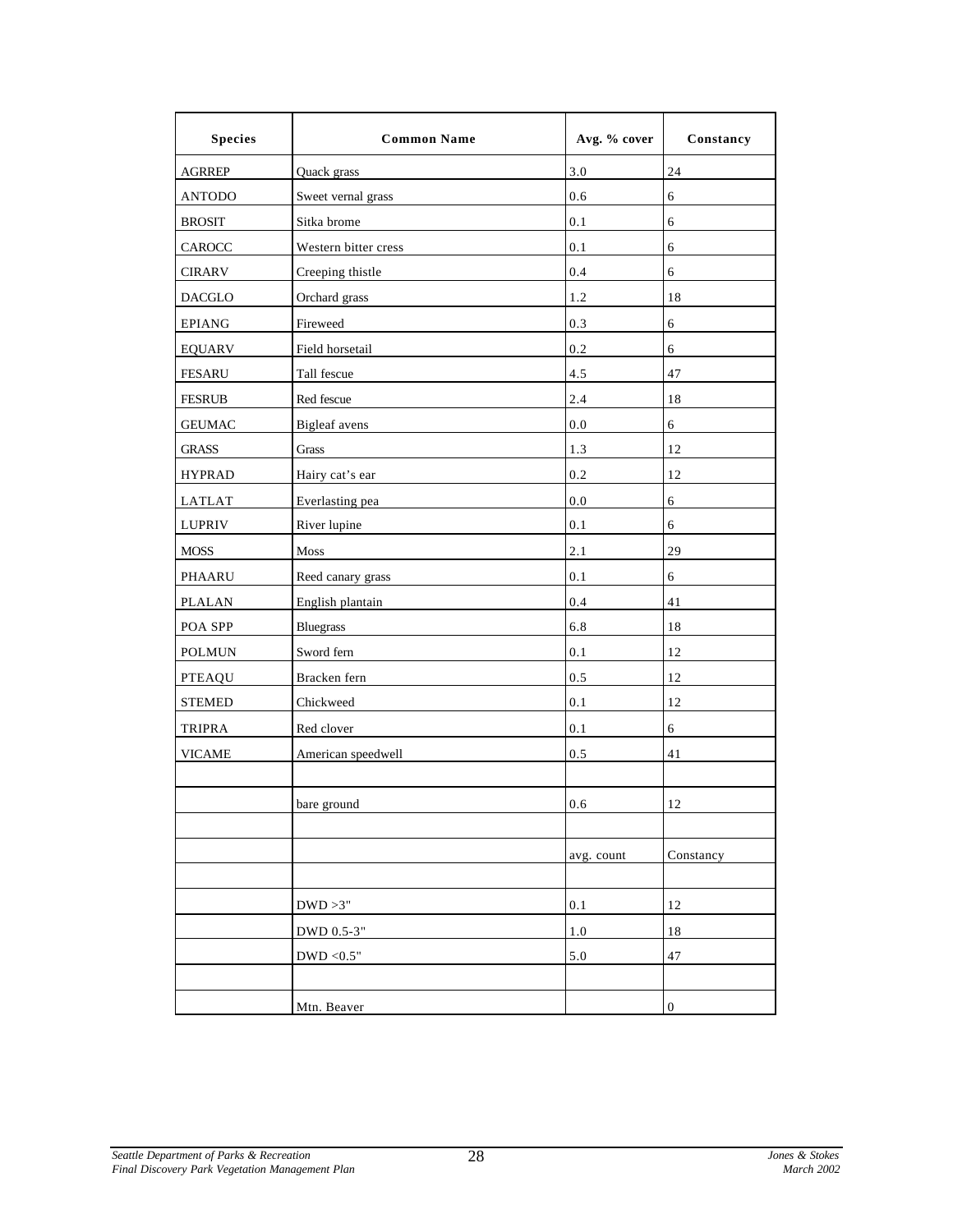| Species | Common Name | Avg. % cover | Constancy |
|---|---|---|---|
| AGRREP | Quack grass | 3.0 | 24 |
| ANTODO | Sweet vernal grass | 0.6 | 6 |
| BROSIT | Sitka brome | 0.1 | 6 |
| CAROCC | Western bitter cress | 0.1 | 6 |
| CIRARV | Creeping thistle | 0.4 | 6 |
| DACGLO | Orchard grass | 1.2 | 18 |
| EPIANG | Fireweed | 0.3 | 6 |
| EQUARV | Field horsetail | 0.2 | 6 |
| FESARU | Tall fescue | 4.5 | 47 |
| FESRUB | Red fescue | 2.4 | 18 |
| GEUMAC | Bigleaf avens | 0.0 | 6 |
| GRASS | Grass | 1.3 | 12 |
| HYPRAD | Hairy cat's ear | 0.2 | 12 |
| LATLAT | Everlasting pea | 0.0 | 6 |
| LUPRIV | River lupine | 0.1 | 6 |
| MOSS | Moss | 2.1 | 29 |
| PHAARU | Reed canary grass | 0.1 | 6 |
| PLALAN | English plantain | 0.4 | 41 |
| POA SPP | Bluegrass | 6.8 | 18 |
| POLMUN | Sword fern | 0.1 | 12 |
| PTEAQU | Bracken fern | 0.5 | 12 |
| STEMED | Chickweed | 0.1 | 12 |
| TRIPRA | Red clover | 0.1 | 6 |
| VICAME | American speedwell | 0.5 | 41 |
| | | | |
| | bare ground | 0.6 | 12 |
| | | | |
| | | avg. count | Constancy |
| | | | |
| | DWD >3" | 0.1 | 12 |
| | DWD 0.5-3" | 1.0 | 18 |
| | DWD <0.5" | 5.0 | 47 |
| | | | |
| | Mtn. Beaver | | 0 |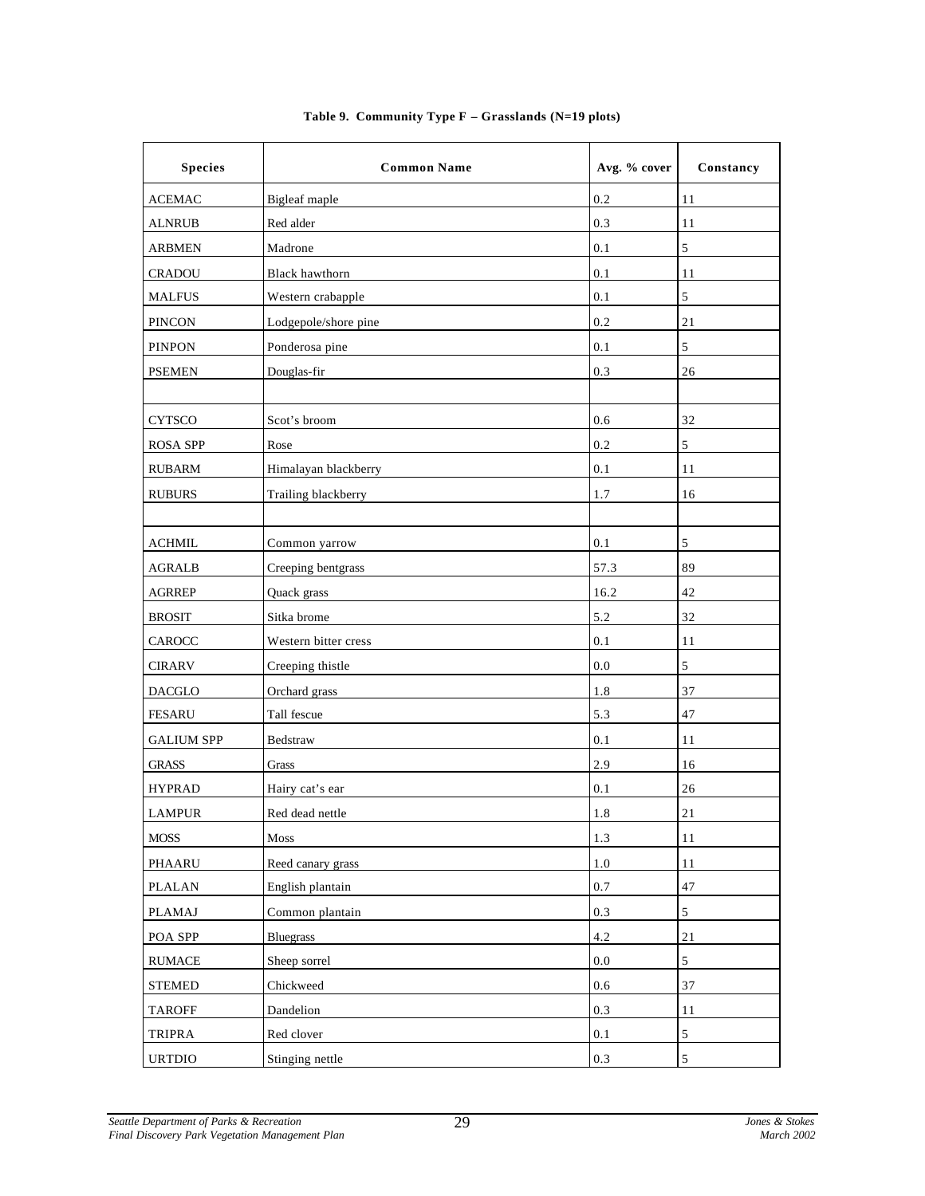**Table 9. Community Type F – Grasslands (N=19 plots)**

| Species | Common Name | Avg. % cover | Constancy |
|---|---|---|---|
| ACEMAC | Bigleaf maple | 0.2 | 11 |
| ALNRUB | Red alder | 0.3 | 11 |
| ARBMEN | Madrone | 0.1 | 5 |
| CRADOU | Black hawthorn | 0.1 | 11 |
| MALFUS | Western crabapple | 0.1 | 5 |
| PINCON | Lodgepole/shore pine | 0.2 | 21 |
| PINPON | Ponderosa pine | 0.1 | 5 |
| PSEMEN | Douglas-fir | 0.3 | 26 |
| | | | |
| CYTSCO | Scot's broom | 0.6 | 32 |
| ROSA SPP | Rose | 0.2 | 5 |
| RUBARM | Himalayan blackberry | 0.1 | 11 |
| RUBURS | Trailing blackberry | 1.7 | 16 |
| | | | |
| ACHMIL | Common yarrow | 0.1 | 5 |
| AGRALB | Creeping bentgrass | 57.3 | 89 |
| AGRREP | Quack grass | 16.2 | 42 |
| BROSIT | Sitka brome | 5.2 | 32 |
| CAROCC | Western bitter cress | 0.1 | 11 |
| CIRARV | Creeping thistle | 0.0 | 5 |
| DACGLO | Orchard grass | 1.8 | 37 |
| FESARU | Tall fescue | 5.3 | 47 |
| GALIUM SPP | Bedstraw | 0.1 | 11 |
| GRASS | Grass | 2.9 | 16 |
| HYPRAD | Hairy cat's ear | 0.1 | 26 |
| LAMPUR | Red dead nettle | 1.8 | 21 |
| MOSS | Moss | 1.3 | 11 |
| PHAARU | Reed canary grass | 1.0 | 11 |
| PLALAN | English plantain | 0.7 | 47 |
| PLAMAJ | Common plantain | 0.3 | 5 |
| POA SPP | Bluegrass | 4.2 | 21 |
| RUMACE | Sheep sorrel | 0.0 | 5 |
| STEMED | Chickweed | 0.6 | 37 |
| TAROFF | Dandelion | 0.3 | 11 |
| TRIPRA | Red clover | 0.1 | 5 |
| URTDIO | Stinging nettle | 0.3 | 5 |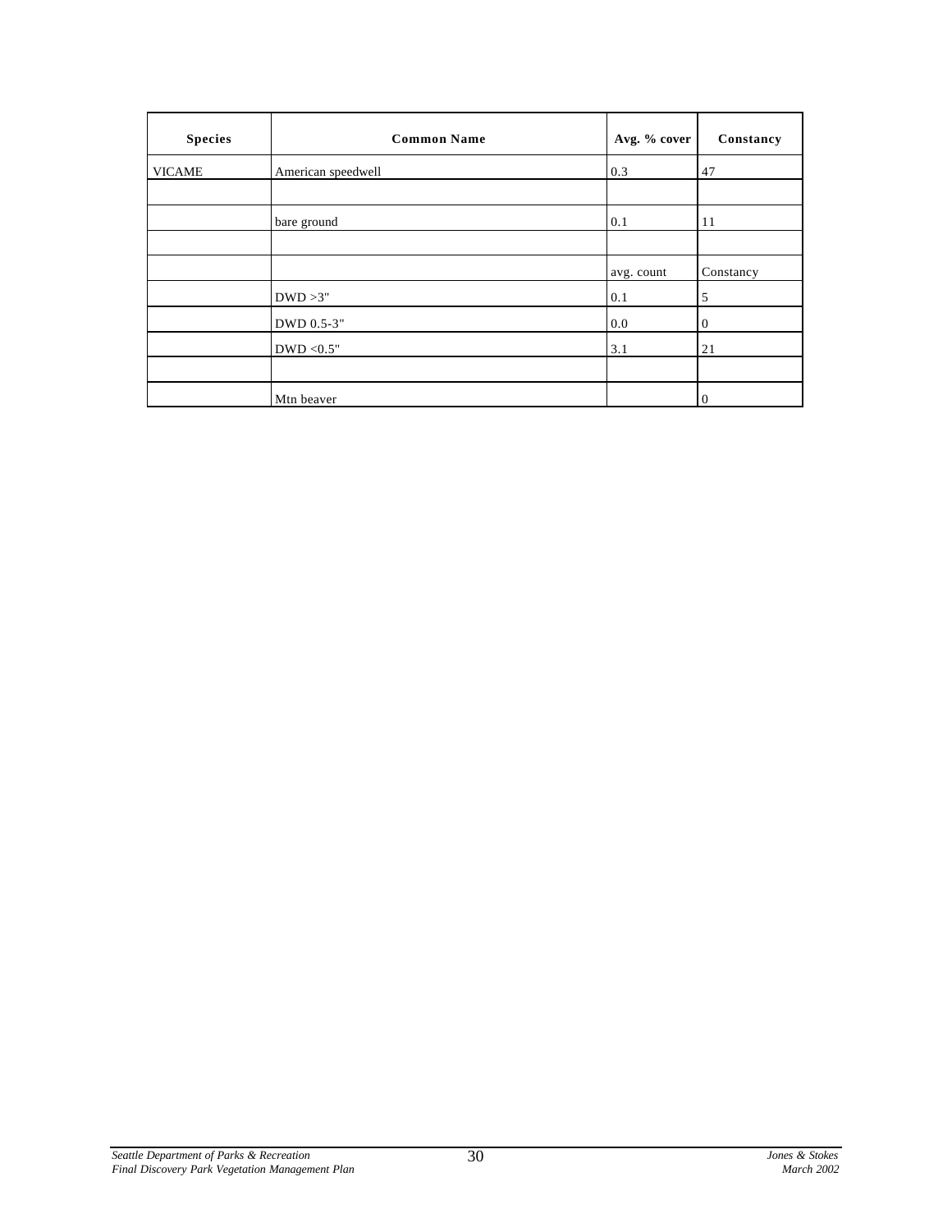| Species | Common Name | Avg. % cover | Constancy |
|---|---|---|---|
| VICAME | American speedwell | 0.3 | 47 |
| | | | |
| | bare ground | 0.1 | 11 |
| | | | |
| | | avg. count | Constancy |
| | DWD >3" | 0.1 | 5 |
| | DWD 0.5-3" | 0.0 | 0 |
| | DWD <0.5" | 3.1 | 21 |
| | | | |
| | Mtn beaver | | 0 |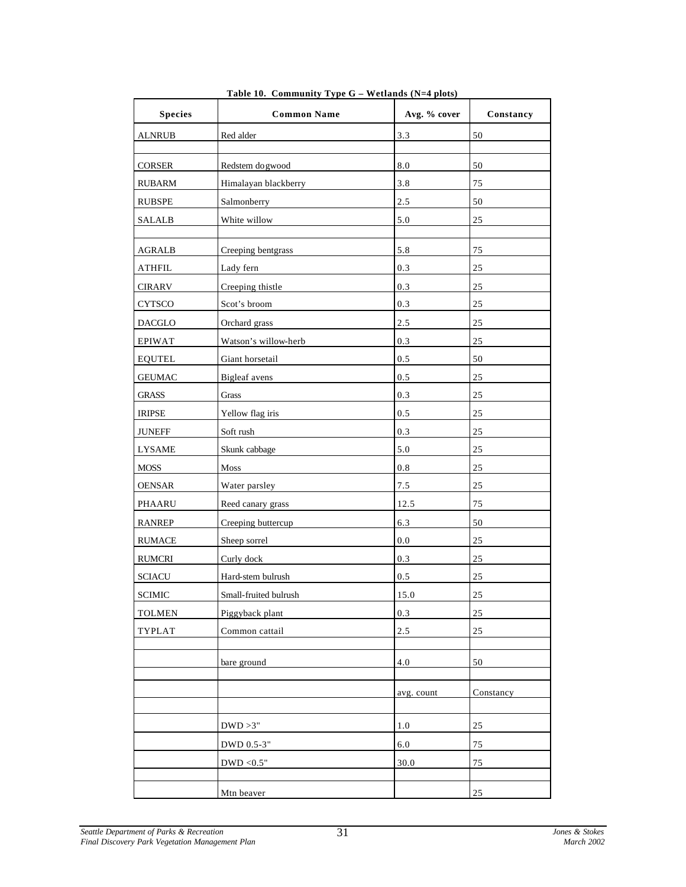**Table 10. Community Type G – Wetlands (N=4 plots)**

| Species | Common Name | Avg. % cover | Constancy |
|---|---|---|---|
| ALNRUB | Red alder | 3.3 | 50 |
| | | | |
| CORSER | Redstem dogwood | 8.0 | 50 |
| RUBARM | Himalayan blackberry | 3.8 | 75 |
| RUBSPE | Salmonberry | 2.5 | 50 |
| SALALB | White willow | 5.0 | 25 |
| | | | |
| AGRALB | Creeping bentgrass | 5.8 | 75 |
| ATHFIL | Lady fern | 0.3 | 25 |
| CIRARV | Creeping thistle | 0.3 | 25 |
| CYTSCO | Scot's broom | 0.3 | 25 |
| DACGLO | Orchard grass | 2.5 | 25 |
| EPIWAT | Watson's willow-herb | 0.3 | 25 |
| EQUTEL | Giant horsetail | 0.5 | 50 |
| GEUMAC | Bigleaf avens | 0.5 | 25 |
| GRASS | Grass | 0.3 | 25 |
| IRIPSE | Yellow flag iris | 0.5 | 25 |
| JUNEFF | Soft rush | 0.3 | 25 |
| LYSAME | Skunk cabbage | 5.0 | 25 |
| MOSS | Moss | 0.8 | 25 |
| OENSAR | Water parsley | 7.5 | 25 |
| PHAARU | Reed canary grass | 12.5 | 75 |
| RANREP | Creeping buttercup | 6.3 | 50 |
| RUMACE | Sheep sorrel | 0.0 | 25 |
| RUMCRI | Curly dock | 0.3 | 25 |
| SCIACU | Hard-stem bulrush | 0.5 | 25 |
| SCIMIC | Small-fruited bulrush | 15.0 | 25 |
| TOLMEN | Piggyback plant | 0.3 | 25 |
| TYPLAT | Common cattail | 2.5 | 25 |
| | | | |
| | bare ground | 4.0 | 50 |
| | | | |
| | | avg. count | Constancy |
| | | | |
| | DWD >3" | 1.0 | 25 |
| | DWD 0.5-3" | 6.0 | 75 |
| | DWD <0.5" | 30.0 | 75 |
| | | | |
| | Mtn beaver | | 25 |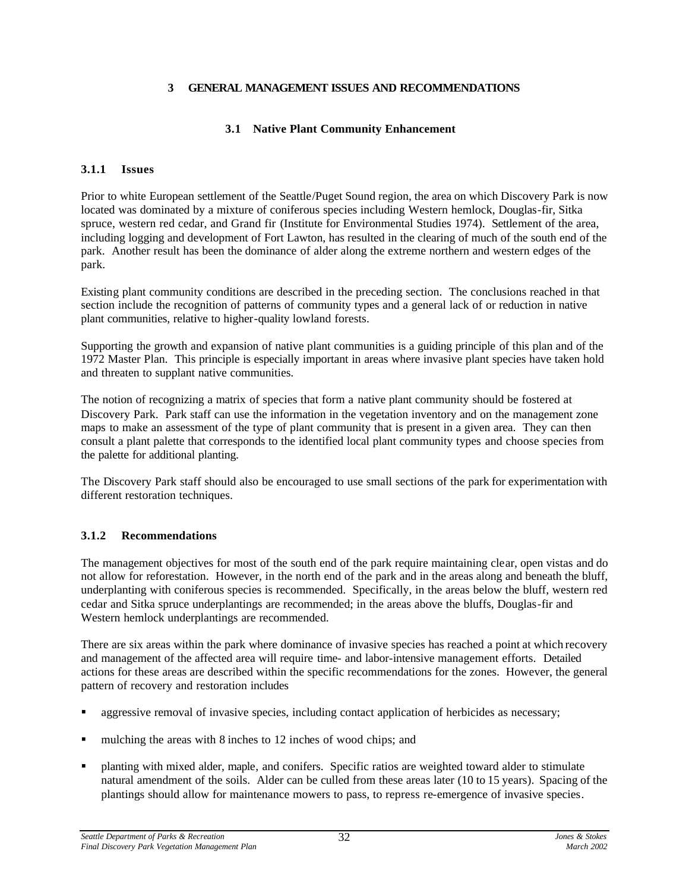# 3 GENERAL MANAGEMENT ISSUES AND RECOMMENDATIONS

## 3.1 Native Plant Community Enhancement

### 3.1.1 Issues

Prior to white European settlement of the Seattle/Puget Sound region, the area on which Discovery Park is now located was dominated by a mixture of coniferous species including Western hemlock, Douglas-fir, Sitka spruce, western red cedar, and Grand fir (Institute for Environmental Studies 1974). Settlement of the area, including logging and development of Fort Lawton, has resulted in the clearing of much of the south end of the park. Another result has been the dominance of alder along the extreme northern and western edges of the park.

Existing plant community conditions are described in the preceding section. The conclusions reached in that section include the recognition of patterns of community types and a general lack of or reduction in native plant communities, relative to higher-quality lowland forests.

Supporting the growth and expansion of native plant communities is a guiding principle of this plan and of the 1972 Master Plan. This principle is especially important in areas where invasive plant species have taken hold and threaten to supplant native communities.

The notion of recognizing a matrix of species that form a native plant community should be fostered at Discovery Park. Park staff can use the information in the vegetation inventory and on the management zone maps to make an assessment of the type of plant community that is present in a given area. They can then consult a plant palette that corresponds to the identified local plant community types and choose species from the palette for additional planting.

The Discovery Park staff should also be encouraged to use small sections of the park for experimentation with different restoration techniques.

### 3.1.2 Recommendations

The management objectives for most of the south end of the park require maintaining clear, open vistas and do not allow for reforestation. However, in the north end of the park and in the areas along and beneath the bluff, underplanting with coniferous species is recommended. Specifically, in the areas below the bluff, western red cedar and Sitka spruce underplantings are recommended; in the areas above the bluffs, Douglas-fir and Western hemlock underplantings are recommended.

There are six areas within the park where dominance of invasive species has reached a point at which recovery and management of the affected area will require time- and labor-intensive management efforts. Detailed actions for these areas are described within the specific recommendations for the zones. However, the general pattern of recovery and restoration includes

- aggressive removal of invasive species, including contact application of herbicides as necessary;
- mulching the areas with 8 inches to 12 inches of wood chips; and
- planting with mixed alder, maple, and conifers. Specific ratios are weighted toward alder to stimulate natural amendment of the soils. Alder can be culled from these areas later (10 to 15 years). Spacing of the plantings should allow for maintenance mowers to pass, to repress re-emergence of invasive species.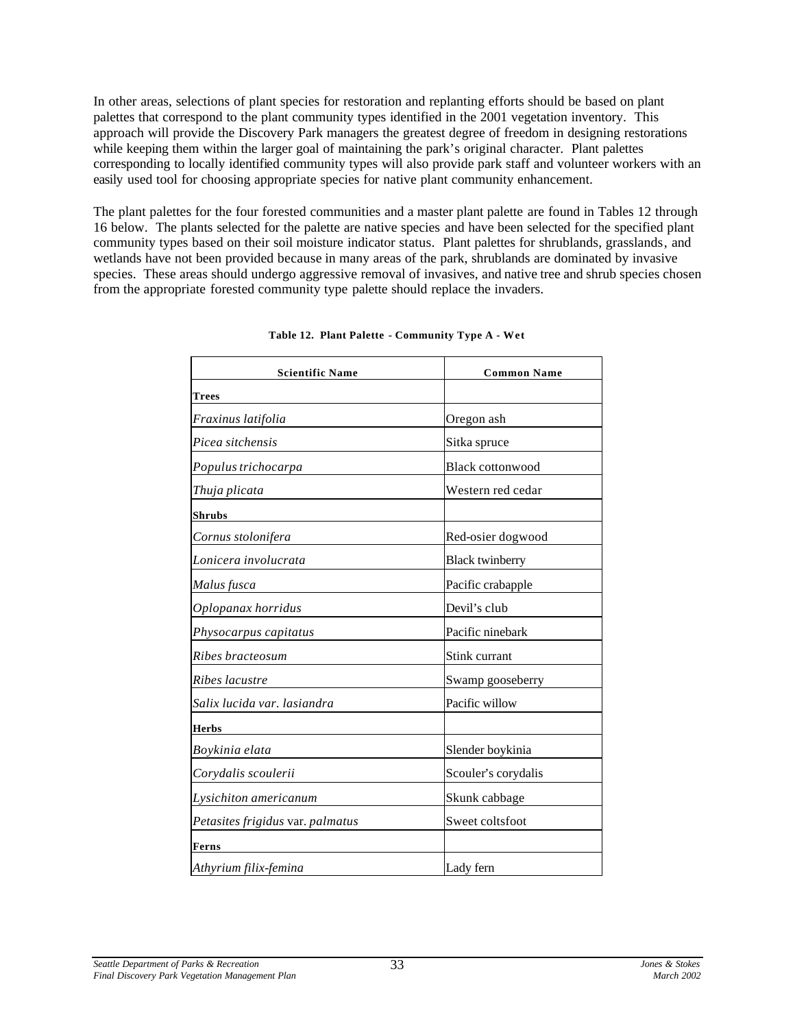In other areas, selections of plant species for restoration and replanting efforts should be based on plant palettes that correspond to the plant community types identified in the 2001 vegetation inventory. This approach will provide the Discovery Park managers the greatest degree of freedom in designing restorations while keeping them within the larger goal of maintaining the park's original character. Plant palettes corresponding to locally identified community types will also provide park staff and volunteer workers with an easily used tool for choosing appropriate species for native plant community enhancement.

The plant palettes for the four forested communities and a master plant palette are found in Tables 12 through 16 below. The plants selected for the palette are native species and have been selected for the specified plant community types based on their soil moisture indicator status. Plant palettes for shrublands, grasslands, and wetlands have not been provided because in many areas of the park, shrublands are dominated by invasive species. These areas should undergo aggressive removal of invasives, and native tree and shrub species chosen from the appropriate forested community type palette should replace the invaders.

**Table 12. Plant Palette - Community Type A - Wet**

| Scientific Name | Common Name |
|---|---|
| **Trees** | |
| *Fraxinus latifolia* | Oregon ash |
| *Picea sitchensis* | Sitka spruce |
| *Populus trichocarpa* | Black cottonwood |
| *Thuja plicata* | Western red cedar |
| **Shrubs** | |
| *Cornus stolonifera* | Red-osier dogwood |
| *Lonicera involucrata* | Black twinberry |
| *Malus fusca* | Pacific crabapple |
| *Oplopanax horridus* | Devil's club |
| *Physocarpus capitatus* | Pacific ninebark |
| *Ribes bracteosum* | Stink currant |
| *Ribes lacustre* | Swamp gooseberry |
| *Salix lucida var. lasiandra* | Pacific willow |
| **Herbs** | |
| *Boykinia elata* | Slender boykinia |
| *Corydalis scoulerii* | Scouler's corydalis |
| *Lysichiton americanum* | Skunk cabbage |
| *Petasites frigidus* var. *palmatus* | Sweet coltsfoot |
| **Ferns** | |
| *Athyrium filix-femina* | Lady fern |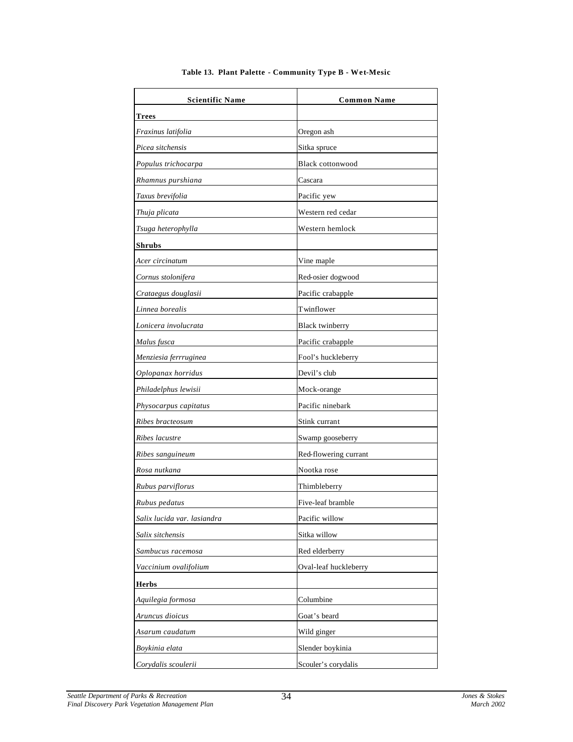**Table 13. Plant Palette - Community Type B - Wet-Mesic**

| Scientific Name | Common Name |
|---|---|
| **Trees** | |
| *Fraxinus latifolia* | Oregon ash |
| *Picea sitchensis* | Sitka spruce |
| *Populus trichocarpa* | Black cottonwood |
| *Rhamnus purshiana* | Cascara |
| *Taxus brevifolia* | Pacific yew |
| *Thuja plicata* | Western red cedar |
| *Tsuga heterophylla* | Western hemlock |
| **Shrubs** | |
| *Acer circinatum* | Vine maple |
| *Cornus stolonifera* | Red-osier dogwood |
| *Crataegus douglasii* | Pacific crabapple |
| *Linnea borealis* | Twinflower |
| *Lonicera involucrata* | Black twinberry |
| *Malus fusca* | Pacific crabapple |
| *Menziesia ferrruginea* | Fool's huckleberry |
| *Oplopanax horridus* | Devil's club |
| *Philadelphus lewisii* | Mock-orange |
| *Physocarpus capitatus* | Pacific ninebark |
| *Ribes bracteosum* | Stink currant |
| *Ribes lacustre* | Swamp gooseberry |
| *Ribes sanguineum* | Red-flowering currant |
| *Rosa nutkana* | Nootka rose |
| *Rubus parviflorus* | Thimbleberry |
| *Rubus pedatus* | Five-leaf bramble |
| *Salix lucida var. lasiandra* | Pacific willow |
| *Salix sitchensis* | Sitka willow |
| *Sambucus racemosa* | Red elderberry |
| *Vaccinium ovalifolium* | Oval-leaf huckleberry |
| **Herbs** | |
| *Aquilegia formosa* | Columbine |
| *Aruncus dioicus* | Goat's beard |
| *Asarum caudatum* | Wild ginger |
| *Boykinia elata* | Slender boykinia |
| *Corydalis scoulerii* | Scouler's corydalis |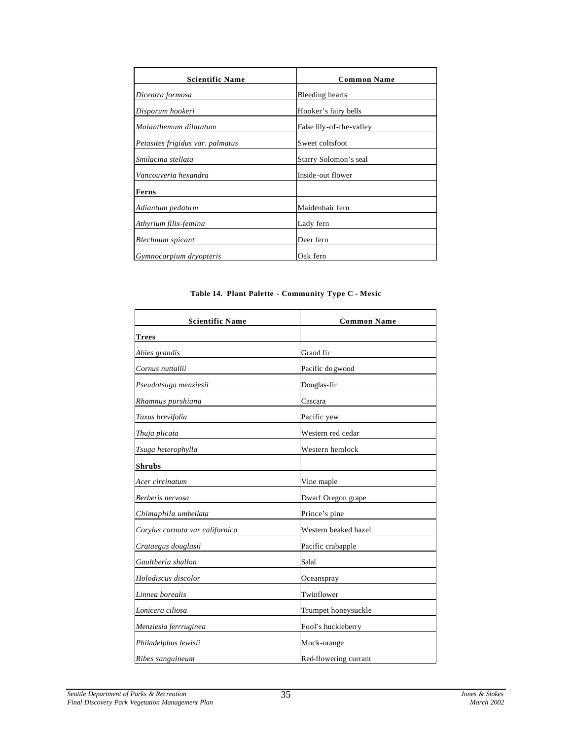| Scientific Name | Common Name |
|---|---|
| *Dicentra formosa* | Bleeding hearts |
| *Disporum hookeri* | Hooker's fairy bells |
| *Maianthemum dilatatum* | False lily-of-the-valley |
| *Petasites frigidus var. palmatus* | Sweet coltsfoot |
| *Smilacina stellata* | Starry Solomon's seal |
| *Vancouveria hexandra* | Inside-out flower |
| **Ferns** | |
| *Adiantum pedatum* | Maidenhair fern |
| *Athyrium filix-femina* | Lady fern |
| *Blechnum spicant* | Deer fern |
| *Gymnocarpium dryopteris* | Oak fern |

**Table 14. Plant Palette - Community Type C - Mesic**

| Scientific Name | Common Name |
|---|---|
| **Trees** | |
| *Abies grandis* | Grand fir |
| *Cornus nuttallii* | Pacific dogwood |
| *Pseudotsuga menziesii* | Douglas-fir |
| *Rhamnus purshiana* | Cascara |
| *Taxus brevifolia* | Pacific yew |
| *Thuja plicata* | Western red cedar |
| *Tsuga heterophylla* | Western hemlock |
| **Shrubs** | |
| *Acer circinatum* | Vine maple |
| *Berberis nervosa* | Dwarf Oregon grape |
| *Chimaphila umbellata* | Prince's pine |
| *Corylus cornuta var californica* | Western beaked hazel |
| *Crataegus douglasii* | Pacific crabapple |
| *Gaultheria shallon* | Salal |
| *Holodiscus discolor* | Oceanspray |
| *Linnea borealis* | Twinflower |
| *Lonicera ciliosa* | Trumpet honeysuckle |
| *Menziesia ferrruginea* | Fool's huckleberry |
| *Philadelphus lewisii* | Mock-orange |
| *Ribes sanguineum* | Red-flowering currant |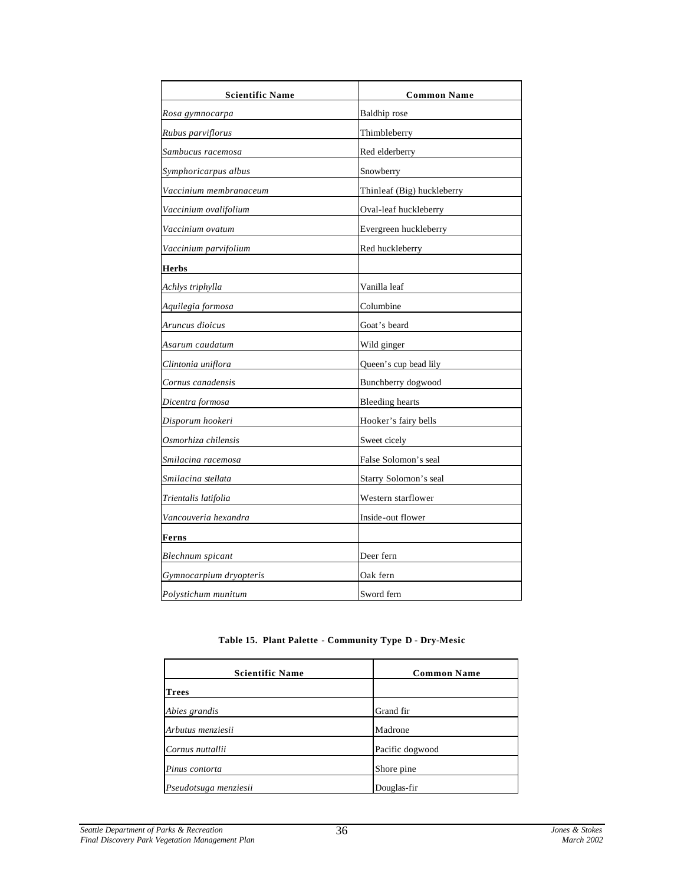| Scientific Name | Common Name |
|---|---|
| *Rosa gymnocarpa* | Baldhip rose |
| *Rubus parviflorus* | Thimbleberry |
| *Sambucus racemosa* | Red elderberry |
| *Symphoricarpus albus* | Snowberry |
| *Vaccinium membranaceum* | Thinleaf (Big) huckleberry |
| *Vaccinium ovalifolium* | Oval-leaf huckleberry |
| *Vaccinium ovatum* | Evergreen huckleberry |
| *Vaccinium parvifolium* | Red huckleberry |
| **Herbs** | |
| *Achlys triphylla* | Vanilla leaf |
| *Aquilegia formosa* | Columbine |
| *Aruncus dioicus* | Goat's beard |
| *Asarum caudatum* | Wild ginger |
| *Clintonia uniflora* | Queen's cup bead lily |
| *Cornus canadensis* | Bunchberry dogwood |
| *Dicentra formosa* | Bleeding hearts |
| *Disporum hookeri* | Hooker's fairy bells |
| *Osmorhiza chilensis* | Sweet cicely |
| *Smilacina racemosa* | False Solomon's seal |
| *Smilacina stellata* | Starry Solomon's seal |
| *Trientalis latifolia* | Western starflower |
| *Vancouveria hexandra* | Inside-out flower |
| **Ferns** | |
| *Blechnum spicant* | Deer fern |
| *Gymnocarpium dryopteris* | Oak fern |
| *Polystichum munitum* | Sword fern |

**Table 15. Plant Palette - Community Type D - Dry-Mesic**

| Scientific Name | Common Name |
|---|---|
| **Trees** | |
| *Abies grandis* | Grand fir |
| *Arbutus menziesii* | Madrone |
| *Cornus nuttallii* | Pacific dogwood |
| *Pinus contorta* | Shore pine |
| *Pseudotsuga menziesii* | Douglas-fir |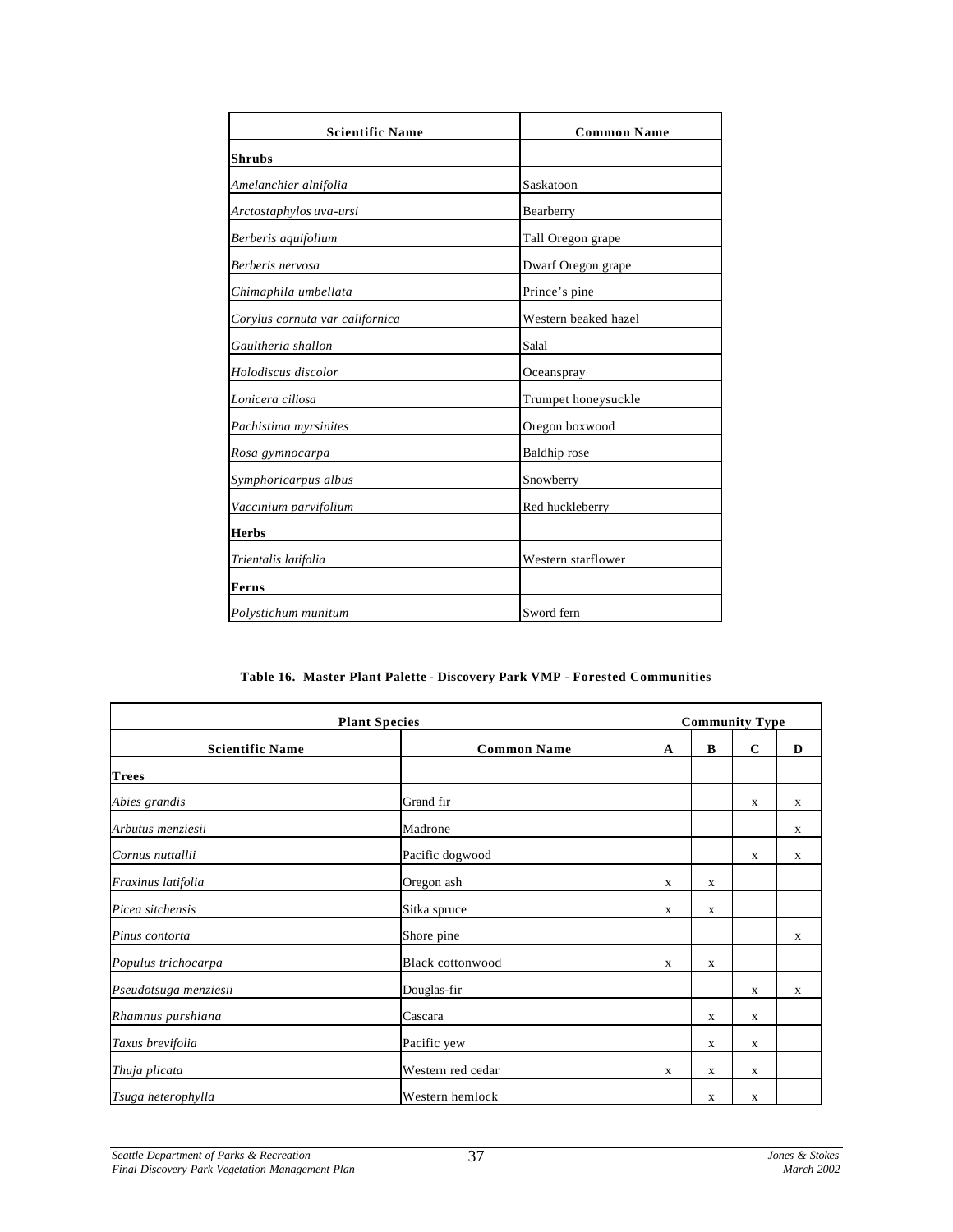| Scientific Name | Common Name |
|---|---|
| **Shrubs** | |
| *Amelanchier alnifolia* | Saskatoon |
| *Arctostaphylos uva-ursi* | Bearberry |
| *Berberis aquifolium* | Tall Oregon grape |
| *Berberis nervosa* | Dwarf Oregon grape |
| *Chimaphila umbellata* | Prince's pine |
| *Corylus cornuta var californica* | Western beaked hazel |
| *Gaultheria shallon* | Salal |
| *Holodiscus discolor* | Oceanspray |
| *Lonicera ciliosa* | Trumpet honeysuckle |
| *Pachistima myrsinites* | Oregon boxwood |
| *Rosa gymnocarpa* | Baldhip rose |
| *Symphoricarpus albus* | Snowberry |
| *Vaccinium parvifolium* | Red huckleberry |
| **Herbs** | |
| *Trientalis latifolia* | Western starflower |
| **Ferns** | |
| *Polystichum munitum* | Sword fern |

**Table 16. Master Plant Palette - Discovery Park VMP - Forested Communities**

| Plant Species | | Community Type | | | |
|---|---|---|---|---|---|
| **Scientific Name** | **Common Name** | **A** | **B** | **C** | **D** |
| **Trees** | | | | | |
| *Abies grandis* | Grand fir | | | x | x |
| *Arbutus menziesii* | Madrone | | | | x |
| *Cornus nuttallii* | Pacific dogwood | | | x | x |
| *Fraxinus latifolia* | Oregon ash | x | x | | |
| *Picea sitchensis* | Sitka spruce | x | x | | |
| *Pinus contorta* | Shore pine | | | | x |
| *Populus trichocarpa* | Black cottonwood | x | x | | |
| *Pseudotsuga menziesii* | Douglas-fir | | | x | x |
| *Rhamnus purshiana* | Cascara | | x | x | |
| *Taxus brevifolia* | Pacific yew | | x | x | |
| *Thuja plicata* | Western red cedar | x | x | x | |
| *Tsuga heterophylla* | Western hemlock | | x | x | |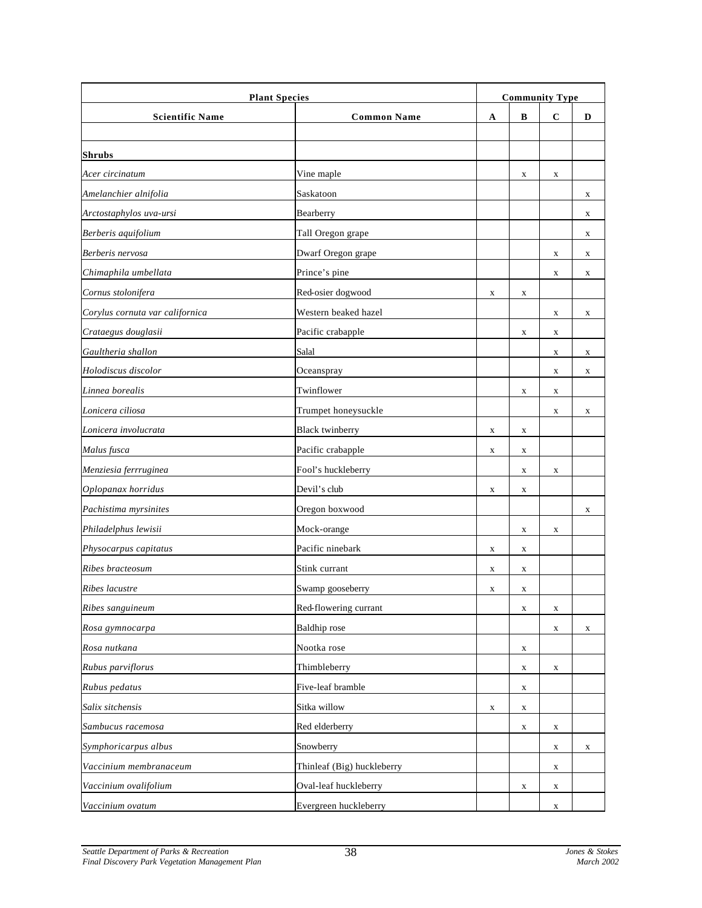| Plant Species | | Community Type | | | |
|---|---|---|---|---|---|
| **Scientific Name** | **Common Name** | **A** | **B** | **C** | **D** |
| | | | | | |
| **Shrubs** | | | | | |
| *Acer circinatum* | Vine maple | | x | x | |
| *Amelanchier alnifolia* | Saskatoon | | | | x |
| *Arctostaphylos uva-ursi* | Bearberry | | | | x |
| *Berberis aquifolium* | Tall Oregon grape | | | | x |
| *Berberis nervosa* | Dwarf Oregon grape | | | x | x |
| *Chimaphila umbellata* | Prince's pine | | | x | x |
| *Cornus stolonifera* | Red-osier dogwood | x | x | | |
| *Corylus cornuta var californica* | Western beaked hazel | | | x | x |
| *Crataegus douglasii* | Pacific crabapple | | x | x | |
| *Gaultheria shallon* | Salal | | | x | x |
| *Holodiscus discolor* | Oceanspray | | | x | x |
| *Linnea borealis* | Twinflower | | x | x | |
| *Lonicera ciliosa* | Trumpet honeysuckle | | | x | x |
| *Lonicera involucrata* | Black twinberry | x | x | | |
| *Malus fusca* | Pacific crabapple | x | x | | |
| *Menziesia ferrruginea* | Fool's huckleberry | | x | x | |
| *Oplopanax horridus* | Devil's club | x | x | | |
| *Pachistima myrsinites* | Oregon boxwood | | | | x |
| *Philadelphus lewisii* | Mock-orange | | x | x | |
| *Physocarpus capitatus* | Pacific ninebark | x | x | | |
| *Ribes bracteosum* | Stink currant | x | x | | |
| *Ribes lacustre* | Swamp gooseberry | x | x | | |
| *Ribes sanguineum* | Red-flowering currant | | x | x | |
| *Rosa gymnocarpa* | Baldhip rose | | | x | x |
| *Rosa nutkana* | Nootka rose | | x | | |
| *Rubus parviflorus* | Thimbleberry | | x | x | |
| *Rubus pedatus* | Five-leaf bramble | | x | | |
| *Salix sitchensis* | Sitka willow | x | x | | |
| *Sambucus racemosa* | Red elderberry | | x | x | |
| *Symphoricarpus albus* | Snowberry | | | x | x |
| *Vaccinium membranaceum* | Thinleaf (Big) huckleberry | | | x | |
| *Vaccinium ovalifolium* | Oval-leaf huckleberry | | x | x | |
| *Vaccinium ovatum* | Evergreen huckleberry | | | x | |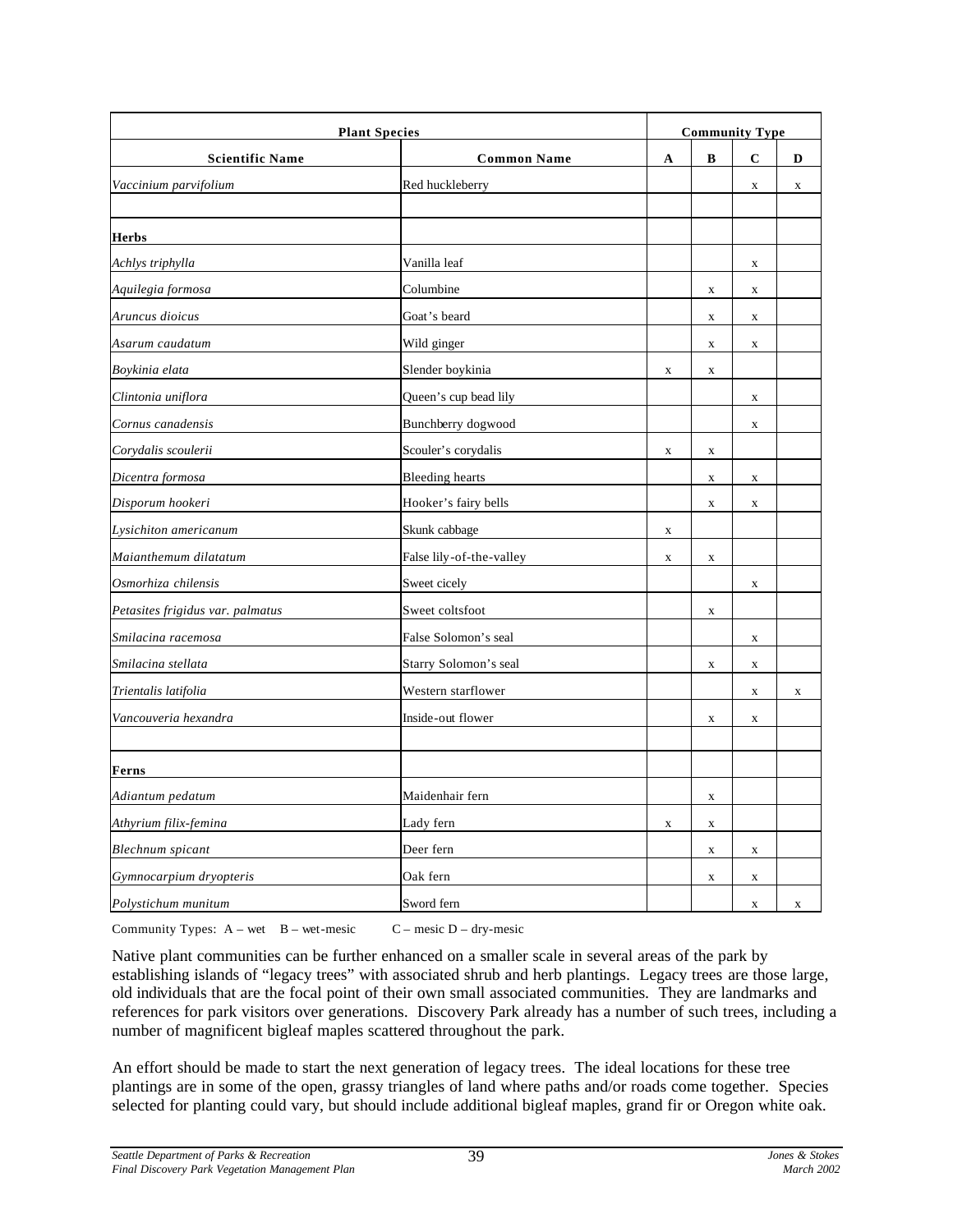| Plant Species | | Community Type | | | |
|---|---|---|---|---|---|
| **Scientific Name** | **Common Name** | **A** | **B** | **C** | **D** |
| *Vaccinium parvifolium* | Red huckleberry | | | x | x |
| | | | | | |
| **Herbs** | | | | | |
| *Achlys triphylla* | Vanilla leaf | | | x | |
| *Aquilegia formosa* | Columbine | | x | x | |
| *Aruncus dioicus* | Goat's beard | | x | x | |
| *Asarum caudatum* | Wild ginger | | x | x | |
| *Boykinia elata* | Slender boykinia | x | x | | |
| *Clintonia uniflora* | Queen's cup bead lily | | | x | |
| *Cornus canadensis* | Bunchberry dogwood | | | x | |
| *Corydalis scoulerii* | Scouler's corydalis | x | x | | |
| *Dicentra formosa* | Bleeding hearts | | x | x | |
| *Disporum hookeri* | Hooker's fairy bells | | x | x | |
| *Lysichiton americanum* | Skunk cabbage | x | | | |
| *Maianthemum dilatatum* | False lily-of-the-valley | x | x | | |
| *Osmorhiza chilensis* | Sweet cicely | | | x | |
| *Petasites frigidus var. palmatus* | Sweet coltsfoot | | x | | |
| *Smilacina racemosa* | False Solomon's seal | | | x | |
| *Smilacina stellata* | Starry Solomon's seal | | x | x | |
| *Trientalis latifolia* | Western starflower | | | x | x |
| *Vancouveria hexandra* | Inside-out flower | | x | x | |
| | | | | | |
| **Ferns** | | | | | |
| *Adiantum pedatum* | Maidenhair fern | | x | | |
| *Athyrium filix-femina* | Lady fern | x | x | | |
| *Blechnum spicant* | Deer fern | | x | x | |
| *Gymnocarpium dryopteris* | Oak fern | | x | x | |
| *Polystichum munitum* | Sword fern | | | x | x |

Community Types: A – wet B – wet-mesic C – mesic D – dry-mesic

Native plant communities can be further enhanced on a smaller scale in several areas of the park by establishing islands of "legacy trees" with associated shrub and herb plantings. Legacy trees are those large, old individuals that are the focal point of their own small associated communities. They are landmarks and references for park visitors over generations. Discovery Park already has a number of such trees, including a number of magnificent bigleaf maples scattered throughout the park.

An effort should be made to start the next generation of legacy trees. The ideal locations for these tree plantings are in some of the open, grassy triangles of land where paths and/or roads come together. Species selected for planting could vary, but should include additional bigleaf maples, grand fir or Oregon white oak.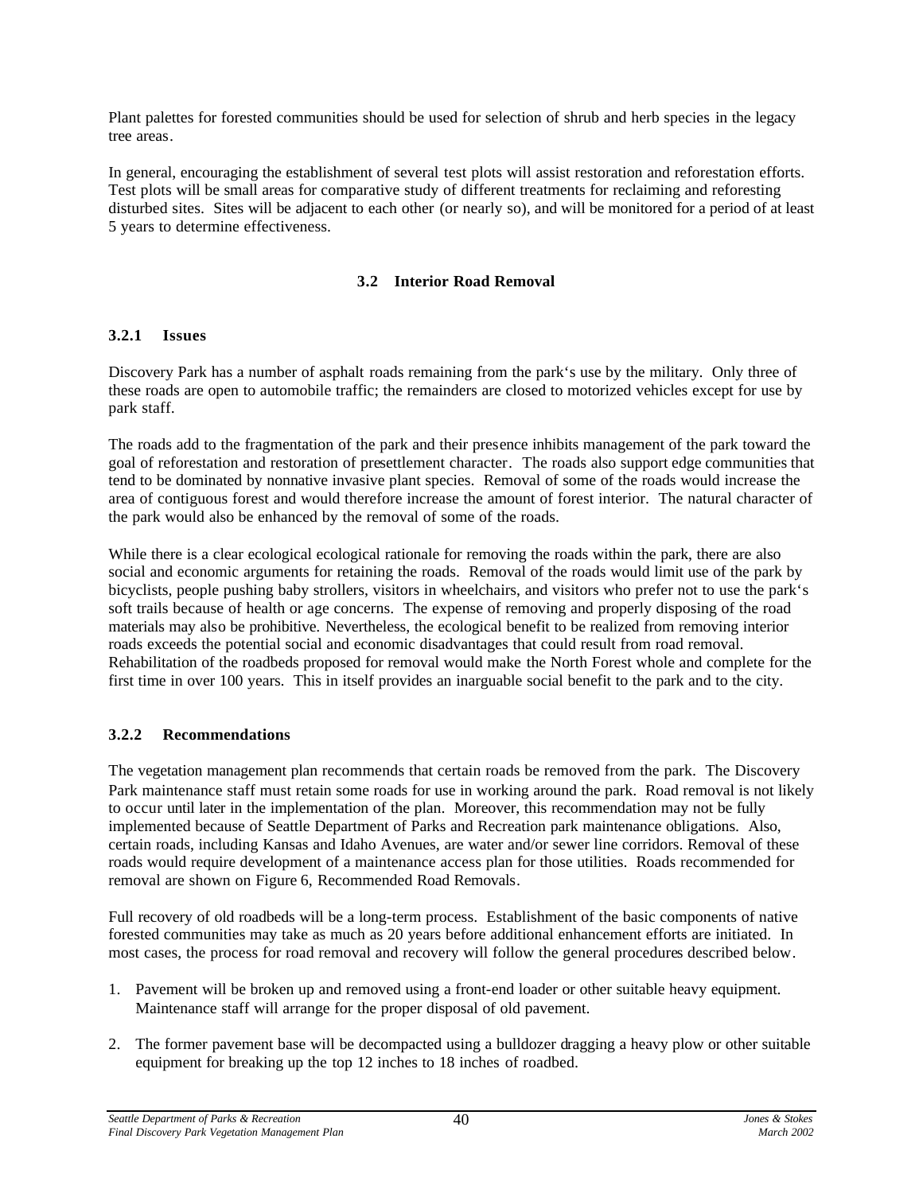Plant palettes for forested communities should be used for selection of shrub and herb species in the legacy tree areas.

In general, encouraging the establishment of several test plots will assist restoration and reforestation efforts. Test plots will be small areas for comparative study of different treatments for reclaiming and reforesting disturbed sites. Sites will be adjacent to each other (or nearly so), and will be monitored for a period of at least 5 years to determine effectiveness.

## 3.2 Interior Road Removal

### 3.2.1 Issues

Discovery Park has a number of asphalt roads remaining from the park's use by the military. Only three of these roads are open to automobile traffic; the remainders are closed to motorized vehicles except for use by park staff.

The roads add to the fragmentation of the park and their presence inhibits management of the park toward the goal of reforestation and restoration of presettlement character. The roads also support edge communities that tend to be dominated by nonnative invasive plant species. Removal of some of the roads would increase the area of contiguous forest and would therefore increase the amount of forest interior. The natural character of the park would also be enhanced by the removal of some of the roads.

While there is a clear ecological ecological rationale for removing the roads within the park, there are also social and economic arguments for retaining the roads. Removal of the roads would limit use of the park by bicyclists, people pushing baby strollers, visitors in wheelchairs, and visitors who prefer not to use the park's soft trails because of health or age concerns. The expense of removing and properly disposing of the road materials may also be prohibitive. Nevertheless, the ecological benefit to be realized from removing interior roads exceeds the potential social and economic disadvantages that could result from road removal. Rehabilitation of the roadbeds proposed for removal would make the North Forest whole and complete for the first time in over 100 years. This in itself provides an inarguable social benefit to the park and to the city.

### 3.2.2 Recommendations

The vegetation management plan recommends that certain roads be removed from the park. The Discovery Park maintenance staff must retain some roads for use in working around the park. Road removal is not likely to occur until later in the implementation of the plan. Moreover, this recommendation may not be fully implemented because of Seattle Department of Parks and Recreation park maintenance obligations. Also, certain roads, including Kansas and Idaho Avenues, are water and/or sewer line corridors. Removal of these roads would require development of a maintenance access plan for those utilities. Roads recommended for removal are shown on Figure 6, Recommended Road Removals.

Full recovery of old roadbeds will be a long-term process. Establishment of the basic components of native forested communities may take as much as 20 years before additional enhancement efforts are initiated. In most cases, the process for road removal and recovery will follow the general procedures described below.

1. Pavement will be broken up and removed using a front-end loader or other suitable heavy equipment. Maintenance staff will arrange for the proper disposal of old pavement.

2. The former pavement base will be decompacted using a bulldozer dragging a heavy plow or other suitable equipment for breaking up the top 12 inches to 18 inches of roadbed.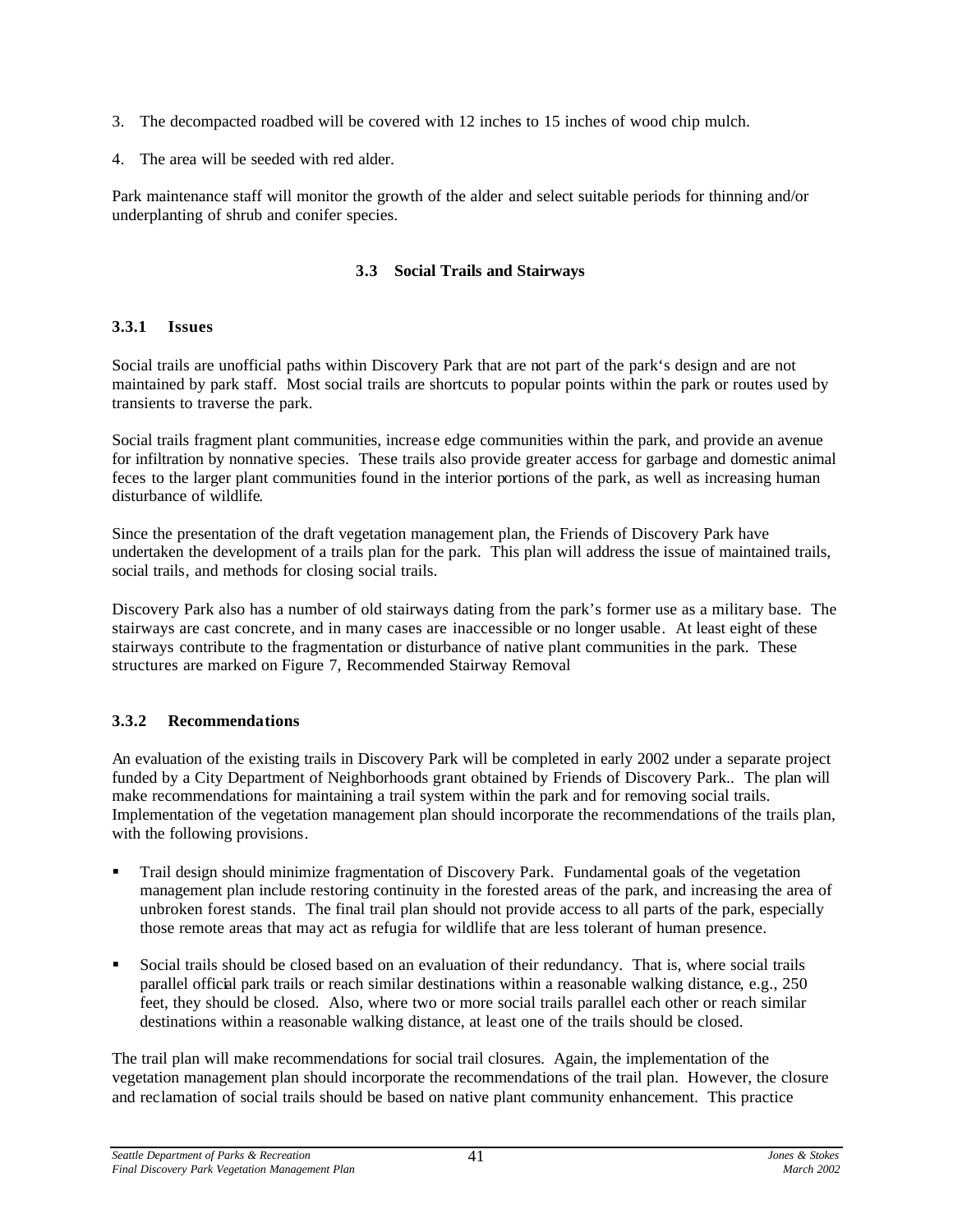3. The decompacted roadbed will be covered with 12 inches to 15 inches of wood chip mulch.

4. The area will be seeded with red alder.

Park maintenance staff will monitor the growth of the alder and select suitable periods for thinning and/or underplanting of shrub and conifer species.

## 3.3 Social Trails and Stairways

### 3.3.1 Issues

Social trails are unofficial paths within Discovery Park that are not part of the park's design and are not maintained by park staff. Most social trails are shortcuts to popular points within the park or routes used by transients to traverse the park.

Social trails fragment plant communities, increase edge communities within the park, and provide an avenue for infiltration by nonnative species. These trails also provide greater access for garbage and domestic animal feces to the larger plant communities found in the interior portions of the park, as well as increasing human disturbance of wildlife.

Since the presentation of the draft vegetation management plan, the Friends of Discovery Park have undertaken the development of a trails plan for the park. This plan will address the issue of maintained trails, social trails, and methods for closing social trails.

Discovery Park also has a number of old stairways dating from the park's former use as a military base. The stairways are cast concrete, and in many cases are inaccessible or no longer usable. At least eight of these stairways contribute to the fragmentation or disturbance of native plant communities in the park. These structures are marked on Figure 7, Recommended Stairway Removal

### 3.3.2 Recommendations

An evaluation of the existing trails in Discovery Park will be completed in early 2002 under a separate project funded by a City Department of Neighborhoods grant obtained by Friends of Discovery Park.. The plan will make recommendations for maintaining a trail system within the park and for removing social trails. Implementation of the vegetation management plan should incorporate the recommendations of the trails plan, with the following provisions.

- Trail design should minimize fragmentation of Discovery Park. Fundamental goals of the vegetation management plan include restoring continuity in the forested areas of the park, and increasing the area of unbroken forest stands. The final trail plan should not provide access to all parts of the park, especially those remote areas that may act as refugia for wildlife that are less tolerant of human presence.

- Social trails should be closed based on an evaluation of their redundancy. That is, where social trails parallel official park trails or reach similar destinations within a reasonable walking distance, e.g., 250 feet, they should be closed. Also, where two or more social trails parallel each other or reach similar destinations within a reasonable walking distance, at least one of the trails should be closed.

The trail plan will make recommendations for social trail closures. Again, the implementation of the vegetation management plan should incorporate the recommendations of the trail plan. However, the closure and reclamation of social trails should be based on native plant community enhancement. This practice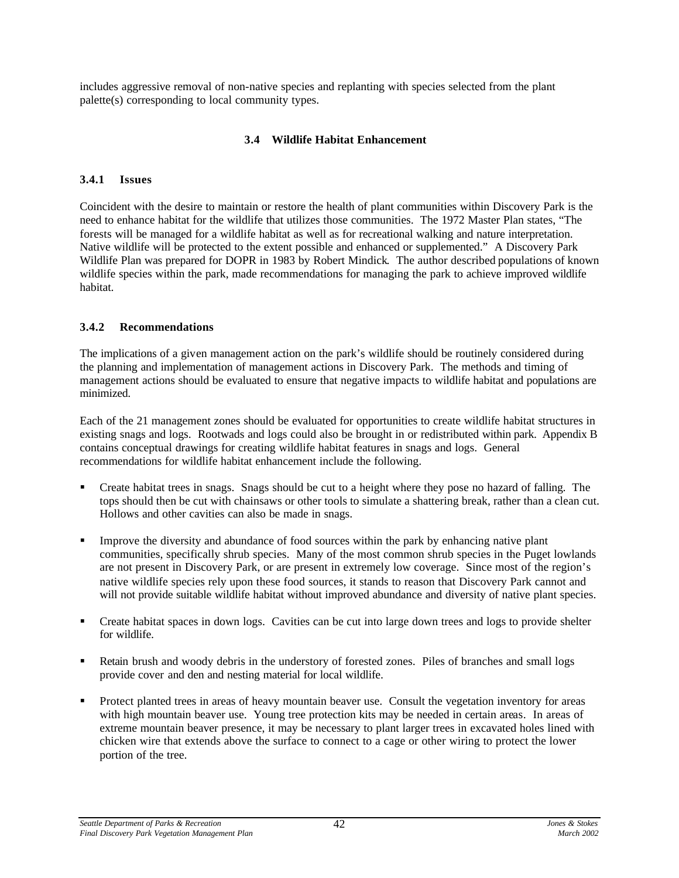includes aggressive removal of non-native species and replanting with species selected from the plant palette(s) corresponding to local community types.

## 3.4 Wildlife Habitat Enhancement

### 3.4.1 Issues

Coincident with the desire to maintain or restore the health of plant communities within Discovery Park is the need to enhance habitat for the wildlife that utilizes those communities. The 1972 Master Plan states, "The forests will be managed for a wildlife habitat as well as for recreational walking and nature interpretation. Native wildlife will be protected to the extent possible and enhanced or supplemented." A Discovery Park Wildlife Plan was prepared for DOPR in 1983 by Robert Mindick. The author described populations of known wildlife species within the park, made recommendations for managing the park to achieve improved wildlife habitat.

### 3.4.2 Recommendations

The implications of a given management action on the park's wildlife should be routinely considered during the planning and implementation of management actions in Discovery Park. The methods and timing of management actions should be evaluated to ensure that negative impacts to wildlife habitat and populations are minimized.

Each of the 21 management zones should be evaluated for opportunities to create wildlife habitat structures in existing snags and logs. Rootwads and logs could also be brought in or redistributed within park. Appendix B contains conceptual drawings for creating wildlife habitat features in snags and logs. General recommendations for wildlife habitat enhancement include the following.

- Create habitat trees in snags. Snags should be cut to a height where they pose no hazard of falling. The tops should then be cut with chainsaws or other tools to simulate a shattering break, rather than a clean cut. Hollows and other cavities can also be made in snags.
- Improve the diversity and abundance of food sources within the park by enhancing native plant communities, specifically shrub species. Many of the most common shrub species in the Puget lowlands are not present in Discovery Park, or are present in extremely low coverage. Since most of the region's native wildlife species rely upon these food sources, it stands to reason that Discovery Park cannot and will not provide suitable wildlife habitat without improved abundance and diversity of native plant species.
- Create habitat spaces in down logs. Cavities can be cut into large down trees and logs to provide shelter for wildlife.
- Retain brush and woody debris in the understory of forested zones. Piles of branches and small logs provide cover and den and nesting material for local wildlife.
- Protect planted trees in areas of heavy mountain beaver use. Consult the vegetation inventory for areas with high mountain beaver use. Young tree protection kits may be needed in certain areas. In areas of extreme mountain beaver presence, it may be necessary to plant larger trees in excavated holes lined with chicken wire that extends above the surface to connect to a cage or other wiring to protect the lower portion of the tree.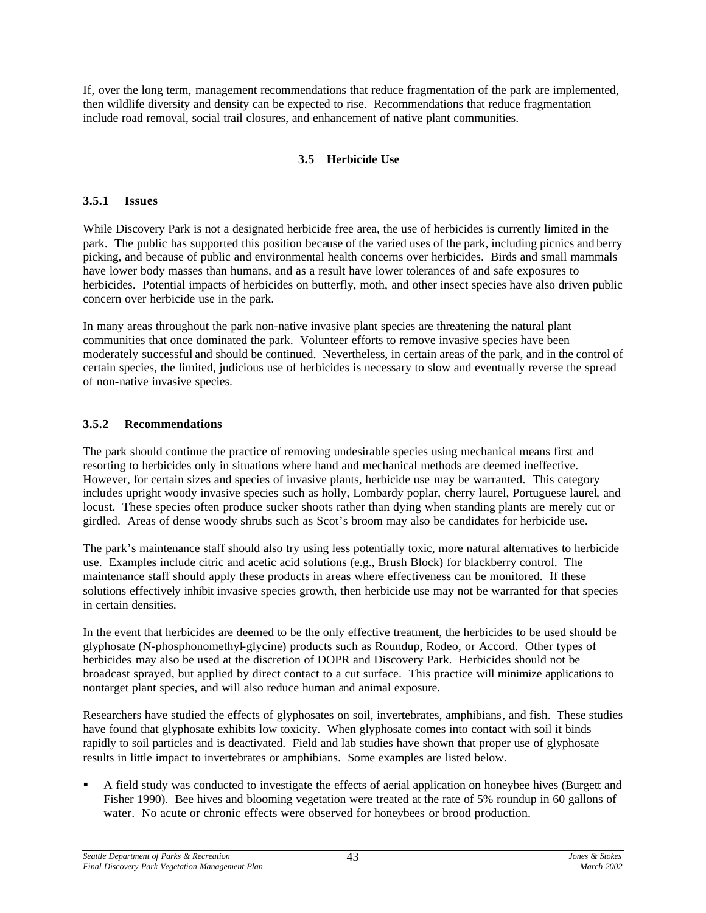If, over the long term, management recommendations that reduce fragmentation of the park are implemented, then wildlife diversity and density can be expected to rise. Recommendations that reduce fragmentation include road removal, social trail closures, and enhancement of native plant communities.

## 3.5 Herbicide Use

### 3.5.1 Issues

While Discovery Park is not a designated herbicide free area, the use of herbicides is currently limited in the park. The public has supported this position because of the varied uses of the park, including picnics and berry picking, and because of public and environmental health concerns over herbicides. Birds and small mammals have lower body masses than humans, and as a result have lower tolerances of and safe exposures to herbicides. Potential impacts of herbicides on butterfly, moth, and other insect species have also driven public concern over herbicide use in the park.

In many areas throughout the park non-native invasive plant species are threatening the natural plant communities that once dominated the park. Volunteer efforts to remove invasive species have been moderately successful and should be continued. Nevertheless, in certain areas of the park, and in the control of certain species, the limited, judicious use of herbicides is necessary to slow and eventually reverse the spread of non-native invasive species.

### 3.5.2 Recommendations

The park should continue the practice of removing undesirable species using mechanical means first and resorting to herbicides only in situations where hand and mechanical methods are deemed ineffective. However, for certain sizes and species of invasive plants, herbicide use may be warranted. This category includes upright woody invasive species such as holly, Lombardy poplar, cherry laurel, Portuguese laurel, and locust. These species often produce sucker shoots rather than dying when standing plants are merely cut or girdled. Areas of dense woody shrubs such as Scot's broom may also be candidates for herbicide use.

The park's maintenance staff should also try using less potentially toxic, more natural alternatives to herbicide use. Examples include citric and acetic acid solutions (e.g., Brush Block) for blackberry control. The maintenance staff should apply these products in areas where effectiveness can be monitored. If these solutions effectively inhibit invasive species growth, then herbicide use may not be warranted for that species in certain densities.

In the event that herbicides are deemed to be the only effective treatment, the herbicides to be used should be glyphosate (N-phosphonomethyl-glycine) products such as Roundup, Rodeo, or Accord. Other types of herbicides may also be used at the discretion of DOPR and Discovery Park. Herbicides should not be broadcast sprayed, but applied by direct contact to a cut surface. This practice will minimize applications to nontarget plant species, and will also reduce human and animal exposure.

Researchers have studied the effects of glyphosates on soil, invertebrates, amphibians, and fish. These studies have found that glyphosate exhibits low toxicity. When glyphosate comes into contact with soil it binds rapidly to soil particles and is deactivated. Field and lab studies have shown that proper use of glyphosate results in little impact to invertebrates or amphibians. Some examples are listed below.

- A field study was conducted to investigate the effects of aerial application on honeybee hives (Burgett and Fisher 1990). Bee hives and blooming vegetation were treated at the rate of 5% roundup in 60 gallons of water. No acute or chronic effects were observed for honeybees or brood production.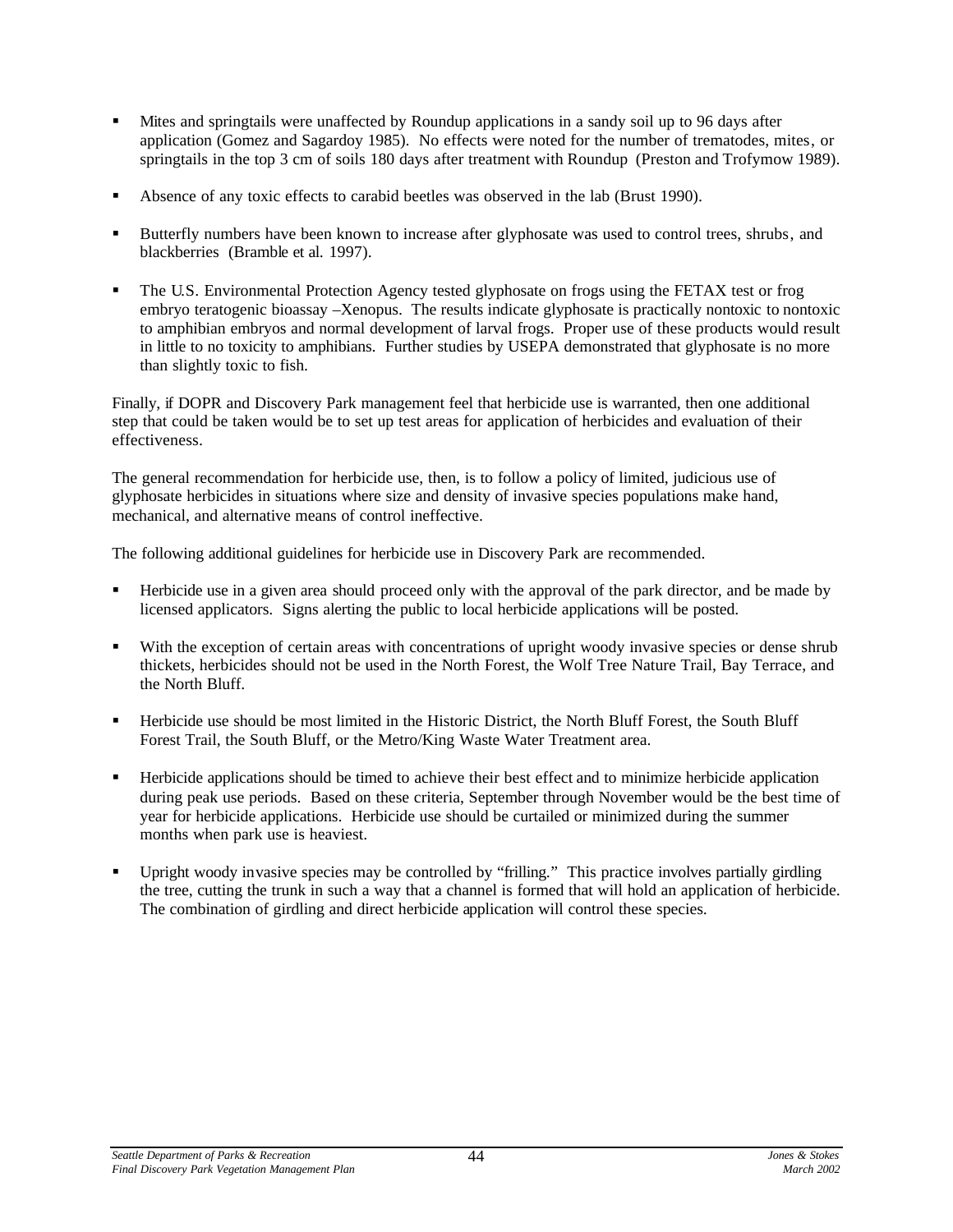- Mites and springtails were unaffected by Roundup applications in a sandy soil up to 96 days after application (Gomez and Sagardoy 1985). No effects were noted for the number of trematodes, mites, or springtails in the top 3 cm of soils 180 days after treatment with Roundup (Preston and Trofymow 1989).

- Absence of any toxic effects to carabid beetles was observed in the lab (Brust 1990).

- Butterfly numbers have been known to increase after glyphosate was used to control trees, shrubs, and blackberries (Bramble et al. 1997).

- The U.S. Environmental Protection Agency tested glyphosate on frogs using the FETAX test or frog embryo teratogenic bioassay –Xenopus. The results indicate glyphosate is practically nontoxic to nontoxic to amphibian embryos and normal development of larval frogs. Proper use of these products would result in little to no toxicity to amphibians. Further studies by USEPA demonstrated that glyphosate is no more than slightly toxic to fish.

Finally, if DOPR and Discovery Park management feel that herbicide use is warranted, then one additional step that could be taken would be to set up test areas for application of herbicides and evaluation of their effectiveness.

The general recommendation for herbicide use, then, is to follow a policy of limited, judicious use of glyphosate herbicides in situations where size and density of invasive species populations make hand, mechanical, and alternative means of control ineffective.

The following additional guidelines for herbicide use in Discovery Park are recommended.

- Herbicide use in a given area should proceed only with the approval of the park director, and be made by licensed applicators. Signs alerting the public to local herbicide applications will be posted.

- With the exception of certain areas with concentrations of upright woody invasive species or dense shrub thickets, herbicides should not be used in the North Forest, the Wolf Tree Nature Trail, Bay Terrace, and the North Bluff.

- Herbicide use should be most limited in the Historic District, the North Bluff Forest, the South Bluff Forest Trail, the South Bluff, or the Metro/King Waste Water Treatment area.

- Herbicide applications should be timed to achieve their best effect and to minimize herbicide application during peak use periods. Based on these criteria, September through November would be the best time of year for herbicide applications. Herbicide use should be curtailed or minimized during the summer months when park use is heaviest.

- Upright woody invasive species may be controlled by "frilling." This practice involves partially girdling the tree, cutting the trunk in such a way that a channel is formed that will hold an application of herbicide. The combination of girdling and direct herbicide application will control these species.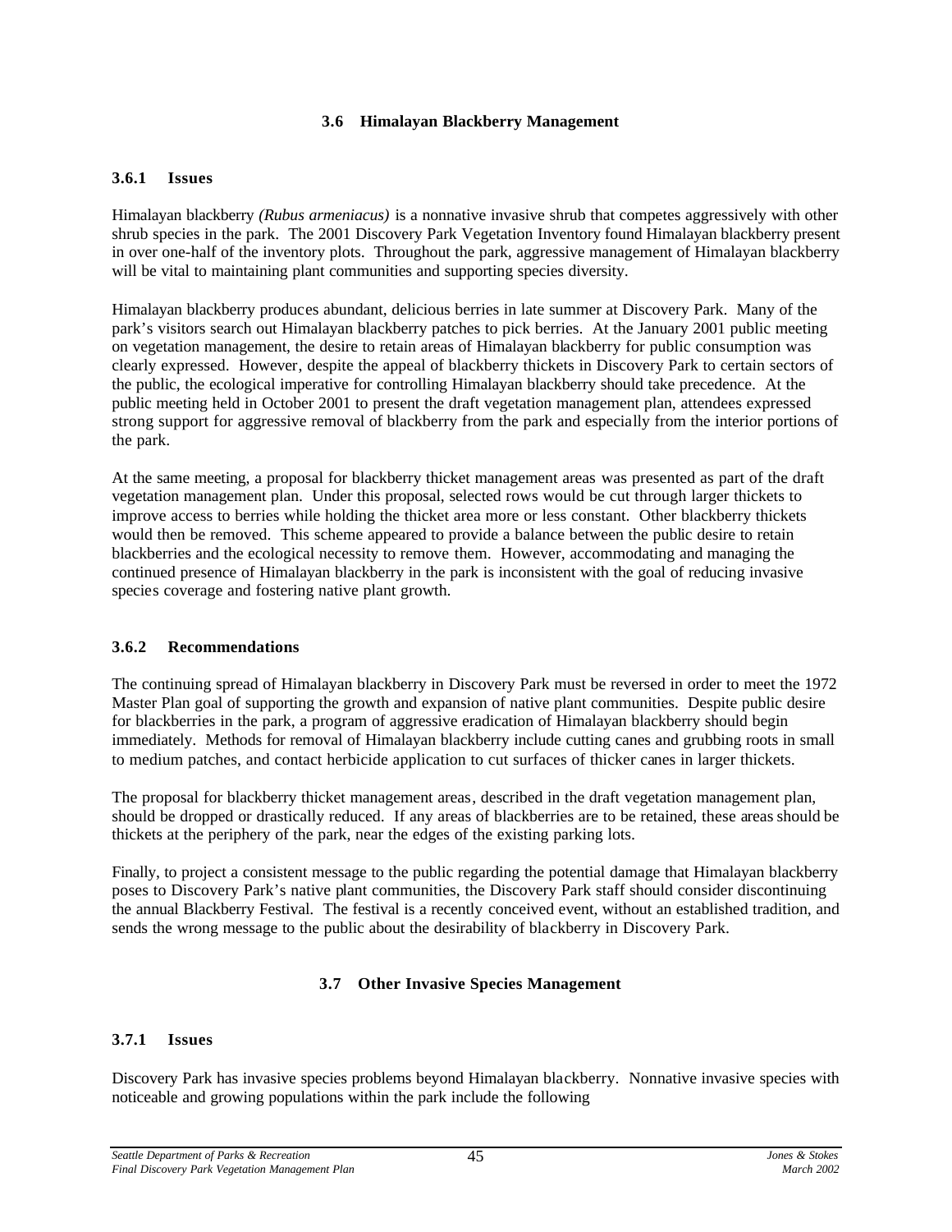## 3.6 Himalayan Blackberry Management

### 3.6.1 Issues

Himalayan blackberry *(Rubus armeniacus)* is a nonnative invasive shrub that competes aggressively with other shrub species in the park. The 2001 Discovery Park Vegetation Inventory found Himalayan blackberry present in over one-half of the inventory plots. Throughout the park, aggressive management of Himalayan blackberry will be vital to maintaining plant communities and supporting species diversity.

Himalayan blackberry produces abundant, delicious berries in late summer at Discovery Park. Many of the park's visitors search out Himalayan blackberry patches to pick berries. At the January 2001 public meeting on vegetation management, the desire to retain areas of Himalayan blackberry for public consumption was clearly expressed. However, despite the appeal of blackberry thickets in Discovery Park to certain sectors of the public, the ecological imperative for controlling Himalayan blackberry should take precedence. At the public meeting held in October 2001 to present the draft vegetation management plan, attendees expressed strong support for aggressive removal of blackberry from the park and especially from the interior portions of the park.

At the same meeting, a proposal for blackberry thicket management areas was presented as part of the draft vegetation management plan. Under this proposal, selected rows would be cut through larger thickets to improve access to berries while holding the thicket area more or less constant. Other blackberry thickets would then be removed. This scheme appeared to provide a balance between the public desire to retain blackberries and the ecological necessity to remove them. However, accommodating and managing the continued presence of Himalayan blackberry in the park is inconsistent with the goal of reducing invasive species coverage and fostering native plant growth.

### 3.6.2 Recommendations

The continuing spread of Himalayan blackberry in Discovery Park must be reversed in order to meet the 1972 Master Plan goal of supporting the growth and expansion of native plant communities. Despite public desire for blackberries in the park, a program of aggressive eradication of Himalayan blackberry should begin immediately. Methods for removal of Himalayan blackberry include cutting canes and grubbing roots in small to medium patches, and contact herbicide application to cut surfaces of thicker canes in larger thickets.

The proposal for blackberry thicket management areas, described in the draft vegetation management plan, should be dropped or drastically reduced. If any areas of blackberries are to be retained, these areas should be thickets at the periphery of the park, near the edges of the existing parking lots.

Finally, to project a consistent message to the public regarding the potential damage that Himalayan blackberry poses to Discovery Park's native plant communities, the Discovery Park staff should consider discontinuing the annual Blackberry Festival. The festival is a recently conceived event, without an established tradition, and sends the wrong message to the public about the desirability of blackberry in Discovery Park.

## 3.7 Other Invasive Species Management

### 3.7.1 Issues

Discovery Park has invasive species problems beyond Himalayan blackberry. Nonnative invasive species with noticeable and growing populations within the park include the following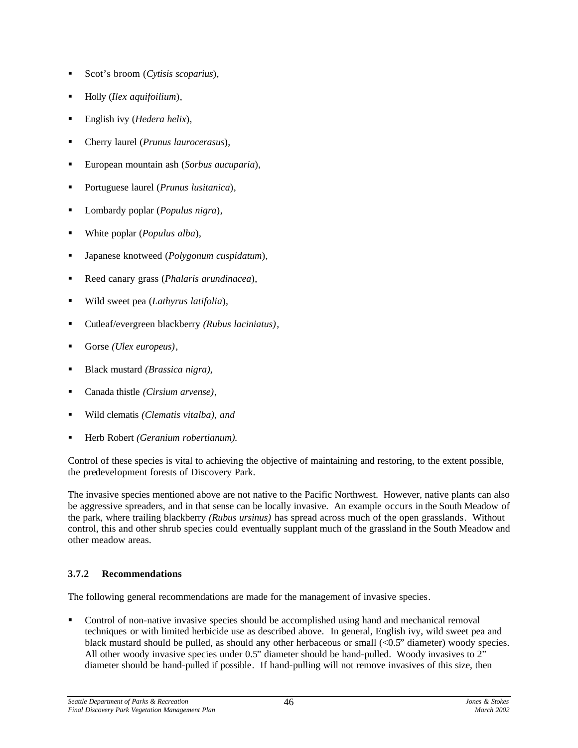- Scot's broom (*Cytisis scoparius*),
- Holly (*Ilex aquifoilium*),
- English ivy (*Hedera helix*),
- Cherry laurel (*Prunus laurocerasus*),
- European mountain ash (*Sorbus aucuparia*),
- Portuguese laurel (*Prunus lusitanica*),
- Lombardy poplar (*Populus nigra*),
- White poplar (*Populus alba*),
- Japanese knotweed (*Polygonum cuspidatum*),
- Reed canary grass (*Phalaris arundinacea*),
- Wild sweet pea (*Lathyrus latifolia*),
- Cutleaf/evergreen blackberry *(Rubus laciniatus)*,
- Gorse *(Ulex europeus)*,
- Black mustard *(Brassica nigra)*,
- Canada thistle *(Cirsium arvense)*,
- Wild clematis *(Clematis vitalba), and*
- Herb Robert *(Geranium robertianum).*

Control of these species is vital to achieving the objective of maintaining and restoring, to the extent possible, the predevelopment forests of Discovery Park.

The invasive species mentioned above are not native to the Pacific Northwest. However, native plants can also be aggressive spreaders, and in that sense can be locally invasive. An example occurs in the South Meadow of the park, where trailing blackberry *(Rubus ursinus)* has spread across much of the open grasslands. Without control, this and other shrub species could eventually supplant much of the grassland in the South Meadow and other meadow areas.

### 3.7.2 Recommendations

The following general recommendations are made for the management of invasive species.

- Control of non-native invasive species should be accomplished using hand and mechanical removal techniques or with limited herbicide use as described above. In general, English ivy, wild sweet pea and black mustard should be pulled, as should any other herbaceous or small (<0.5" diameter) woody species. All other woody invasive species under 0.5" diameter should be hand-pulled. Woody invasives to 2" diameter should be hand-pulled if possible. If hand-pulling will not remove invasives of this size, then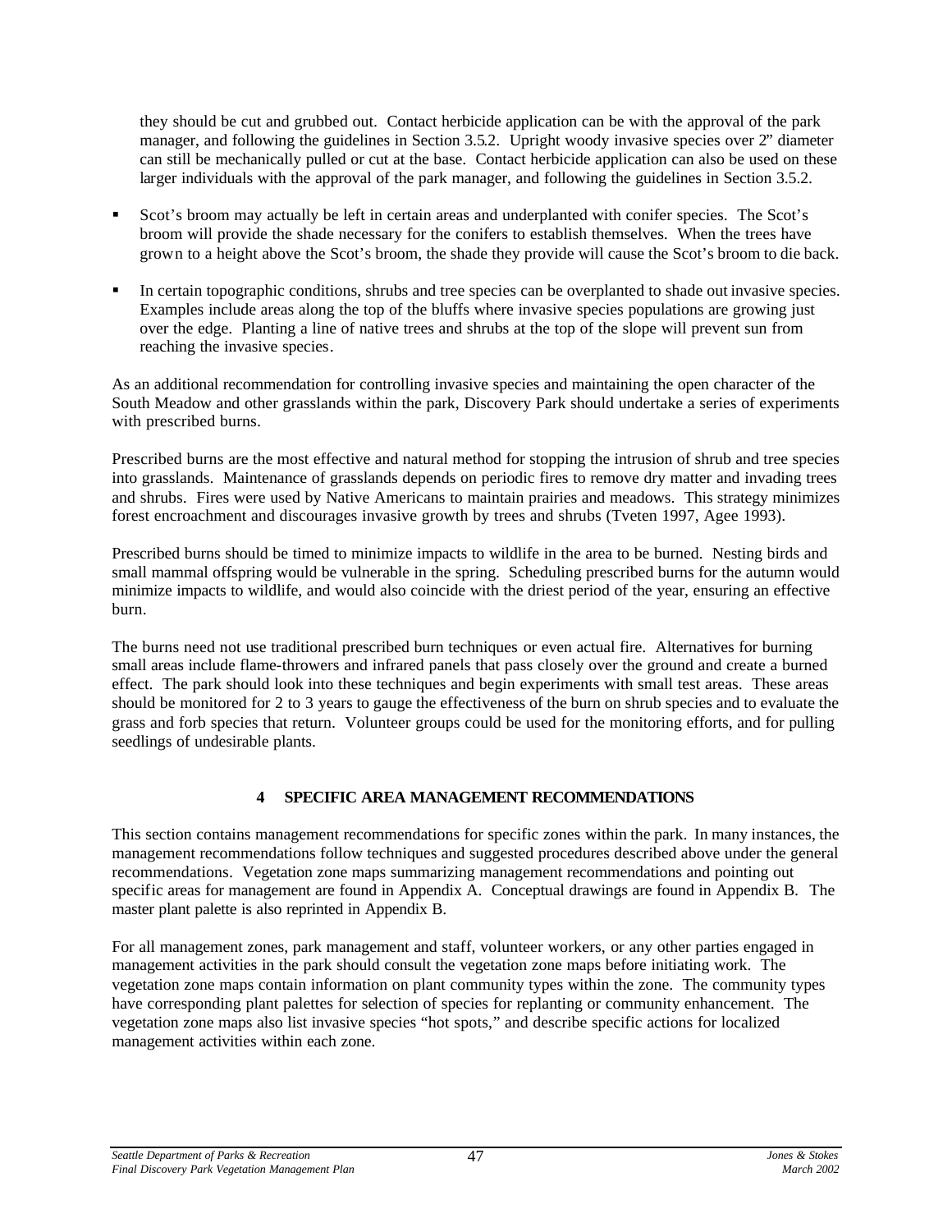they should be cut and grubbed out. Contact herbicide application can be with the approval of the park manager, and following the guidelines in Section 3.5.2. Upright woody invasive species over 2" diameter can still be mechanically pulled or cut at the base. Contact herbicide application can also be used on these larger individuals with the approval of the park manager, and following the guidelines in Section 3.5.2.

- Scot's broom may actually be left in certain areas and underplanted with conifer species. The Scot's broom will provide the shade necessary for the conifers to establish themselves. When the trees have grown to a height above the Scot's broom, the shade they provide will cause the Scot's broom to die back.
- In certain topographic conditions, shrubs and tree species can be overplanted to shade out invasive species. Examples include areas along the top of the bluffs where invasive species populations are growing just over the edge. Planting a line of native trees and shrubs at the top of the slope will prevent sun from reaching the invasive species.

As an additional recommendation for controlling invasive species and maintaining the open character of the South Meadow and other grasslands within the park, Discovery Park should undertake a series of experiments with prescribed burns.

Prescribed burns are the most effective and natural method for stopping the intrusion of shrub and tree species into grasslands. Maintenance of grasslands depends on periodic fires to remove dry matter and invading trees and shrubs. Fires were used by Native Americans to maintain prairies and meadows. This strategy minimizes forest encroachment and discourages invasive growth by trees and shrubs (Tveten 1997, Agee 1993).

Prescribed burns should be timed to minimize impacts to wildlife in the area to be burned. Nesting birds and small mammal offspring would be vulnerable in the spring. Scheduling prescribed burns for the autumn would minimize impacts to wildlife, and would also coincide with the driest period of the year, ensuring an effective burn.

The burns need not use traditional prescribed burn techniques or even actual fire. Alternatives for burning small areas include flame-throwers and infrared panels that pass closely over the ground and create a burned effect. The park should look into these techniques and begin experiments with small test areas. These areas should be monitored for 2 to 3 years to gauge the effectiveness of the burn on shrub species and to evaluate the grass and forb species that return. Volunteer groups could be used for the monitoring efforts, and for pulling seedlings of undesirable plants.

# 4 SPECIFIC AREA MANAGEMENT RECOMMENDATIONS

This section contains management recommendations for specific zones within the park. In many instances, the management recommendations follow techniques and suggested procedures described above under the general recommendations. Vegetation zone maps summarizing management recommendations and pointing out specific areas for management are found in Appendix A. Conceptual drawings are found in Appendix B. The master plant palette is also reprinted in Appendix B.

For all management zones, park management and staff, volunteer workers, or any other parties engaged in management activities in the park should consult the vegetation zone maps before initiating work. The vegetation zone maps contain information on plant community types within the zone. The community types have corresponding plant palettes for selection of species for replanting or community enhancement. The vegetation zone maps also list invasive species "hot spots," and describe specific actions for localized management activities within each zone.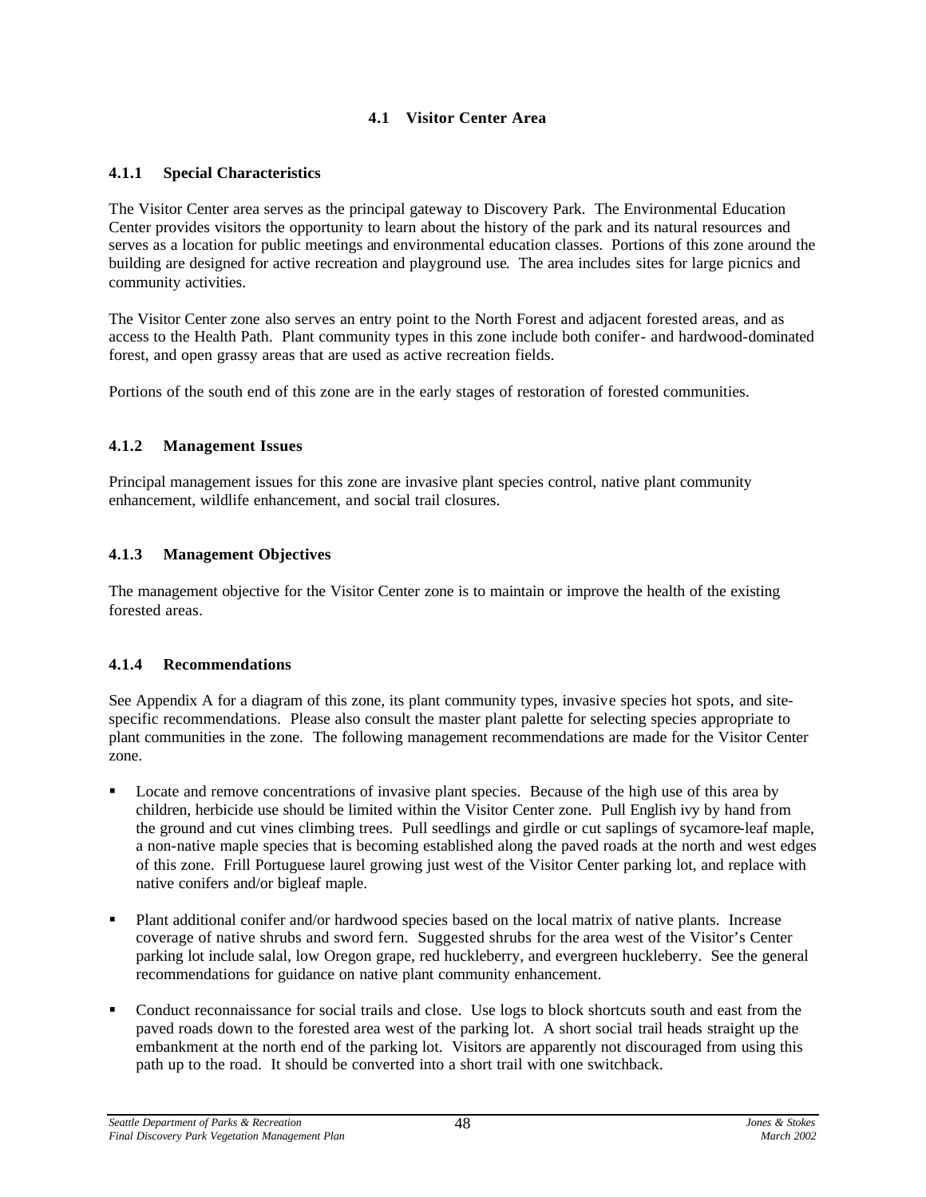## 4.1 Visitor Center Area

### 4.1.1 Special Characteristics

The Visitor Center area serves as the principal gateway to Discovery Park. The Environmental Education Center provides visitors the opportunity to learn about the history of the park and its natural resources and serves as a location for public meetings and environmental education classes. Portions of this zone around the building are designed for active recreation and playground use. The area includes sites for large picnics and community activities.

The Visitor Center zone also serves an entry point to the North Forest and adjacent forested areas, and as access to the Health Path. Plant community types in this zone include both conifer- and hardwood-dominated forest, and open grassy areas that are used as active recreation fields.

Portions of the south end of this zone are in the early stages of restoration of forested communities.

### 4.1.2 Management Issues

Principal management issues for this zone are invasive plant species control, native plant community enhancement, wildlife enhancement, and social trail closures.

### 4.1.3 Management Objectives

The management objective for the Visitor Center zone is to maintain or improve the health of the existing forested areas.

### 4.1.4 Recommendations

See Appendix A for a diagram of this zone, its plant community types, invasive species hot spots, and site-specific recommendations. Please also consult the master plant palette for selecting species appropriate to plant communities in the zone. The following management recommendations are made for the Visitor Center zone.

- Locate and remove concentrations of invasive plant species. Because of the high use of this area by children, herbicide use should be limited within the Visitor Center zone. Pull English ivy by hand from the ground and cut vines climbing trees. Pull seedlings and girdle or cut saplings of sycamore-leaf maple, a non-native maple species that is becoming established along the paved roads at the north and west edges of this zone. Frill Portuguese laurel growing just west of the Visitor Center parking lot, and replace with native conifers and/or bigleaf maple.
- Plant additional conifer and/or hardwood species based on the local matrix of native plants. Increase coverage of native shrubs and sword fern. Suggested shrubs for the area west of the Visitor's Center parking lot include salal, low Oregon grape, red huckleberry, and evergreen huckleberry. See the general recommendations for guidance on native plant community enhancement.
- Conduct reconnaissance for social trails and close. Use logs to block shortcuts south and east from the paved roads down to the forested area west of the parking lot. A short social trail heads straight up the embankment at the north end of the parking lot. Visitors are apparently not discouraged from using this path up to the road. It should be converted into a short trail with one switchback.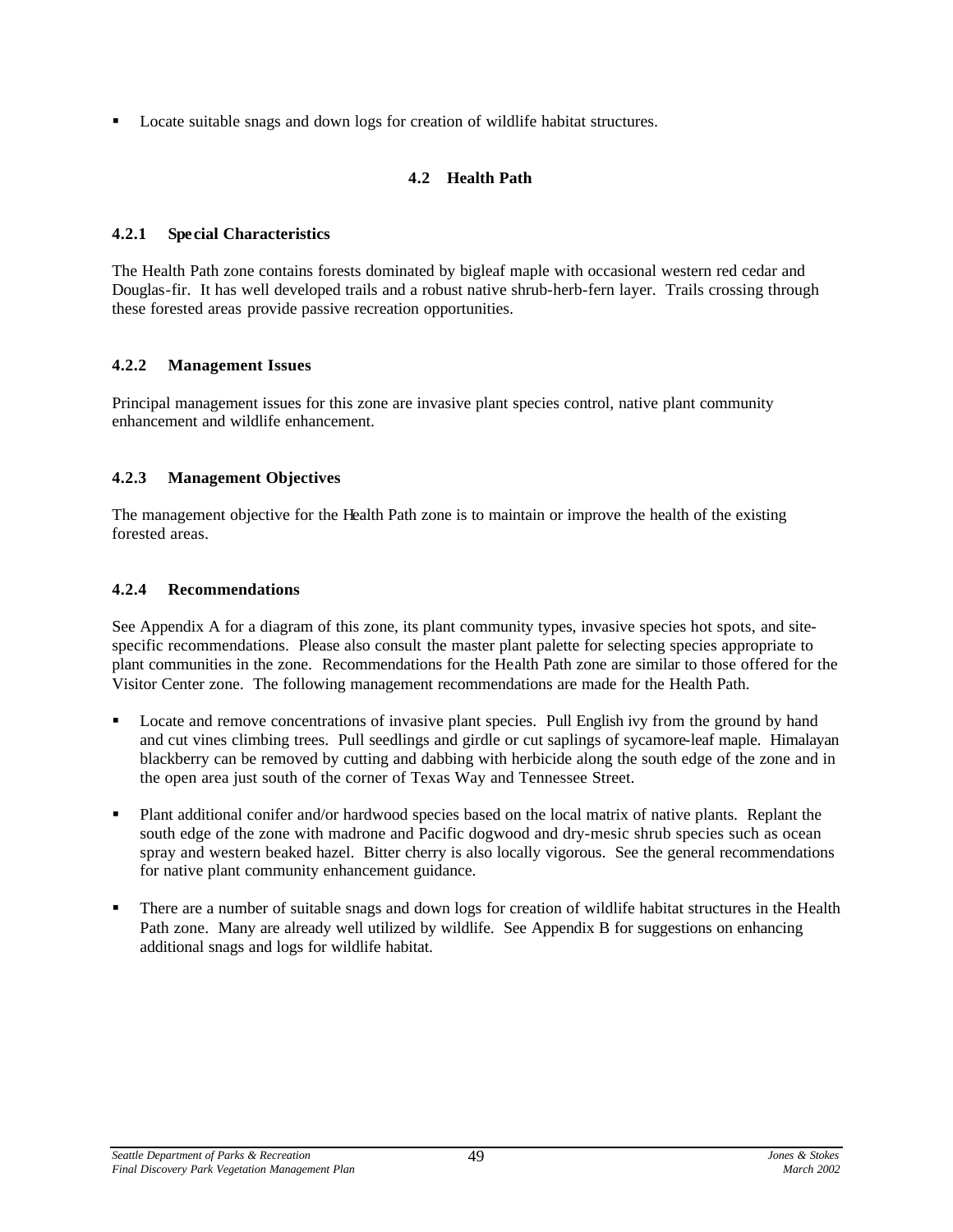- Locate suitable snags and down logs for creation of wildlife habitat structures.

## 4.2 Health Path

### 4.2.1 Special Characteristics

The Health Path zone contains forests dominated by bigleaf maple with occasional western red cedar and Douglas-fir. It has well developed trails and a robust native shrub-herb-fern layer. Trails crossing through these forested areas provide passive recreation opportunities.

### 4.2.2 Management Issues

Principal management issues for this zone are invasive plant species control, native plant community enhancement and wildlife enhancement.

### 4.2.3 Management Objectives

The management objective for the Health Path zone is to maintain or improve the health of the existing forested areas.

### 4.2.4 Recommendations

See Appendix A for a diagram of this zone, its plant community types, invasive species hot spots, and site-specific recommendations. Please also consult the master plant palette for selecting species appropriate to plant communities in the zone. Recommendations for the Health Path zone are similar to those offered for the Visitor Center zone. The following management recommendations are made for the Health Path.

- Locate and remove concentrations of invasive plant species. Pull English ivy from the ground by hand and cut vines climbing trees. Pull seedlings and girdle or cut saplings of sycamore-leaf maple. Himalayan blackberry can be removed by cutting and dabbing with herbicide along the south edge of the zone and in the open area just south of the corner of Texas Way and Tennessee Street.
- Plant additional conifer and/or hardwood species based on the local matrix of native plants. Replant the south edge of the zone with madrone and Pacific dogwood and dry-mesic shrub species such as ocean spray and western beaked hazel. Bitter cherry is also locally vigorous. See the general recommendations for native plant community enhancement guidance.
- There are a number of suitable snags and down logs for creation of wildlife habitat structures in the Health Path zone. Many are already well utilized by wildlife. See Appendix B for suggestions on enhancing additional snags and logs for wildlife habitat.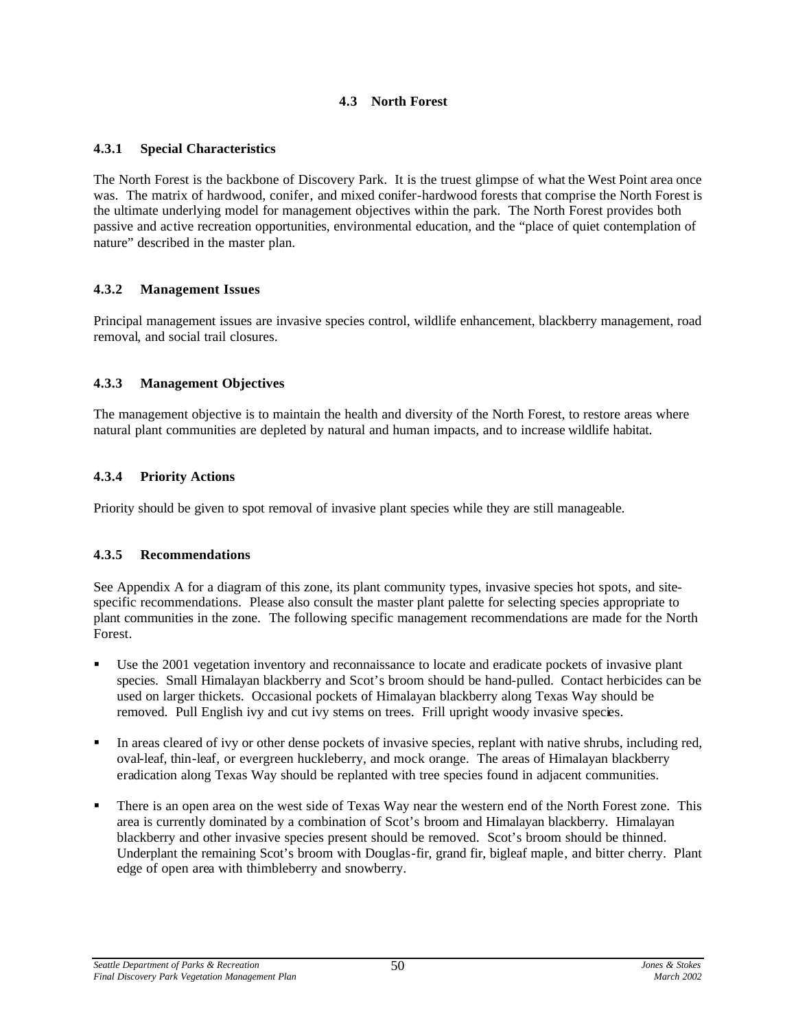## 4.3 North Forest

### 4.3.1 Special Characteristics

The North Forest is the backbone of Discovery Park. It is the truest glimpse of what the West Point area once was. The matrix of hardwood, conifer, and mixed conifer-hardwood forests that comprise the North Forest is the ultimate underlying model for management objectives within the park. The North Forest provides both passive and active recreation opportunities, environmental education, and the "place of quiet contemplation of nature" described in the master plan.

### 4.3.2 Management Issues

Principal management issues are invasive species control, wildlife enhancement, blackberry management, road removal, and social trail closures.

### 4.3.3 Management Objectives

The management objective is to maintain the health and diversity of the North Forest, to restore areas where natural plant communities are depleted by natural and human impacts, and to increase wildlife habitat.

### 4.3.4 Priority Actions

Priority should be given to spot removal of invasive plant species while they are still manageable.

### 4.3.5 Recommendations

See Appendix A for a diagram of this zone, its plant community types, invasive species hot spots, and site-specific recommendations. Please also consult the master plant palette for selecting species appropriate to plant communities in the zone. The following specific management recommendations are made for the North Forest.

- Use the 2001 vegetation inventory and reconnaissance to locate and eradicate pockets of invasive plant species. Small Himalayan blackberry and Scot's broom should be hand-pulled. Contact herbicides can be used on larger thickets. Occasional pockets of Himalayan blackberry along Texas Way should be removed. Pull English ivy and cut ivy stems on trees. Frill upright woody invasive species.
- In areas cleared of ivy or other dense pockets of invasive species, replant with native shrubs, including red, oval-leaf, thin-leaf, or evergreen huckleberry, and mock orange. The areas of Himalayan blackberry eradication along Texas Way should be replanted with tree species found in adjacent communities.
- There is an open area on the west side of Texas Way near the western end of the North Forest zone. This area is currently dominated by a combination of Scot's broom and Himalayan blackberry. Himalayan blackberry and other invasive species present should be removed. Scot's broom should be thinned. Underplant the remaining Scot's broom with Douglas-fir, grand fir, bigleaf maple, and bitter cherry. Plant edge of open area with thimbleberry and snowberry.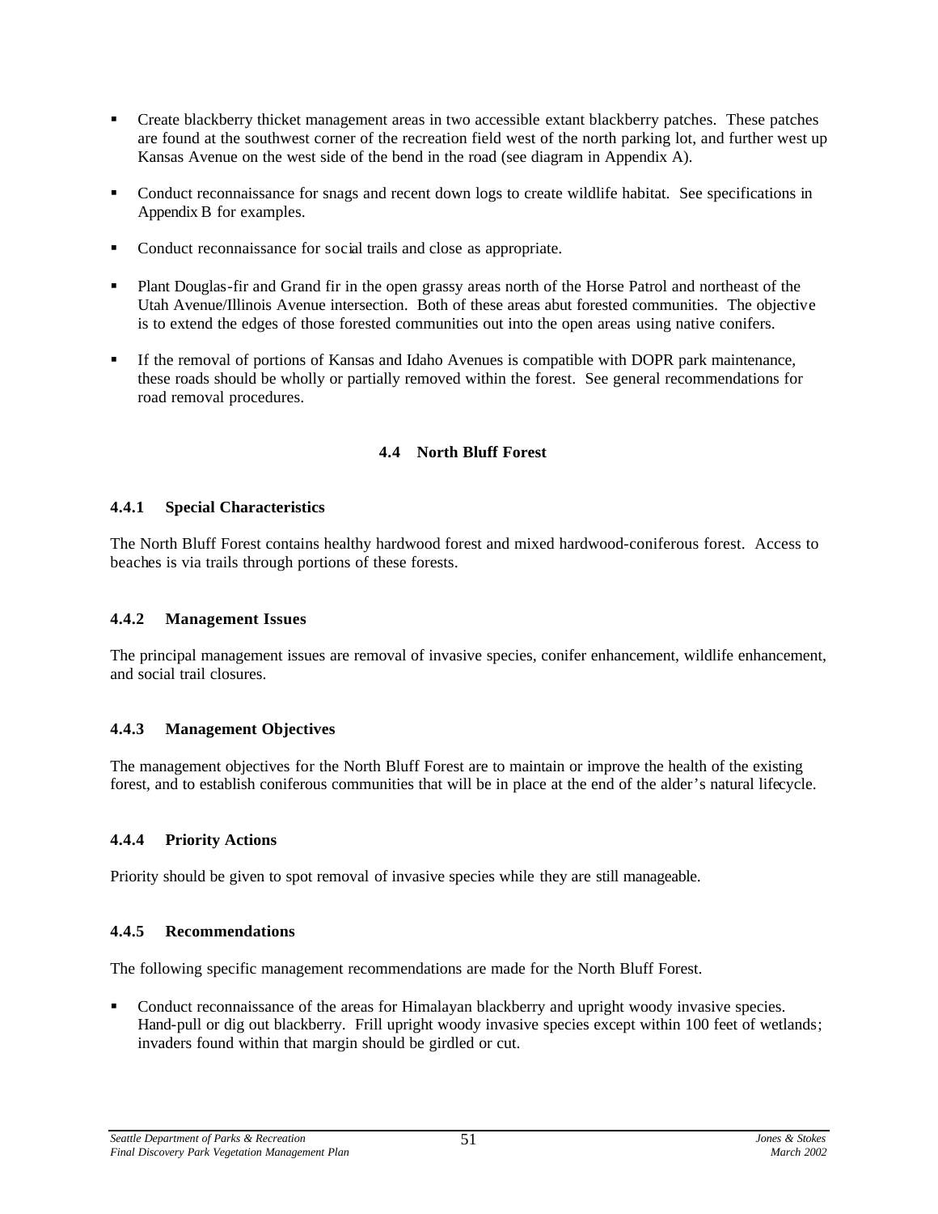- Create blackberry thicket management areas in two accessible extant blackberry patches. These patches are found at the southwest corner of the recreation field west of the north parking lot, and further west up Kansas Avenue on the west side of the bend in the road (see diagram in Appendix A).
- Conduct reconnaissance for snags and recent down logs to create wildlife habitat. See specifications in Appendix B for examples.
- Conduct reconnaissance for social trails and close as appropriate.
- Plant Douglas-fir and Grand fir in the open grassy areas north of the Horse Patrol and northeast of the Utah Avenue/Illinois Avenue intersection. Both of these areas abut forested communities. The objective is to extend the edges of those forested communities out into the open areas using native conifers.
- If the removal of portions of Kansas and Idaho Avenues is compatible with DOPR park maintenance, these roads should be wholly or partially removed within the forest. See general recommendations for road removal procedures.

## 4.4 North Bluff Forest

### 4.4.1 Special Characteristics

The North Bluff Forest contains healthy hardwood forest and mixed hardwood-coniferous forest. Access to beaches is via trails through portions of these forests.

### 4.4.2 Management Issues

The principal management issues are removal of invasive species, conifer enhancement, wildlife enhancement, and social trail closures.

### 4.4.3 Management Objectives

The management objectives for the North Bluff Forest are to maintain or improve the health of the existing forest, and to establish coniferous communities that will be in place at the end of the alder's natural lifecycle.

### 4.4.4 Priority Actions

Priority should be given to spot removal of invasive species while they are still manageable.

### 4.4.5 Recommendations

The following specific management recommendations are made for the North Bluff Forest.

- Conduct reconnaissance of the areas for Himalayan blackberry and upright woody invasive species. Hand-pull or dig out blackberry. Frill upright woody invasive species except within 100 feet of wetlands; invaders found within that margin should be girdled or cut.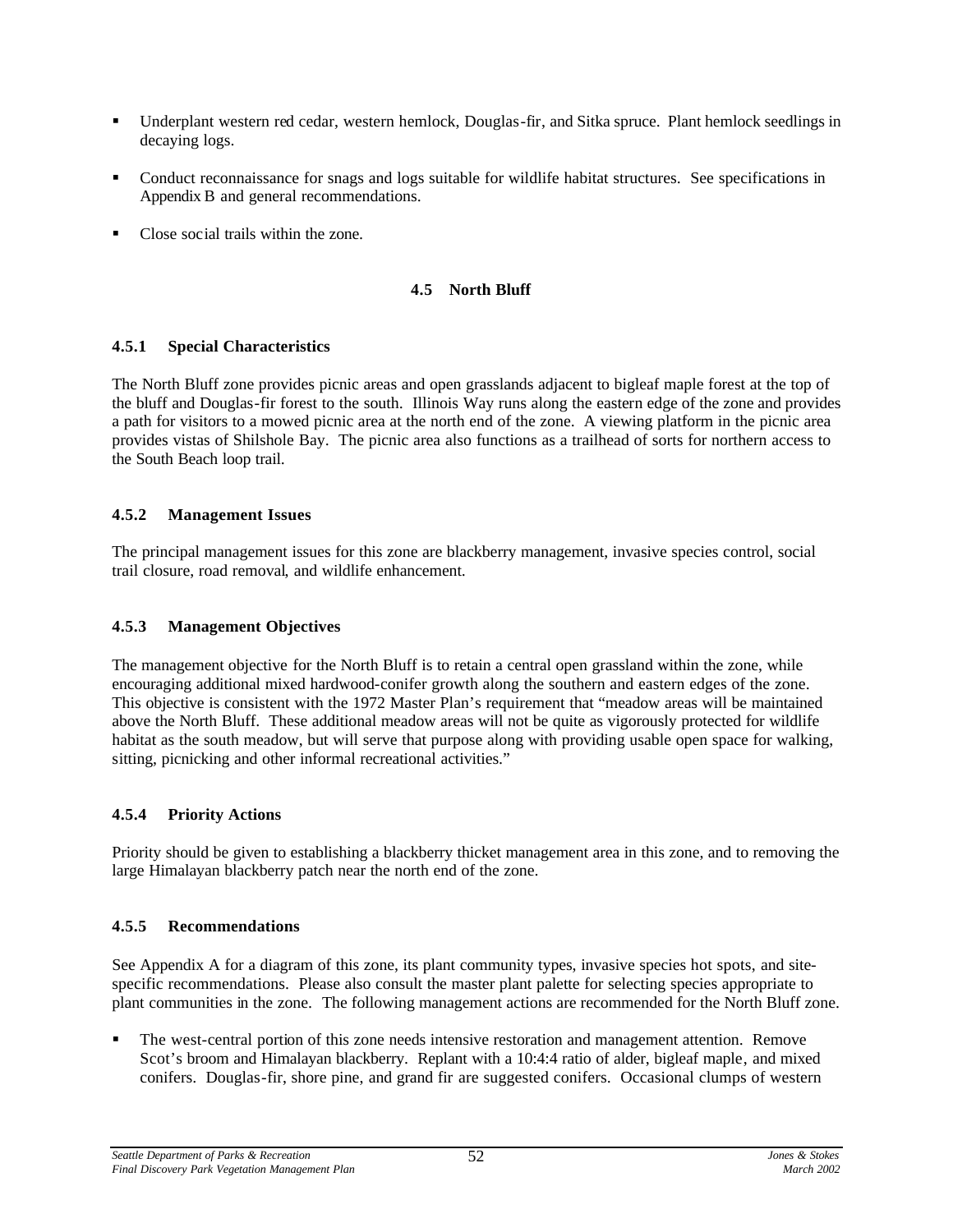- Underplant western red cedar, western hemlock, Douglas-fir, and Sitka spruce. Plant hemlock seedlings in decaying logs.
- Conduct reconnaissance for snags and logs suitable for wildlife habitat structures. See specifications in Appendix B and general recommendations.
- Close social trails within the zone.

## 4.5 North Bluff

### 4.5.1 Special Characteristics

The North Bluff zone provides picnic areas and open grasslands adjacent to bigleaf maple forest at the top of the bluff and Douglas-fir forest to the south. Illinois Way runs along the eastern edge of the zone and provides a path for visitors to a mowed picnic area at the north end of the zone. A viewing platform in the picnic area provides vistas of Shilshole Bay. The picnic area also functions as a trailhead of sorts for northern access to the South Beach loop trail.

### 4.5.2 Management Issues

The principal management issues for this zone are blackberry management, invasive species control, social trail closure, road removal, and wildlife enhancement.

### 4.5.3 Management Objectives

The management objective for the North Bluff is to retain a central open grassland within the zone, while encouraging additional mixed hardwood-conifer growth along the southern and eastern edges of the zone. This objective is consistent with the 1972 Master Plan's requirement that "meadow areas will be maintained above the North Bluff. These additional meadow areas will not be quite as vigorously protected for wildlife habitat as the south meadow, but will serve that purpose along with providing usable open space for walking, sitting, picnicking and other informal recreational activities."

### 4.5.4 Priority Actions

Priority should be given to establishing a blackberry thicket management area in this zone, and to removing the large Himalayan blackberry patch near the north end of the zone.

### 4.5.5 Recommendations

See Appendix A for a diagram of this zone, its plant community types, invasive species hot spots, and site-specific recommendations. Please also consult the master plant palette for selecting species appropriate to plant communities in the zone. The following management actions are recommended for the North Bluff zone.

- The west-central portion of this zone needs intensive restoration and management attention. Remove Scot's broom and Himalayan blackberry. Replant with a 10:4:4 ratio of alder, bigleaf maple, and mixed conifers. Douglas-fir, shore pine, and grand fir are suggested conifers. Occasional clumps of western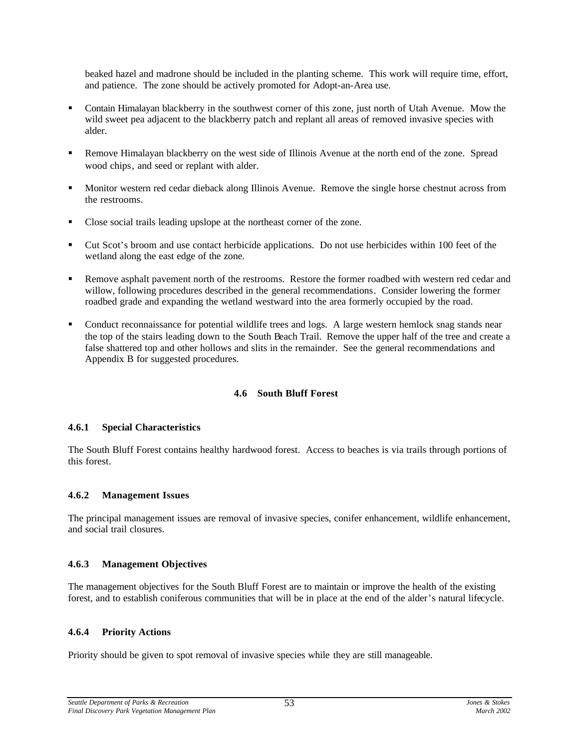beaked hazel and madrone should be included in the planting scheme. This work will require time, effort, and patience. The zone should be actively promoted for Adopt-an-Area use.

- Contain Himalayan blackberry in the southwest corner of this zone, just north of Utah Avenue. Mow the wild sweet pea adjacent to the blackberry patch and replant all areas of removed invasive species with alder.
- Remove Himalayan blackberry on the west side of Illinois Avenue at the north end of the zone. Spread wood chips, and seed or replant with alder.
- Monitor western red cedar dieback along Illinois Avenue. Remove the single horse chestnut across from the restrooms.
- Close social trails leading upslope at the northeast corner of the zone.
- Cut Scot's broom and use contact herbicide applications. Do not use herbicides within 100 feet of the wetland along the east edge of the zone.
- Remove asphalt pavement north of the restrooms. Restore the former roadbed with western red cedar and willow, following procedures described in the general recommendations. Consider lowering the former roadbed grade and expanding the wetland westward into the area formerly occupied by the road.
- Conduct reconnaissance for potential wildlife trees and logs. A large western hemlock snag stands near the top of the stairs leading down to the South Beach Trail. Remove the upper half of the tree and create a false shattered top and other hollows and slits in the remainder. See the general recommendations and Appendix B for suggested procedures.

## 4.6 South Bluff Forest

### 4.6.1 Special Characteristics

The South Bluff Forest contains healthy hardwood forest. Access to beaches is via trails through portions of this forest.

### 4.6.2 Management Issues

The principal management issues are removal of invasive species, conifer enhancement, wildlife enhancement, and social trail closures.

### 4.6.3 Management Objectives

The management objectives for the South Bluff Forest are to maintain or improve the health of the existing forest, and to establish coniferous communities that will be in place at the end of the alder's natural lifecycle.

### 4.6.4 Priority Actions

Priority should be given to spot removal of invasive species while they are still manageable.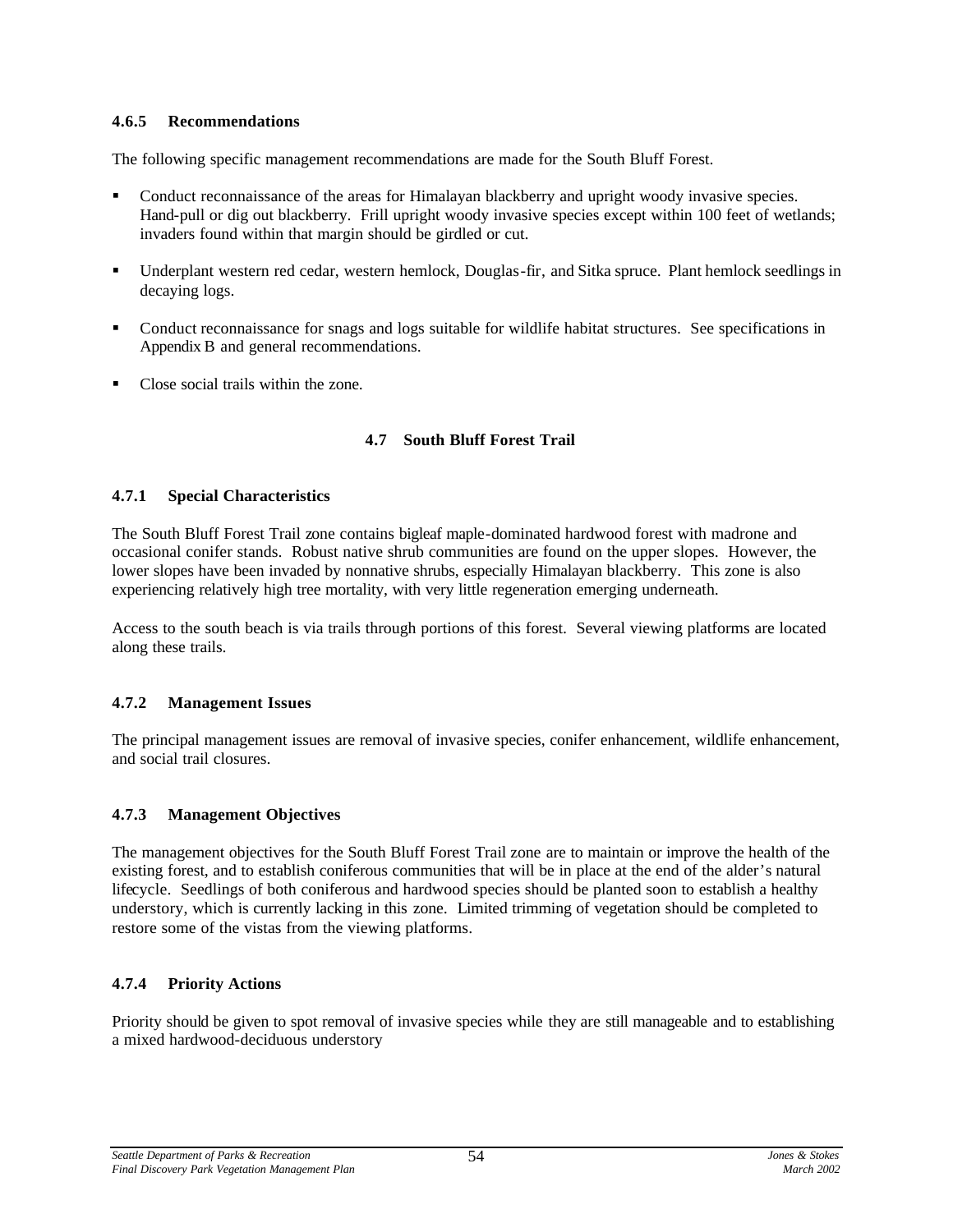### 4.6.5 Recommendations

The following specific management recommendations are made for the South Bluff Forest.

- Conduct reconnaissance of the areas for Himalayan blackberry and upright woody invasive species. Hand-pull or dig out blackberry. Frill upright woody invasive species except within 100 feet of wetlands; invaders found within that margin should be girdled or cut.
- Underplant western red cedar, western hemlock, Douglas-fir, and Sitka spruce. Plant hemlock seedlings in decaying logs.
- Conduct reconnaissance for snags and logs suitable for wildlife habitat structures. See specifications in Appendix B and general recommendations.
- Close social trails within the zone.

## 4.7 South Bluff Forest Trail

### 4.7.1 Special Characteristics

The South Bluff Forest Trail zone contains bigleaf maple-dominated hardwood forest with madrone and occasional conifer stands. Robust native shrub communities are found on the upper slopes. However, the lower slopes have been invaded by nonnative shrubs, especially Himalayan blackberry. This zone is also experiencing relatively high tree mortality, with very little regeneration emerging underneath.

Access to the south beach is via trails through portions of this forest. Several viewing platforms are located along these trails.

### 4.7.2 Management Issues

The principal management issues are removal of invasive species, conifer enhancement, wildlife enhancement, and social trail closures.

### 4.7.3 Management Objectives

The management objectives for the South Bluff Forest Trail zone are to maintain or improve the health of the existing forest, and to establish coniferous communities that will be in place at the end of the alder's natural lifecycle. Seedlings of both coniferous and hardwood species should be planted soon to establish a healthy understory, which is currently lacking in this zone. Limited trimming of vegetation should be completed to restore some of the vistas from the viewing platforms.

### 4.7.4 Priority Actions

Priority should be given to spot removal of invasive species while they are still manageable and to establishing a mixed hardwood-deciduous understory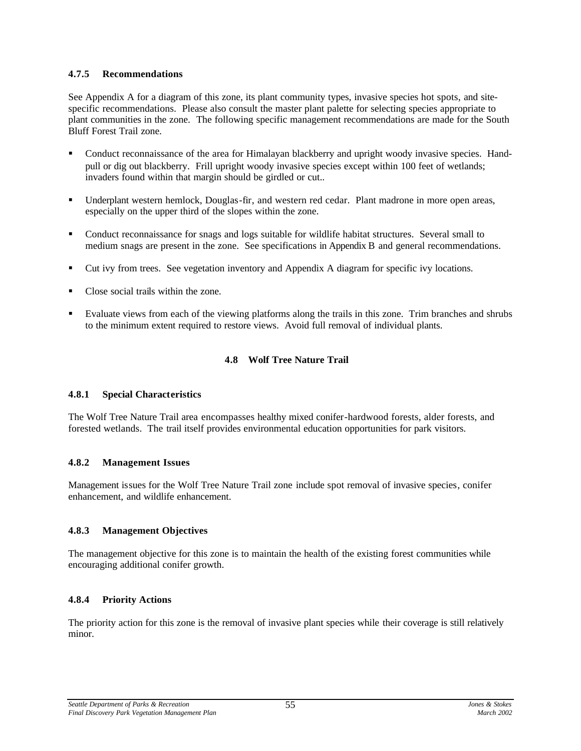### 4.7.5 Recommendations

See Appendix A for a diagram of this zone, its plant community types, invasive species hot spots, and site-specific recommendations. Please also consult the master plant palette for selecting species appropriate to plant communities in the zone. The following specific management recommendations are made for the South Bluff Forest Trail zone.

- Conduct reconnaissance of the area for Himalayan blackberry and upright woody invasive species. Hand-pull or dig out blackberry. Frill upright woody invasive species except within 100 feet of wetlands; invaders found within that margin should be girdled or cut..
- Underplant western hemlock, Douglas-fir, and western red cedar. Plant madrone in more open areas, especially on the upper third of the slopes within the zone.
- Conduct reconnaissance for snags and logs suitable for wildlife habitat structures. Several small to medium snags are present in the zone. See specifications in Appendix B and general recommendations.
- Cut ivy from trees. See vegetation inventory and Appendix A diagram for specific ivy locations.
- Close social trails within the zone.
- Evaluate views from each of the viewing platforms along the trails in this zone. Trim branches and shrubs to the minimum extent required to restore views. Avoid full removal of individual plants.

## 4.8 Wolf Tree Nature Trail

### 4.8.1 Special Characteristics

The Wolf Tree Nature Trail area encompasses healthy mixed conifer-hardwood forests, alder forests, and forested wetlands. The trail itself provides environmental education opportunities for park visitors.

### 4.8.2 Management Issues

Management issues for the Wolf Tree Nature Trail zone include spot removal of invasive species, conifer enhancement, and wildlife enhancement.

### 4.8.3 Management Objectives

The management objective for this zone is to maintain the health of the existing forest communities while encouraging additional conifer growth.

### 4.8.4 Priority Actions

The priority action for this zone is the removal of invasive plant species while their coverage is still relatively minor.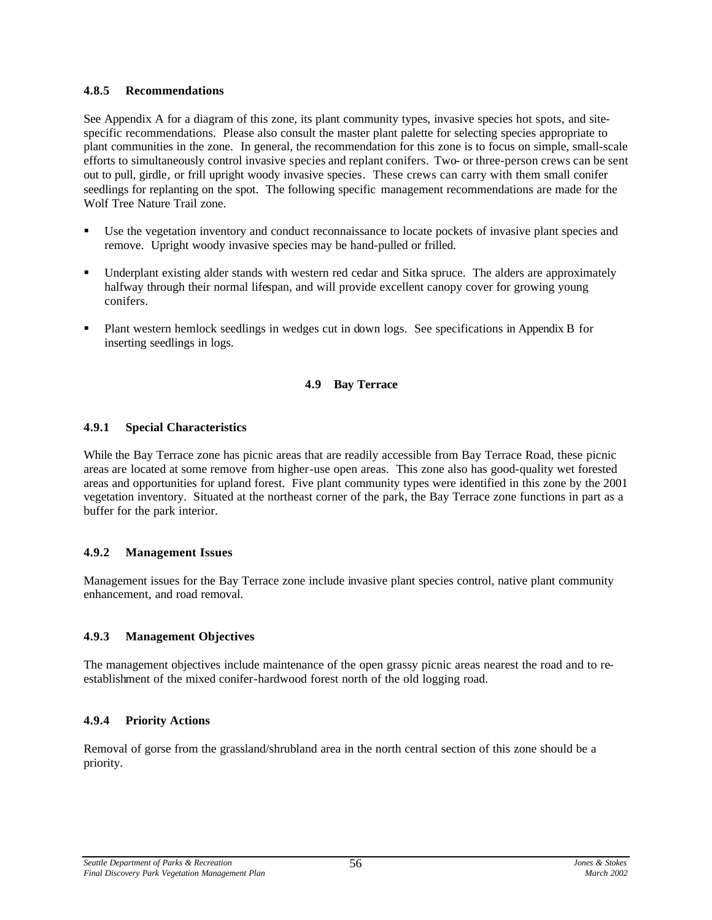### 4.8.5 Recommendations

See Appendix A for a diagram of this zone, its plant community types, invasive species hot spots, and site-specific recommendations. Please also consult the master plant palette for selecting species appropriate to plant communities in the zone. In general, the recommendation for this zone is to focus on simple, small-scale efforts to simultaneously control invasive species and replant conifers. Two- or three-person crews can be sent out to pull, girdle, or frill upright woody invasive species. These crews can carry with them small conifer seedlings for replanting on the spot. The following specific management recommendations are made for the Wolf Tree Nature Trail zone.

- Use the vegetation inventory and conduct reconnaissance to locate pockets of invasive plant species and remove. Upright woody invasive species may be hand-pulled or frilled.
- Underplant existing alder stands with western red cedar and Sitka spruce. The alders are approximately halfway through their normal lifespan, and will provide excellent canopy cover for growing young conifers.
- Plant western hemlock seedlings in wedges cut in down logs. See specifications in Appendix B for inserting seedlings in logs.

## 4.9 Bay Terrace

### 4.9.1 Special Characteristics

While the Bay Terrace zone has picnic areas that are readily accessible from Bay Terrace Road, these picnic areas are located at some remove from higher-use open areas. This zone also has good-quality wet forested areas and opportunities for upland forest. Five plant community types were identified in this zone by the 2001 vegetation inventory. Situated at the northeast corner of the park, the Bay Terrace zone functions in part as a buffer for the park interior.

### 4.9.2 Management Issues

Management issues for the Bay Terrace zone include invasive plant species control, native plant community enhancement, and road removal.

### 4.9.3 Management Objectives

The management objectives include maintenance of the open grassy picnic areas nearest the road and to re-establishment of the mixed conifer-hardwood forest north of the old logging road.

### 4.9.4 Priority Actions

Removal of gorse from the grassland/shrubland area in the north central section of this zone should be a priority.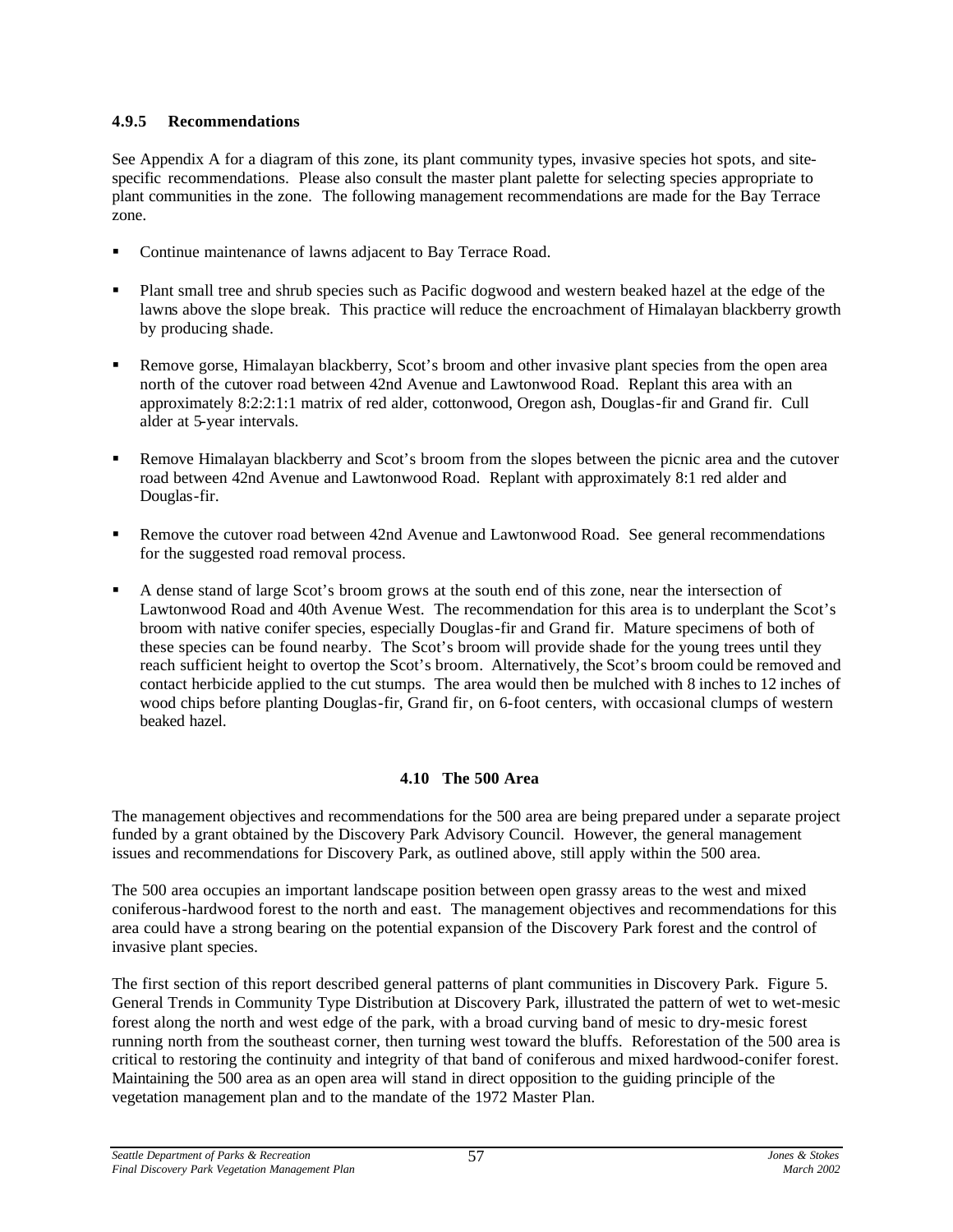### 4.9.5 Recommendations

See Appendix A for a diagram of this zone, its plant community types, invasive species hot spots, and site-specific recommendations. Please also consult the master plant palette for selecting species appropriate to plant communities in the zone. The following management recommendations are made for the Bay Terrace zone.

- Continue maintenance of lawns adjacent to Bay Terrace Road.
- Plant small tree and shrub species such as Pacific dogwood and western beaked hazel at the edge of the lawns above the slope break. This practice will reduce the encroachment of Himalayan blackberry growth by producing shade.
- Remove gorse, Himalayan blackberry, Scot's broom and other invasive plant species from the open area north of the cutover road between 42nd Avenue and Lawtonwood Road. Replant this area with an approximately 8:2:2:1:1 matrix of red alder, cottonwood, Oregon ash, Douglas-fir and Grand fir. Cull alder at 5-year intervals.
- Remove Himalayan blackberry and Scot's broom from the slopes between the picnic area and the cutover road between 42nd Avenue and Lawtonwood Road. Replant with approximately 8:1 red alder and Douglas-fir.
- Remove the cutover road between 42nd Avenue and Lawtonwood Road. See general recommendations for the suggested road removal process.
- A dense stand of large Scot's broom grows at the south end of this zone, near the intersection of Lawtonwood Road and 40th Avenue West. The recommendation for this area is to underplant the Scot's broom with native conifer species, especially Douglas-fir and Grand fir. Mature specimens of both of these species can be found nearby. The Scot's broom will provide shade for the young trees until they reach sufficient height to overtop the Scot's broom. Alternatively, the Scot's broom could be removed and contact herbicide applied to the cut stumps. The area would then be mulched with 8 inches to 12 inches of wood chips before planting Douglas-fir, Grand fir, on 6-foot centers, with occasional clumps of western beaked hazel.

## 4.10 The 500 Area

The management objectives and recommendations for the 500 area are being prepared under a separate project funded by a grant obtained by the Discovery Park Advisory Council. However, the general management issues and recommendations for Discovery Park, as outlined above, still apply within the 500 area.

The 500 area occupies an important landscape position between open grassy areas to the west and mixed coniferous-hardwood forest to the north and east. The management objectives and recommendations for this area could have a strong bearing on the potential expansion of the Discovery Park forest and the control of invasive plant species.

The first section of this report described general patterns of plant communities in Discovery Park. Figure 5. General Trends in Community Type Distribution at Discovery Park, illustrated the pattern of wet to wet-mesic forest along the north and west edge of the park, with a broad curving band of mesic to dry-mesic forest running north from the southeast corner, then turning west toward the bluffs. Reforestation of the 500 area is critical to restoring the continuity and integrity of that band of coniferous and mixed hardwood-conifer forest. Maintaining the 500 area as an open area will stand in direct opposition to the guiding principle of the vegetation management plan and to the mandate of the 1972 Master Plan.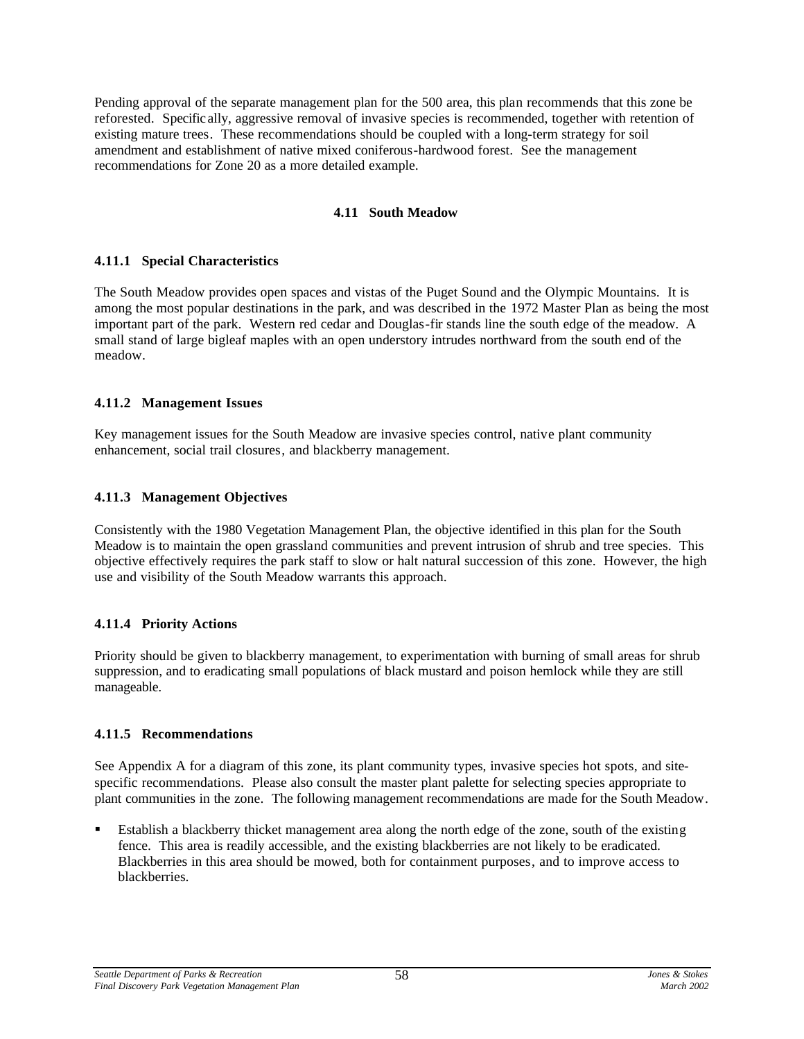Pending approval of the separate management plan for the 500 area, this plan recommends that this zone be reforested. Specifically, aggressive removal of invasive species is recommended, together with retention of existing mature trees. These recommendations should be coupled with a long-term strategy for soil amendment and establishment of native mixed coniferous-hardwood forest. See the management recommendations for Zone 20 as a more detailed example.

## 4.11 South Meadow

### 4.11.1 Special Characteristics

The South Meadow provides open spaces and vistas of the Puget Sound and the Olympic Mountains. It is among the most popular destinations in the park, and was described in the 1972 Master Plan as being the most important part of the park. Western red cedar and Douglas-fir stands line the south edge of the meadow. A small stand of large bigleaf maples with an open understory intrudes northward from the south end of the meadow.

### 4.11.2 Management Issues

Key management issues for the South Meadow are invasive species control, native plant community enhancement, social trail closures, and blackberry management.

### 4.11.3 Management Objectives

Consistently with the 1980 Vegetation Management Plan, the objective identified in this plan for the South Meadow is to maintain the open grassland communities and prevent intrusion of shrub and tree species. This objective effectively requires the park staff to slow or halt natural succession of this zone. However, the high use and visibility of the South Meadow warrants this approach.

### 4.11.4 Priority Actions

Priority should be given to blackberry management, to experimentation with burning of small areas for shrub suppression, and to eradicating small populations of black mustard and poison hemlock while they are still manageable.

### 4.11.5 Recommendations

See Appendix A for a diagram of this zone, its plant community types, invasive species hot spots, and site-specific recommendations. Please also consult the master plant palette for selecting species appropriate to plant communities in the zone. The following management recommendations are made for the South Meadow.

- Establish a blackberry thicket management area along the north edge of the zone, south of the existing fence. This area is readily accessible, and the existing blackberries are not likely to be eradicated. Blackberries in this area should be mowed, both for containment purposes, and to improve access to blackberries.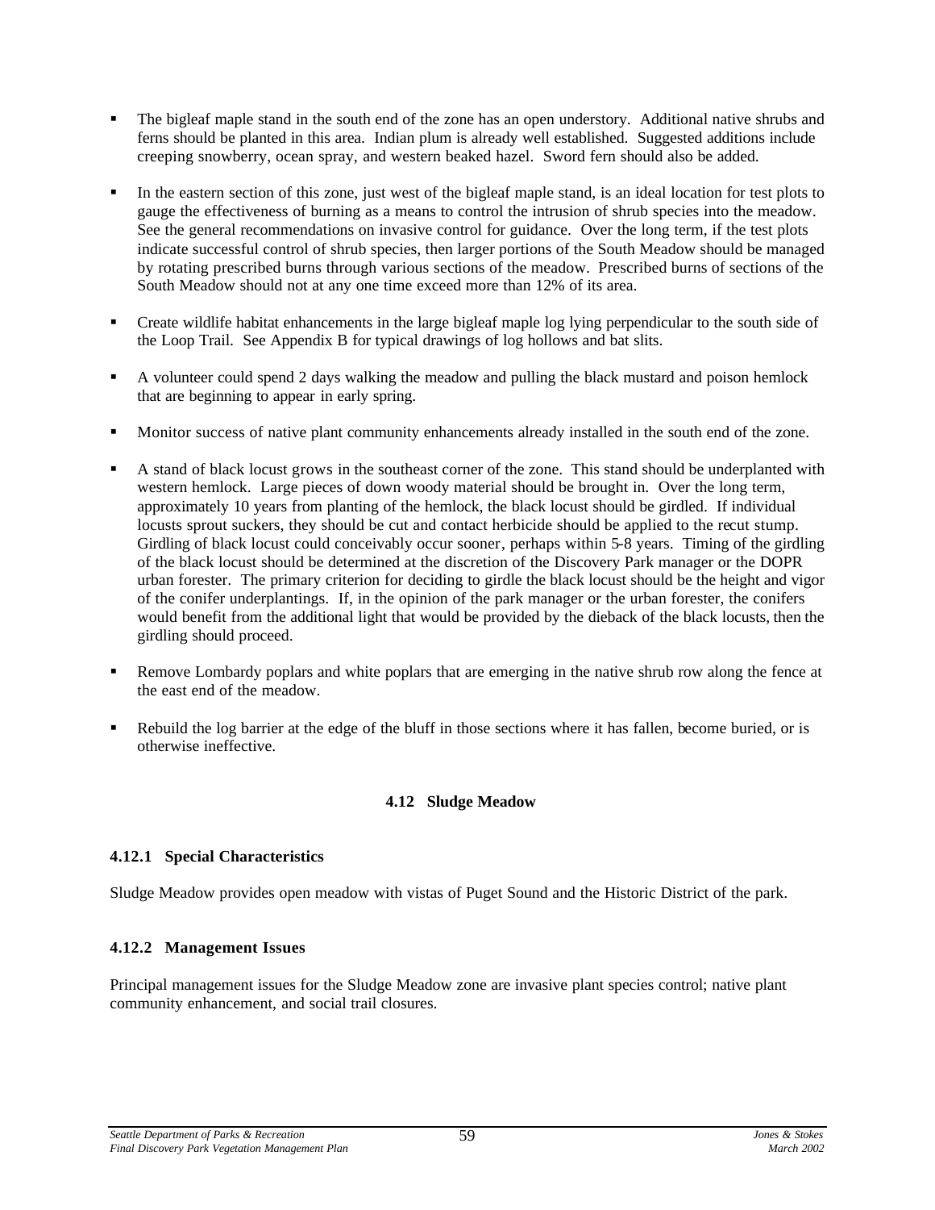- The bigleaf maple stand in the south end of the zone has an open understory. Additional native shrubs and ferns should be planted in this area. Indian plum is already well established. Suggested additions include creeping snowberry, ocean spray, and western beaked hazel. Sword fern should also be added.

- In the eastern section of this zone, just west of the bigleaf maple stand, is an ideal location for test plots to gauge the effectiveness of burning as a means to control the intrusion of shrub species into the meadow. See the general recommendations on invasive control for guidance. Over the long term, if the test plots indicate successful control of shrub species, then larger portions of the South Meadow should be managed by rotating prescribed burns through various sections of the meadow. Prescribed burns of sections of the South Meadow should not at any one time exceed more than 12% of its area.

- Create wildlife habitat enhancements in the large bigleaf maple log lying perpendicular to the south side of the Loop Trail. See Appendix B for typical drawings of log hollows and bat slits.

- A volunteer could spend 2 days walking the meadow and pulling the black mustard and poison hemlock that are beginning to appear in early spring.

- Monitor success of native plant community enhancements already installed in the south end of the zone.

- A stand of black locust grows in the southeast corner of the zone. This stand should be underplanted with western hemlock. Large pieces of down woody material should be brought in. Over the long term, approximately 10 years from planting of the hemlock, the black locust should be girdled. If individual locusts sprout suckers, they should be cut and contact herbicide should be applied to the recut stump. Girdling of black locust could conceivably occur sooner, perhaps within 5-8 years. Timing of the girdling of the black locust should be determined at the discretion of the Discovery Park manager or the DOPR urban forester. The primary criterion for deciding to girdle the black locust should be the height and vigor of the conifer underplantings. If, in the opinion of the park manager or the urban forester, the conifers would benefit from the additional light that would be provided by the dieback of the black locusts, then the girdling should proceed.

- Remove Lombardy poplars and white poplars that are emerging in the native shrub row along the fence at the east end of the meadow.

- Rebuild the log barrier at the edge of the bluff in those sections where it has fallen, become buried, or is otherwise ineffective.

## 4.12 Sludge Meadow

### 4.12.1 Special Characteristics

Sludge Meadow provides open meadow with vistas of Puget Sound and the Historic District of the park.

### 4.12.2 Management Issues

Principal management issues for the Sludge Meadow zone are invasive plant species control; native plant community enhancement, and social trail closures.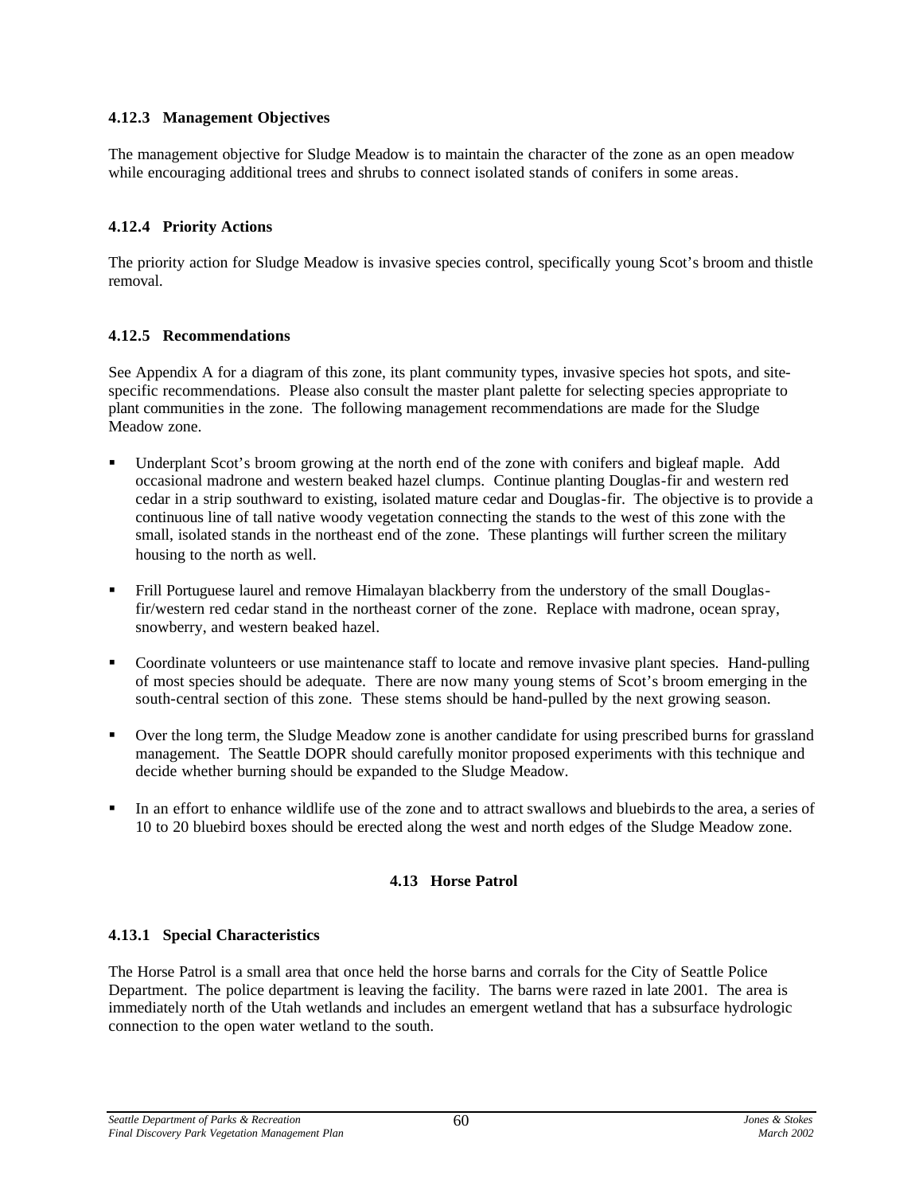### 4.12.3 Management Objectives

The management objective for Sludge Meadow is to maintain the character of the zone as an open meadow while encouraging additional trees and shrubs to connect isolated stands of conifers in some areas.

### 4.12.4 Priority Actions

The priority action for Sludge Meadow is invasive species control, specifically young Scot's broom and thistle removal.

### 4.12.5 Recommendations

See Appendix A for a diagram of this zone, its plant community types, invasive species hot spots, and site-specific recommendations. Please also consult the master plant palette for selecting species appropriate to plant communities in the zone. The following management recommendations are made for the Sludge Meadow zone.

- Underplant Scot's broom growing at the north end of the zone with conifers and bigleaf maple. Add occasional madrone and western beaked hazel clumps. Continue planting Douglas-fir and western red cedar in a strip southward to existing, isolated mature cedar and Douglas-fir. The objective is to provide a continuous line of tall native woody vegetation connecting the stands to the west of this zone with the small, isolated stands in the northeast end of the zone. These plantings will further screen the military housing to the north as well.
- Frill Portuguese laurel and remove Himalayan blackberry from the understory of the small Douglas-fir/western red cedar stand in the northeast corner of the zone. Replace with madrone, ocean spray, snowberry, and western beaked hazel.
- Coordinate volunteers or use maintenance staff to locate and remove invasive plant species. Hand-pulling of most species should be adequate. There are now many young stems of Scot's broom emerging in the south-central section of this zone. These stems should be hand-pulled by the next growing season.
- Over the long term, the Sludge Meadow zone is another candidate for using prescribed burns for grassland management. The Seattle DOPR should carefully monitor proposed experiments with this technique and decide whether burning should be expanded to the Sludge Meadow.
- In an effort to enhance wildlife use of the zone and to attract swallows and bluebirds to the area, a series of 10 to 20 bluebird boxes should be erected along the west and north edges of the Sludge Meadow zone.

## 4.13 Horse Patrol

### 4.13.1 Special Characteristics

The Horse Patrol is a small area that once held the horse barns and corrals for the City of Seattle Police Department. The police department is leaving the facility. The barns were razed in late 2001. The area is immediately north of the Utah wetlands and includes an emergent wetland that has a subsurface hydrologic connection to the open water wetland to the south.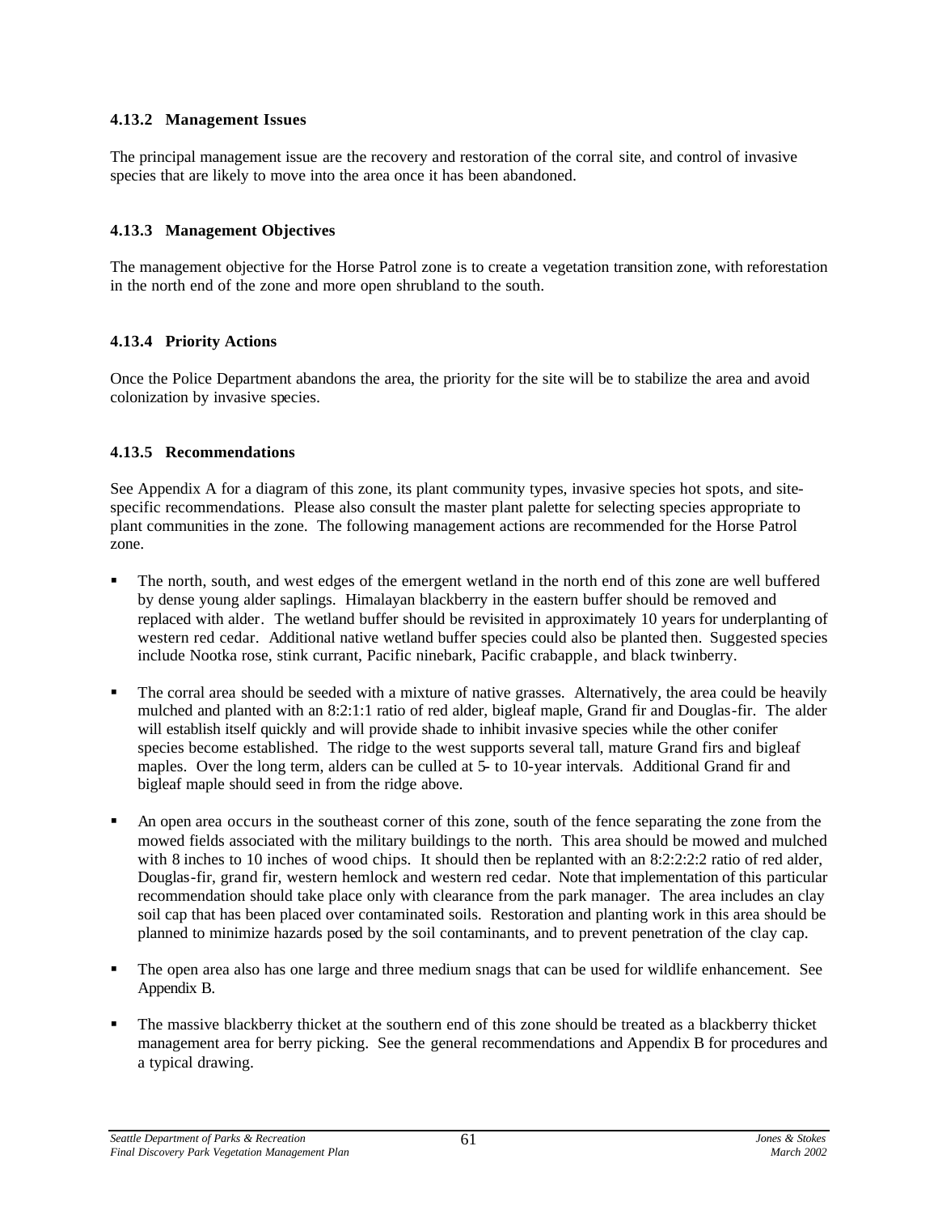### 4.13.2 Management Issues

The principal management issue are the recovery and restoration of the corral site, and control of invasive species that are likely to move into the area once it has been abandoned.

### 4.13.3 Management Objectives

The management objective for the Horse Patrol zone is to create a vegetation transition zone, with reforestation in the north end of the zone and more open shrubland to the south.

### 4.13.4 Priority Actions

Once the Police Department abandons the area, the priority for the site will be to stabilize the area and avoid colonization by invasive species.

### 4.13.5 Recommendations

See Appendix A for a diagram of this zone, its plant community types, invasive species hot spots, and site-specific recommendations. Please also consult the master plant palette for selecting species appropriate to plant communities in the zone. The following management actions are recommended for the Horse Patrol zone.

- The north, south, and west edges of the emergent wetland in the north end of this zone are well buffered by dense young alder saplings. Himalayan blackberry in the eastern buffer should be removed and replaced with alder. The wetland buffer should be revisited in approximately 10 years for underplanting of western red cedar. Additional native wetland buffer species could also be planted then. Suggested species include Nootka rose, stink currant, Pacific ninebark, Pacific crabapple, and black twinberry.
- The corral area should be seeded with a mixture of native grasses. Alternatively, the area could be heavily mulched and planted with an 8:2:1:1 ratio of red alder, bigleaf maple, Grand fir and Douglas-fir. The alder will establish itself quickly and will provide shade to inhibit invasive species while the other conifer species become established. The ridge to the west supports several tall, mature Grand firs and bigleaf maples. Over the long term, alders can be culled at 5- to 10-year intervals. Additional Grand fir and bigleaf maple should seed in from the ridge above.
- An open area occurs in the southeast corner of this zone, south of the fence separating the zone from the mowed fields associated with the military buildings to the north. This area should be mowed and mulched with 8 inches to 10 inches of wood chips. It should then be replanted with an 8:2:2:2:2 ratio of red alder, Douglas-fir, grand fir, western hemlock and western red cedar. Note that implementation of this particular recommendation should take place only with clearance from the park manager. The area includes an clay soil cap that has been placed over contaminated soils. Restoration and planting work in this area should be planned to minimize hazards posed by the soil contaminants, and to prevent penetration of the clay cap.
- The open area also has one large and three medium snags that can be used for wildlife enhancement. See Appendix B.
- The massive blackberry thicket at the southern end of this zone should be treated as a blackberry thicket management area for berry picking. See the general recommendations and Appendix B for procedures and a typical drawing.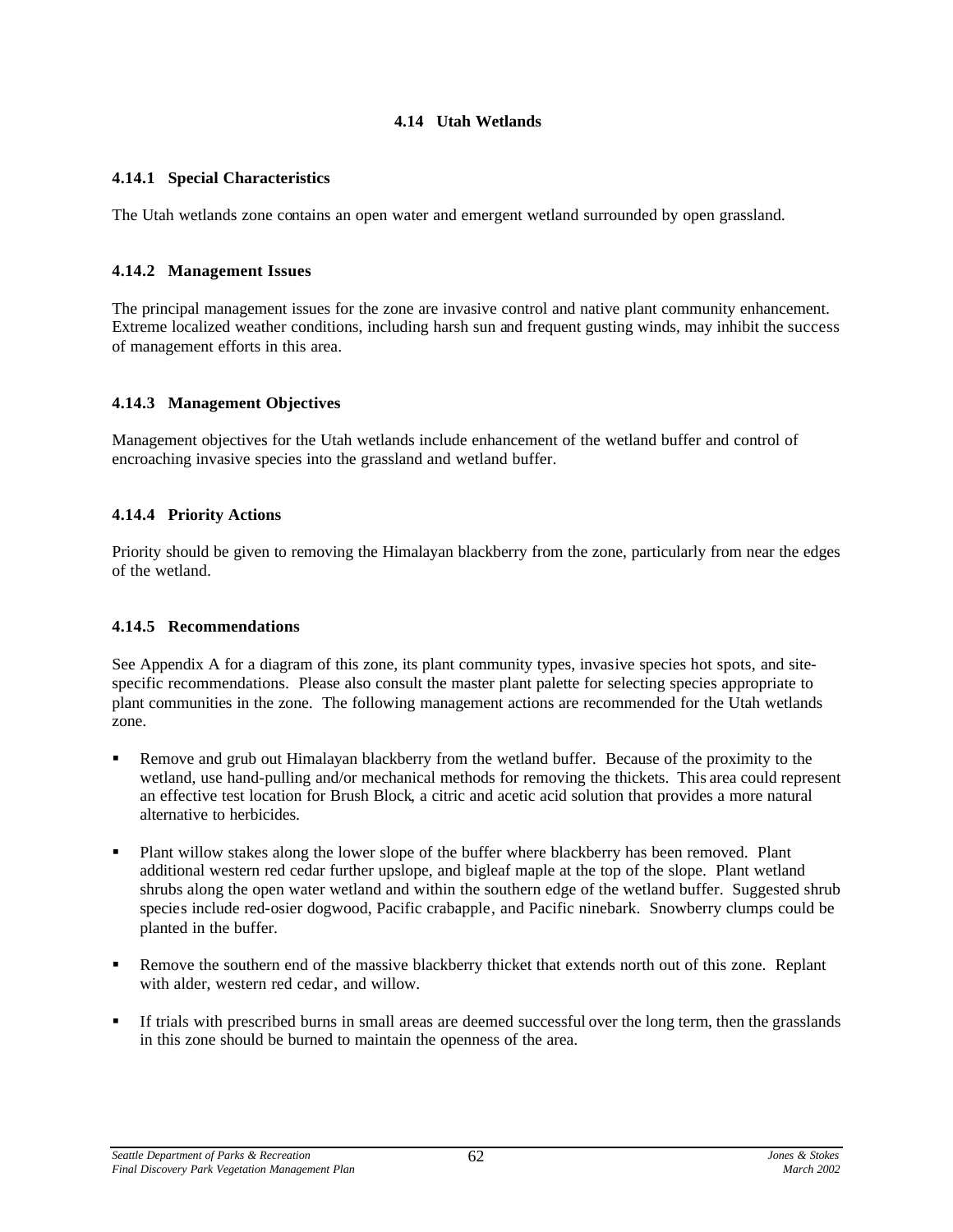## 4.14 Utah Wetlands

### 4.14.1 Special Characteristics

The Utah wetlands zone contains an open water and emergent wetland surrounded by open grassland.

### 4.14.2 Management Issues

The principal management issues for the zone are invasive control and native plant community enhancement. Extreme localized weather conditions, including harsh sun and frequent gusting winds, may inhibit the success of management efforts in this area.

### 4.14.3 Management Objectives

Management objectives for the Utah wetlands include enhancement of the wetland buffer and control of encroaching invasive species into the grassland and wetland buffer.

### 4.14.4 Priority Actions

Priority should be given to removing the Himalayan blackberry from the zone, particularly from near the edges of the wetland.

### 4.14.5 Recommendations

See Appendix A for a diagram of this zone, its plant community types, invasive species hot spots, and site-specific recommendations. Please also consult the master plant palette for selecting species appropriate to plant communities in the zone. The following management actions are recommended for the Utah wetlands zone.

- Remove and grub out Himalayan blackberry from the wetland buffer. Because of the proximity to the wetland, use hand-pulling and/or mechanical methods for removing the thickets. This area could represent an effective test location for Brush Block, a citric and acetic acid solution that provides a more natural alternative to herbicides.
- Plant willow stakes along the lower slope of the buffer where blackberry has been removed. Plant additional western red cedar further upslope, and bigleaf maple at the top of the slope. Plant wetland shrubs along the open water wetland and within the southern edge of the wetland buffer. Suggested shrub species include red-osier dogwood, Pacific crabapple, and Pacific ninebark. Snowberry clumps could be planted in the buffer.
- Remove the southern end of the massive blackberry thicket that extends north out of this zone. Replant with alder, western red cedar, and willow.
- If trials with prescribed burns in small areas are deemed successful over the long term, then the grasslands in this zone should be burned to maintain the openness of the area.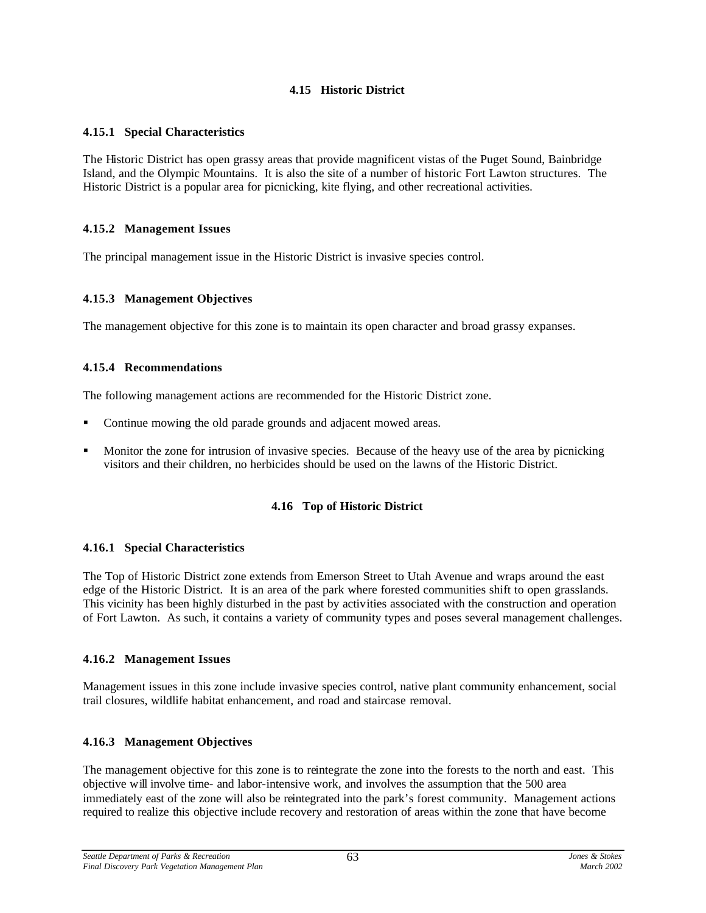## 4.15 Historic District

### 4.15.1 Special Characteristics

The Historic District has open grassy areas that provide magnificent vistas of the Puget Sound, Bainbridge Island, and the Olympic Mountains. It is also the site of a number of historic Fort Lawton structures. The Historic District is a popular area for picnicking, kite flying, and other recreational activities.

### 4.15.2 Management Issues

The principal management issue in the Historic District is invasive species control.

### 4.15.3 Management Objectives

The management objective for this zone is to maintain its open character and broad grassy expanses.

### 4.15.4 Recommendations

The following management actions are recommended for the Historic District zone.

- Continue mowing the old parade grounds and adjacent mowed areas.
- Monitor the zone for intrusion of invasive species. Because of the heavy use of the area by picnicking visitors and their children, no herbicides should be used on the lawns of the Historic District.

## 4.16 Top of Historic District

### 4.16.1 Special Characteristics

The Top of Historic District zone extends from Emerson Street to Utah Avenue and wraps around the east edge of the Historic District. It is an area of the park where forested communities shift to open grasslands. This vicinity has been highly disturbed in the past by activities associated with the construction and operation of Fort Lawton. As such, it contains a variety of community types and poses several management challenges.

### 4.16.2 Management Issues

Management issues in this zone include invasive species control, native plant community enhancement, social trail closures, wildlife habitat enhancement, and road and staircase removal.

### 4.16.3 Management Objectives

The management objective for this zone is to reintegrate the zone into the forests to the north and east. This objective will involve time- and labor-intensive work, and involves the assumption that the 500 area immediately east of the zone will also be reintegrated into the park's forest community. Management actions required to realize this objective include recovery and restoration of areas within the zone that have become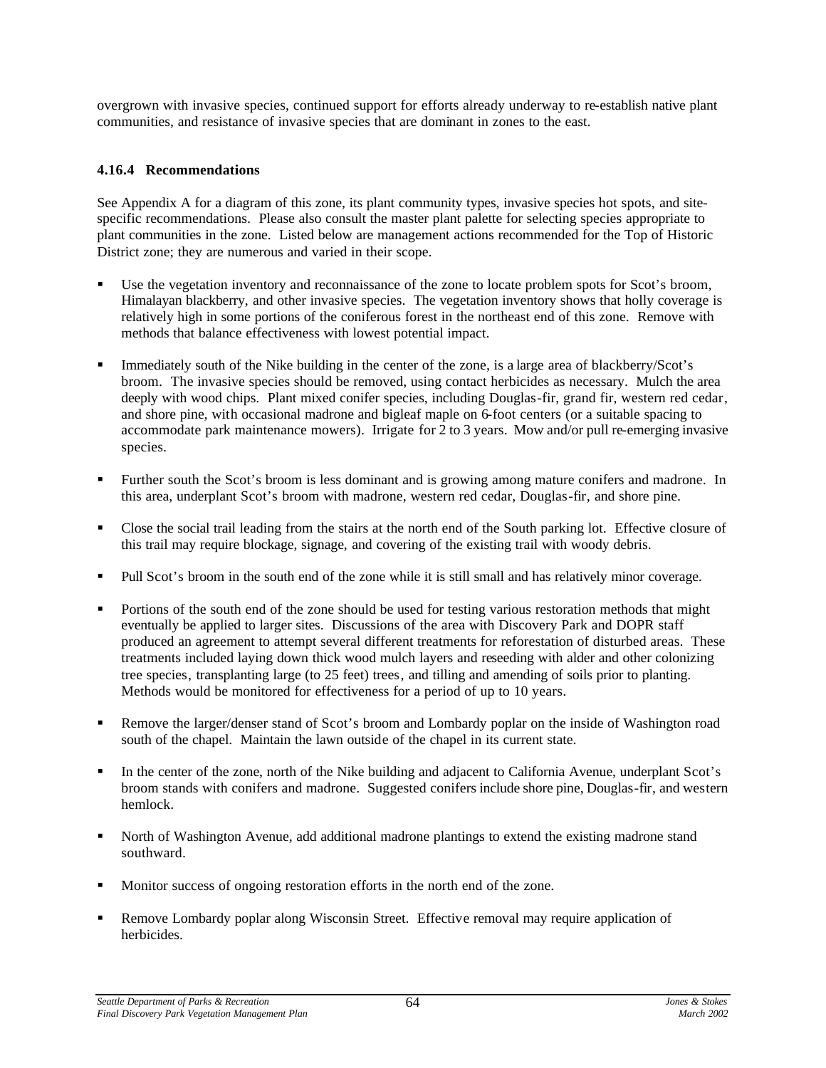overgrown with invasive species, continued support for efforts already underway to re-establish native plant communities, and resistance of invasive species that are dominant in zones to the east.

### 4.16.4 Recommendations

See Appendix A for a diagram of this zone, its plant community types, invasive species hot spots, and site-specific recommendations. Please also consult the master plant palette for selecting species appropriate to plant communities in the zone. Listed below are management actions recommended for the Top of Historic District zone; they are numerous and varied in their scope.

- Use the vegetation inventory and reconnaissance of the zone to locate problem spots for Scot's broom, Himalayan blackberry, and other invasive species. The vegetation inventory shows that holly coverage is relatively high in some portions of the coniferous forest in the northeast end of this zone. Remove with methods that balance effectiveness with lowest potential impact.
- Immediately south of the Nike building in the center of the zone, is a large area of blackberry/Scot's broom. The invasive species should be removed, using contact herbicides as necessary. Mulch the area deeply with wood chips. Plant mixed conifer species, including Douglas-fir, grand fir, western red cedar, and shore pine, with occasional madrone and bigleaf maple on 6-foot centers (or a suitable spacing to accommodate park maintenance mowers). Irrigate for 2 to 3 years. Mow and/or pull re-emerging invasive species.
- Further south the Scot's broom is less dominant and is growing among mature conifers and madrone. In this area, underplant Scot's broom with madrone, western red cedar, Douglas-fir, and shore pine.
- Close the social trail leading from the stairs at the north end of the South parking lot. Effective closure of this trail may require blockage, signage, and covering of the existing trail with woody debris.
- Pull Scot's broom in the south end of the zone while it is still small and has relatively minor coverage.
- Portions of the south end of the zone should be used for testing various restoration methods that might eventually be applied to larger sites. Discussions of the area with Discovery Park and DOPR staff produced an agreement to attempt several different treatments for reforestation of disturbed areas. These treatments included laying down thick wood mulch layers and reseeding with alder and other colonizing tree species, transplanting large (to 25 feet) trees, and tilling and amending of soils prior to planting. Methods would be monitored for effectiveness for a period of up to 10 years.
- Remove the larger/denser stand of Scot's broom and Lombardy poplar on the inside of Washington road south of the chapel. Maintain the lawn outside of the chapel in its current state.
- In the center of the zone, north of the Nike building and adjacent to California Avenue, underplant Scot's broom stands with conifers and madrone. Suggested conifers include shore pine, Douglas-fir, and western hemlock.
- North of Washington Avenue, add additional madrone plantings to extend the existing madrone stand southward.
- Monitor success of ongoing restoration efforts in the north end of the zone.
- Remove Lombardy poplar along Wisconsin Street. Effective removal may require application of herbicides.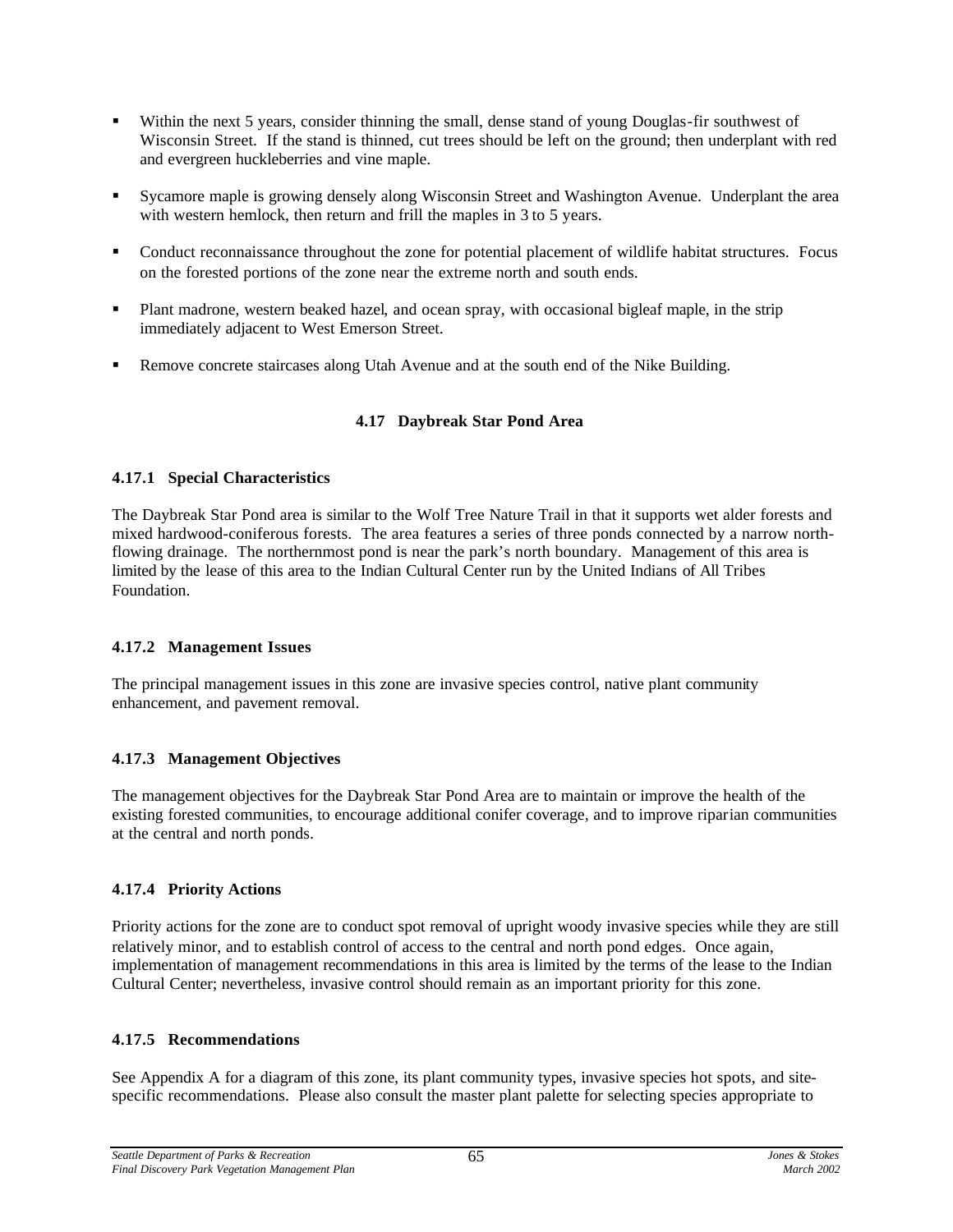- Within the next 5 years, consider thinning the small, dense stand of young Douglas-fir southwest of Wisconsin Street. If the stand is thinned, cut trees should be left on the ground; then underplant with red and evergreen huckleberries and vine maple.
- Sycamore maple is growing densely along Wisconsin Street and Washington Avenue. Underplant the area with western hemlock, then return and frill the maples in 3 to 5 years.
- Conduct reconnaissance throughout the zone for potential placement of wildlife habitat structures. Focus on the forested portions of the zone near the extreme north and south ends.
- Plant madrone, western beaked hazel, and ocean spray, with occasional bigleaf maple, in the strip immediately adjacent to West Emerson Street.
- Remove concrete staircases along Utah Avenue and at the south end of the Nike Building.

## 4.17 Daybreak Star Pond Area

### 4.17.1 Special Characteristics

The Daybreak Star Pond area is similar to the Wolf Tree Nature Trail in that it supports wet alder forests and mixed hardwood-coniferous forests. The area features a series of three ponds connected by a narrow north-flowing drainage. The northernmost pond is near the park's north boundary. Management of this area is limited by the lease of this area to the Indian Cultural Center run by the United Indians of All Tribes Foundation.

### 4.17.2 Management Issues

The principal management issues in this zone are invasive species control, native plant community enhancement, and pavement removal.

### 4.17.3 Management Objectives

The management objectives for the Daybreak Star Pond Area are to maintain or improve the health of the existing forested communities, to encourage additional conifer coverage, and to improve riparian communities at the central and north ponds.

### 4.17.4 Priority Actions

Priority actions for the zone are to conduct spot removal of upright woody invasive species while they are still relatively minor, and to establish control of access to the central and north pond edges. Once again, implementation of management recommendations in this area is limited by the terms of the lease to the Indian Cultural Center; nevertheless, invasive control should remain as an important priority for this zone.

### 4.17.5 Recommendations

See Appendix A for a diagram of this zone, its plant community types, invasive species hot spots, and site-specific recommendations. Please also consult the master plant palette for selecting species appropriate to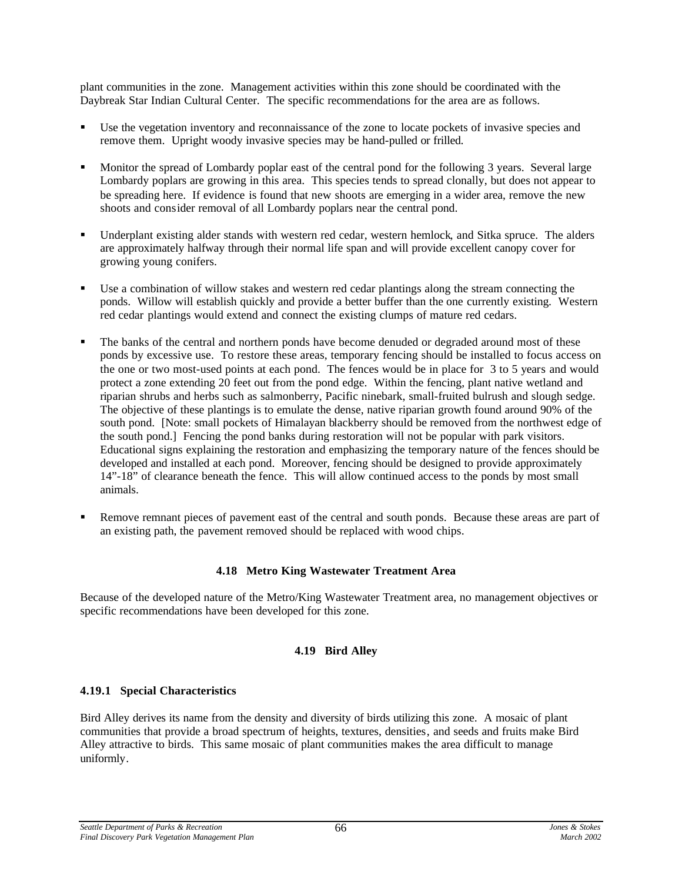plant communities in the zone. Management activities within this zone should be coordinated with the Daybreak Star Indian Cultural Center. The specific recommendations for the area are as follows.

- Use the vegetation inventory and reconnaissance of the zone to locate pockets of invasive species and remove them. Upright woody invasive species may be hand-pulled or frilled.
- Monitor the spread of Lombardy poplar east of the central pond for the following 3 years. Several large Lombardy poplars are growing in this area. This species tends to spread clonally, but does not appear to be spreading here. If evidence is found that new shoots are emerging in a wider area, remove the new shoots and consider removal of all Lombardy poplars near the central pond.
- Underplant existing alder stands with western red cedar, western hemlock, and Sitka spruce. The alders are approximately halfway through their normal life span and will provide excellent canopy cover for growing young conifers.
- Use a combination of willow stakes and western red cedar plantings along the stream connecting the ponds. Willow will establish quickly and provide a better buffer than the one currently existing. Western red cedar plantings would extend and connect the existing clumps of mature red cedars.
- The banks of the central and northern ponds have become denuded or degraded around most of these ponds by excessive use. To restore these areas, temporary fencing should be installed to focus access on the one or two most-used points at each pond. The fences would be in place for 3 to 5 years and would protect a zone extending 20 feet out from the pond edge. Within the fencing, plant native wetland and riparian shrubs and herbs such as salmonberry, Pacific ninebark, small-fruited bulrush and slough sedge. The objective of these plantings is to emulate the dense, native riparian growth found around 90% of the south pond. [Note: small pockets of Himalayan blackberry should be removed from the northwest edge of the south pond.] Fencing the pond banks during restoration will not be popular with park visitors. Educational signs explaining the restoration and emphasizing the temporary nature of the fences should be developed and installed at each pond. Moreover, fencing should be designed to provide approximately 14"-18" of clearance beneath the fence. This will allow continued access to the ponds by most small animals.
- Remove remnant pieces of pavement east of the central and south ponds. Because these areas are part of an existing path, the pavement removed should be replaced with wood chips.

## 4.18 Metro King Wastewater Treatment Area

Because of the developed nature of the Metro/King Wastewater Treatment area, no management objectives or specific recommendations have been developed for this zone.

## 4.19 Bird Alley

### 4.19.1 Special Characteristics

Bird Alley derives its name from the density and diversity of birds utilizing this zone. A mosaic of plant communities that provide a broad spectrum of heights, textures, densities, and seeds and fruits make Bird Alley attractive to birds. This same mosaic of plant communities makes the area difficult to manage uniformly.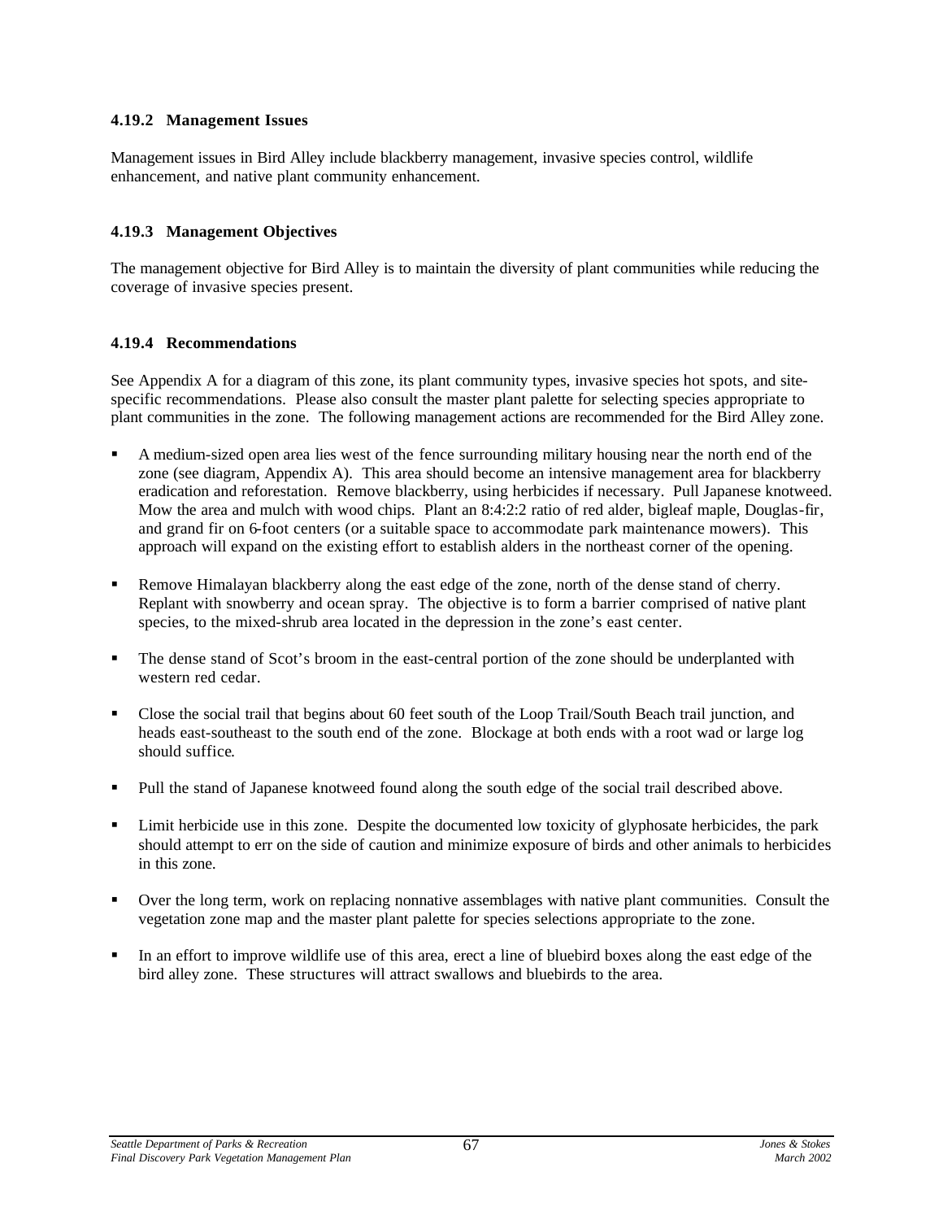### 4.19.2 Management Issues

Management issues in Bird Alley include blackberry management, invasive species control, wildlife enhancement, and native plant community enhancement.

### 4.19.3 Management Objectives

The management objective for Bird Alley is to maintain the diversity of plant communities while reducing the coverage of invasive species present.

### 4.19.4 Recommendations

See Appendix A for a diagram of this zone, its plant community types, invasive species hot spots, and site-specific recommendations. Please also consult the master plant palette for selecting species appropriate to plant communities in the zone. The following management actions are recommended for the Bird Alley zone.

- A medium-sized open area lies west of the fence surrounding military housing near the north end of the zone (see diagram, Appendix A). This area should become an intensive management area for blackberry eradication and reforestation. Remove blackberry, using herbicides if necessary. Pull Japanese knotweed. Mow the area and mulch with wood chips. Plant an 8:4:2:2 ratio of red alder, bigleaf maple, Douglas-fir, and grand fir on 6-foot centers (or a suitable space to accommodate park maintenance mowers). This approach will expand on the existing effort to establish alders in the northeast corner of the opening.

- Remove Himalayan blackberry along the east edge of the zone, north of the dense stand of cherry. Replant with snowberry and ocean spray. The objective is to form a barrier comprised of native plant species, to the mixed-shrub area located in the depression in the zone's east center.

- The dense stand of Scot's broom in the east-central portion of the zone should be underplanted with western red cedar.

- Close the social trail that begins about 60 feet south of the Loop Trail/South Beach trail junction, and heads east-southeast to the south end of the zone. Blockage at both ends with a root wad or large log should suffice.

- Pull the stand of Japanese knotweed found along the south edge of the social trail described above.

- Limit herbicide use in this zone. Despite the documented low toxicity of glyphosate herbicides, the park should attempt to err on the side of caution and minimize exposure of birds and other animals to herbicides in this zone.

- Over the long term, work on replacing nonnative assemblages with native plant communities. Consult the vegetation zone map and the master plant palette for species selections appropriate to the zone.

- In an effort to improve wildlife use of this area, erect a line of bluebird boxes along the east edge of the bird alley zone. These structures will attract swallows and bluebirds to the area.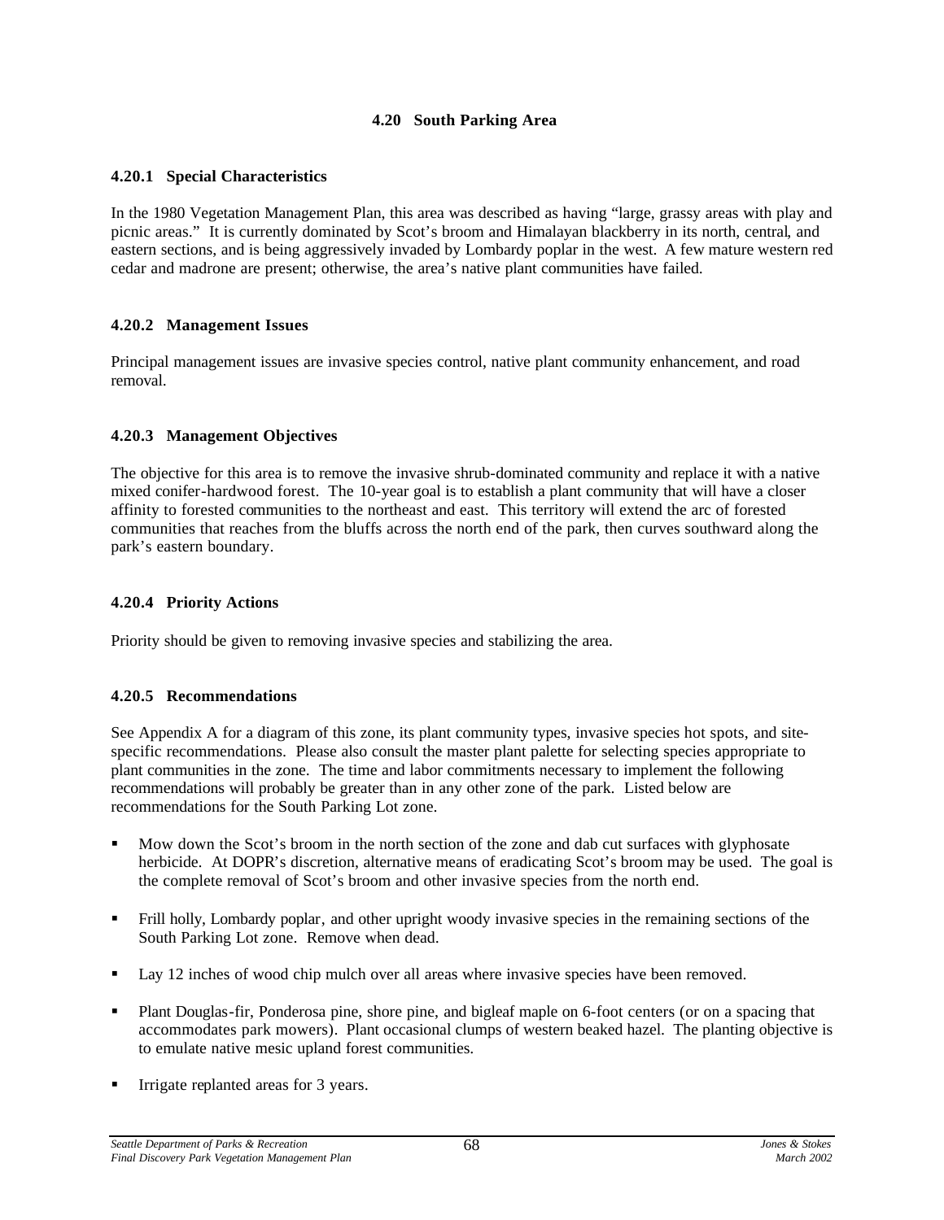## 4.20 South Parking Area

### 4.20.1 Special Characteristics

In the 1980 Vegetation Management Plan, this area was described as having "large, grassy areas with play and picnic areas." It is currently dominated by Scot's broom and Himalayan blackberry in its north, central, and eastern sections, and is being aggressively invaded by Lombardy poplar in the west. A few mature western red cedar and madrone are present; otherwise, the area's native plant communities have failed.

### 4.20.2 Management Issues

Principal management issues are invasive species control, native plant community enhancement, and road removal.

### 4.20.3 Management Objectives

The objective for this area is to remove the invasive shrub-dominated community and replace it with a native mixed conifer-hardwood forest. The 10-year goal is to establish a plant community that will have a closer affinity to forested communities to the northeast and east. This territory will extend the arc of forested communities that reaches from the bluffs across the north end of the park, then curves southward along the park's eastern boundary.

### 4.20.4 Priority Actions

Priority should be given to removing invasive species and stabilizing the area.

### 4.20.5 Recommendations

See Appendix A for a diagram of this zone, its plant community types, invasive species hot spots, and site-specific recommendations. Please also consult the master plant palette for selecting species appropriate to plant communities in the zone. The time and labor commitments necessary to implement the following recommendations will probably be greater than in any other zone of the park. Listed below are recommendations for the South Parking Lot zone.

- Mow down the Scot's broom in the north section of the zone and dab cut surfaces with glyphosate herbicide. At DOPR's discretion, alternative means of eradicating Scot's broom may be used. The goal is the complete removal of Scot's broom and other invasive species from the north end.
- Frill holly, Lombardy poplar, and other upright woody invasive species in the remaining sections of the South Parking Lot zone. Remove when dead.
- Lay 12 inches of wood chip mulch over all areas where invasive species have been removed.
- Plant Douglas-fir, Ponderosa pine, shore pine, and bigleaf maple on 6-foot centers (or on a spacing that accommodates park mowers). Plant occasional clumps of western beaked hazel. The planting objective is to emulate native mesic upland forest communities.
- Irrigate replanted areas for 3 years.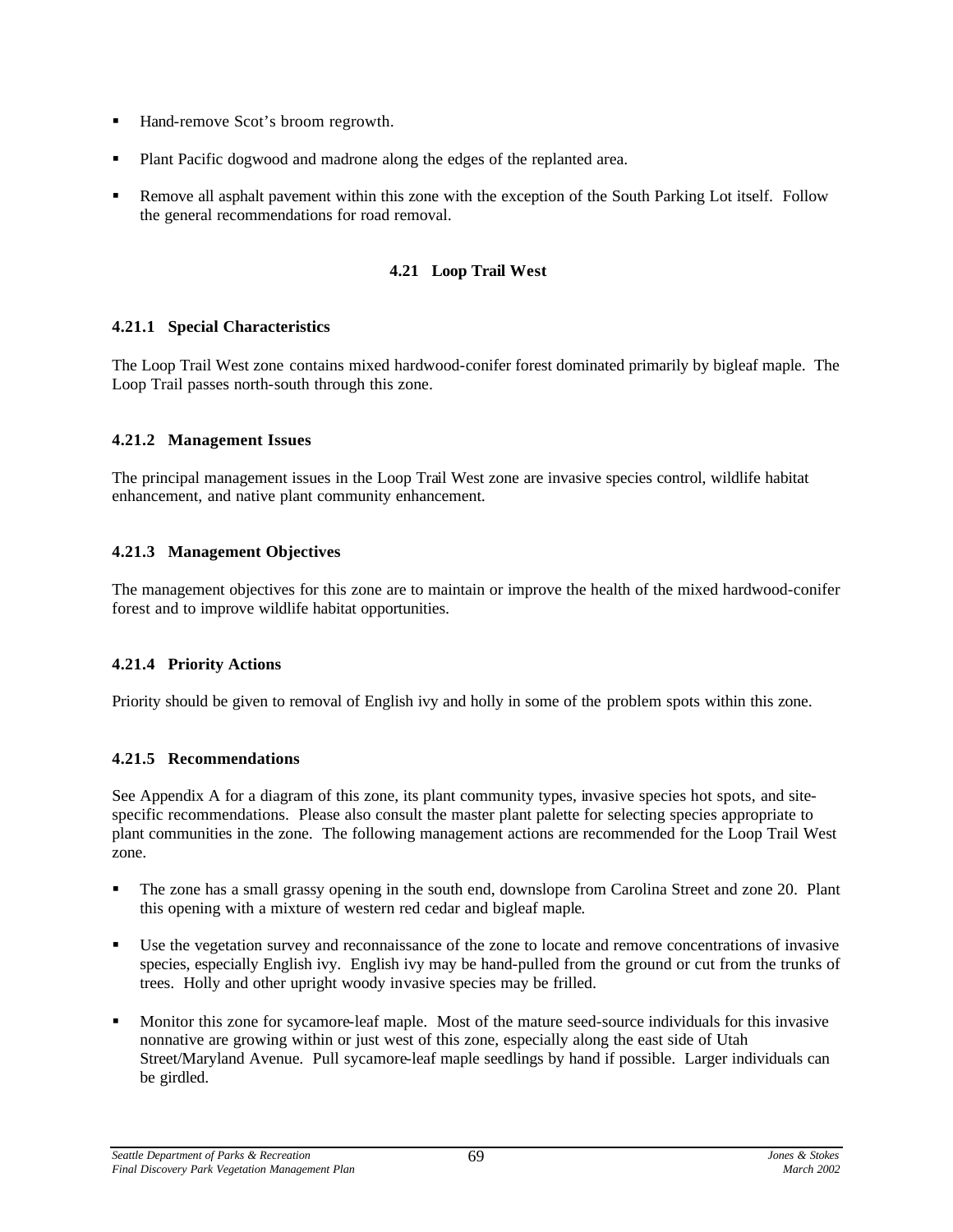- Hand-remove Scot's broom regrowth.
- Plant Pacific dogwood and madrone along the edges of the replanted area.
- Remove all asphalt pavement within this zone with the exception of the South Parking Lot itself. Follow the general recommendations for road removal.

## 4.21 Loop Trail West

### 4.21.1 Special Characteristics

The Loop Trail West zone contains mixed hardwood-conifer forest dominated primarily by bigleaf maple. The Loop Trail passes north-south through this zone.

### 4.21.2 Management Issues

The principal management issues in the Loop Trail West zone are invasive species control, wildlife habitat enhancement, and native plant community enhancement.

### 4.21.3 Management Objectives

The management objectives for this zone are to maintain or improve the health of the mixed hardwood-conifer forest and to improve wildlife habitat opportunities.

### 4.21.4 Priority Actions

Priority should be given to removal of English ivy and holly in some of the problem spots within this zone.

### 4.21.5 Recommendations

See Appendix A for a diagram of this zone, its plant community types, invasive species hot spots, and site-specific recommendations. Please also consult the master plant palette for selecting species appropriate to plant communities in the zone. The following management actions are recommended for the Loop Trail West zone.

- The zone has a small grassy opening in the south end, downslope from Carolina Street and zone 20. Plant this opening with a mixture of western red cedar and bigleaf maple.
- Use the vegetation survey and reconnaissance of the zone to locate and remove concentrations of invasive species, especially English ivy. English ivy may be hand-pulled from the ground or cut from the trunks of trees. Holly and other upright woody invasive species may be frilled.
- Monitor this zone for sycamore-leaf maple. Most of the mature seed-source individuals for this invasive nonnative are growing within or just west of this zone, especially along the east side of Utah Street/Maryland Avenue. Pull sycamore-leaf maple seedlings by hand if possible. Larger individuals can be girdled.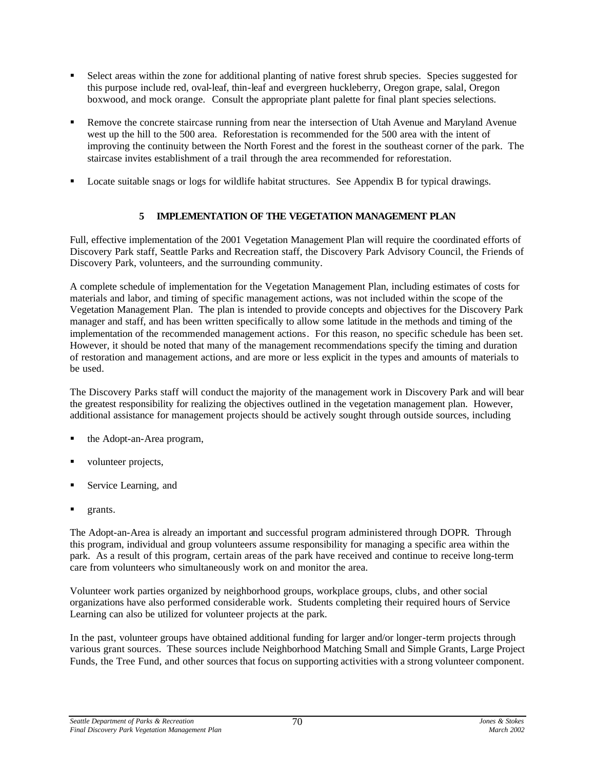- Select areas within the zone for additional planting of native forest shrub species. Species suggested for this purpose include red, oval-leaf, thin-leaf and evergreen huckleberry, Oregon grape, salal, Oregon boxwood, and mock orange. Consult the appropriate plant palette for final plant species selections.

- Remove the concrete staircase running from near the intersection of Utah Avenue and Maryland Avenue west up the hill to the 500 area. Reforestation is recommended for the 500 area with the intent of improving the continuity between the North Forest and the forest in the southeast corner of the park. The staircase invites establishment of a trail through the area recommended for reforestation.

- Locate suitable snags or logs for wildlife habitat structures. See Appendix B for typical drawings.

# 5 IMPLEMENTATION OF THE VEGETATION MANAGEMENT PLAN

Full, effective implementation of the 2001 Vegetation Management Plan will require the coordinated efforts of Discovery Park staff, Seattle Parks and Recreation staff, the Discovery Park Advisory Council, the Friends of Discovery Park, volunteers, and the surrounding community.

A complete schedule of implementation for the Vegetation Management Plan, including estimates of costs for materials and labor, and timing of specific management actions, was not included within the scope of the Vegetation Management Plan. The plan is intended to provide concepts and objectives for the Discovery Park manager and staff, and has been written specifically to allow some latitude in the methods and timing of the implementation of the recommended management actions. For this reason, no specific schedule has been set. However, it should be noted that many of the management recommendations specify the timing and duration of restoration and management actions, and are more or less explicit in the types and amounts of materials to be used.

The Discovery Parks staff will conduct the majority of the management work in Discovery Park and will bear the greatest responsibility for realizing the objectives outlined in the vegetation management plan. However, additional assistance for management projects should be actively sought through outside sources, including

- the Adopt-an-Area program,

- volunteer projects,

- Service Learning, and

- grants.

The Adopt-an-Area is already an important and successful program administered through DOPR. Through this program, individual and group volunteers assume responsibility for managing a specific area within the park. As a result of this program, certain areas of the park have received and continue to receive long-term care from volunteers who simultaneously work on and monitor the area.

Volunteer work parties organized by neighborhood groups, workplace groups, clubs, and other social organizations have also performed considerable work. Students completing their required hours of Service Learning can also be utilized for volunteer projects at the park.

In the past, volunteer groups have obtained additional funding for larger and/or longer-term projects through various grant sources. These sources include Neighborhood Matching Small and Simple Grants, Large Project Funds, the Tree Fund, and other sources that focus on supporting activities with a strong volunteer component.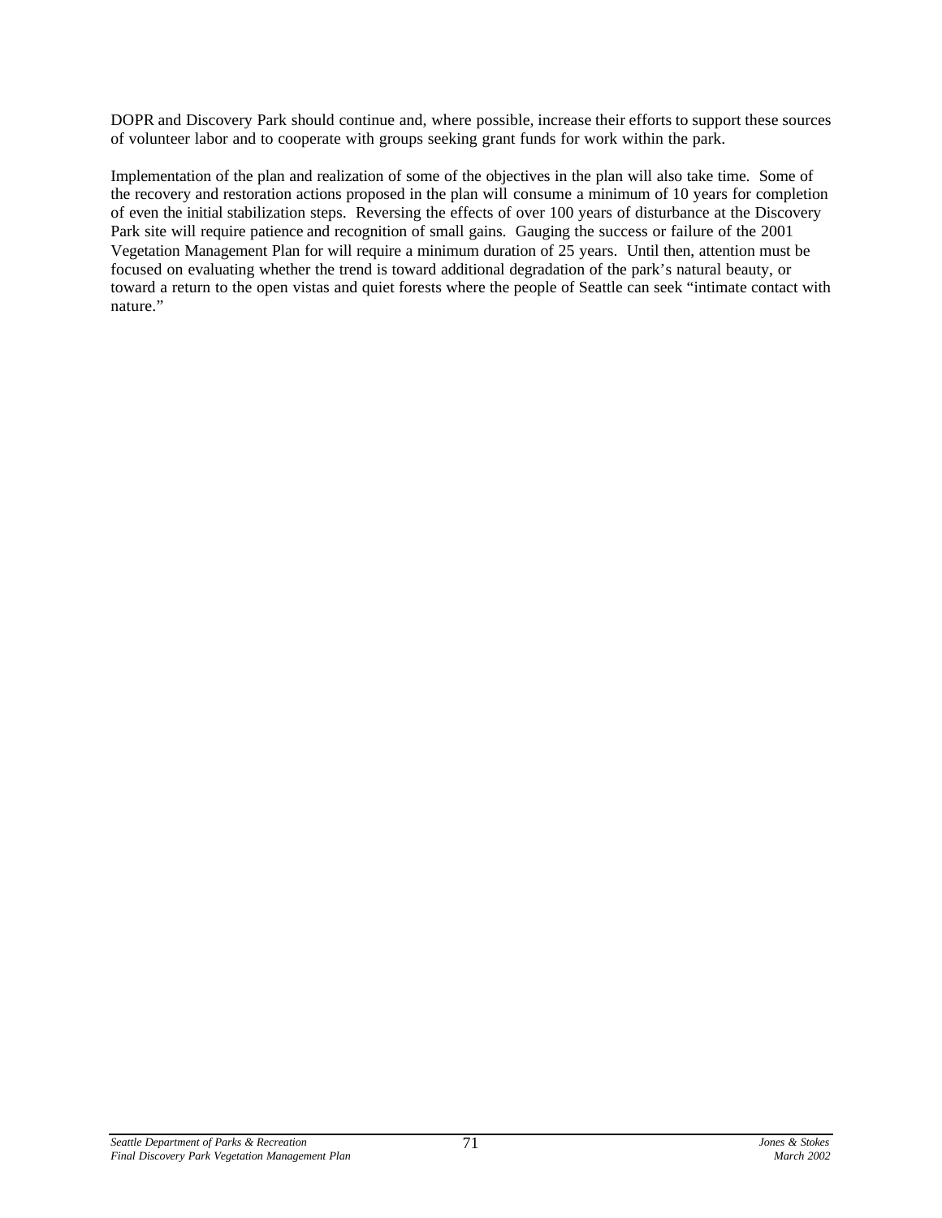DOPR and Discovery Park should continue and, where possible, increase their efforts to support these sources of volunteer labor and to cooperate with groups seeking grant funds for work within the park.

Implementation of the plan and realization of some of the objectives in the plan will also take time. Some of the recovery and restoration actions proposed in the plan will consume a minimum of 10 years for completion of even the initial stabilization steps. Reversing the effects of over 100 years of disturbance at the Discovery Park site will require patience and recognition of small gains. Gauging the success or failure of the 2001 Vegetation Management Plan for will require a minimum duration of 25 years. Until then, attention must be focused on evaluating whether the trend is toward additional degradation of the park's natural beauty, or toward a return to the open vistas and quiet forests where the people of Seattle can seek "intimate contact with nature."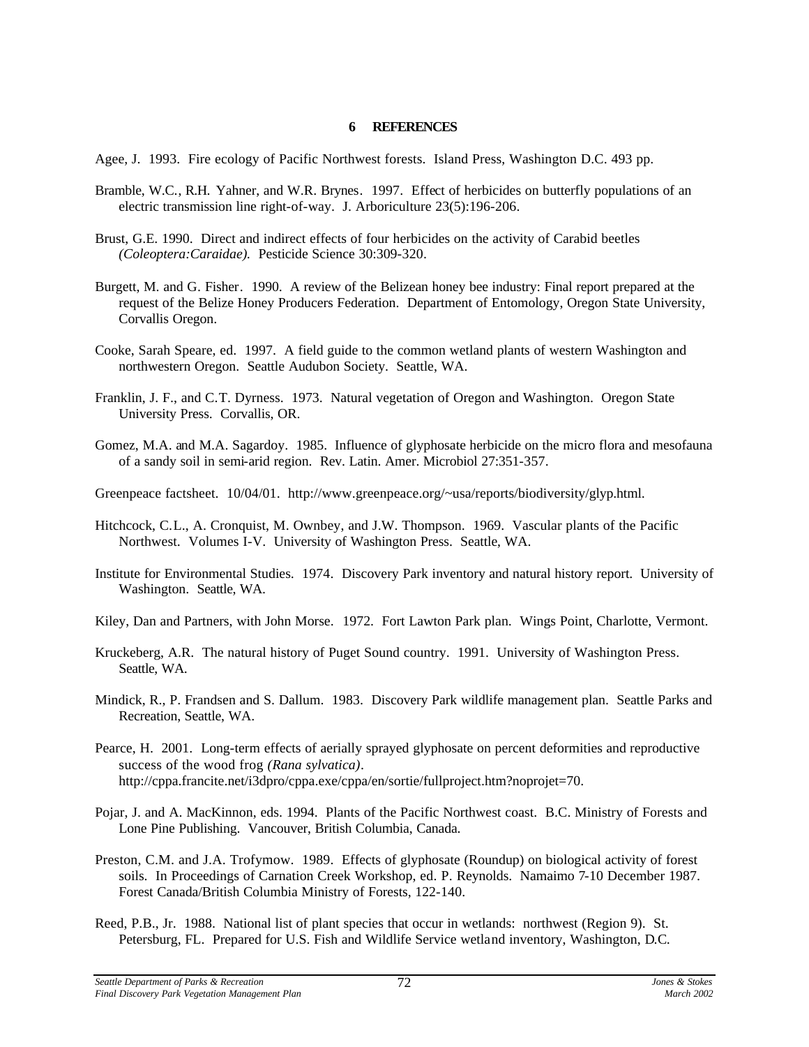# 6 REFERENCES

Agee, J. 1993. Fire ecology of Pacific Northwest forests. Island Press, Washington D.C. 493 pp.

Bramble, W.C., R.H. Yahner, and W.R. Brynes. 1997. Effect of herbicides on butterfly populations of an electric transmission line right-of-way. J. Arboriculture 23(5):196-206.

Brust, G.E. 1990. Direct and indirect effects of four herbicides on the activity of Carabid beetles *(Coleoptera:Caraidae).* Pesticide Science 30:309-320.

Burgett, M. and G. Fisher. 1990. A review of the Belizean honey bee industry: Final report prepared at the request of the Belize Honey Producers Federation. Department of Entomology, Oregon State University, Corvallis Oregon.

Cooke, Sarah Speare, ed. 1997. A field guide to the common wetland plants of western Washington and northwestern Oregon. Seattle Audubon Society. Seattle, WA.

Franklin, J. F., and C.T. Dyrness. 1973. Natural vegetation of Oregon and Washington. Oregon State University Press. Corvallis, OR.

Gomez, M.A. and M.A. Sagardoy. 1985. Influence of glyphosate herbicide on the micro flora and mesofauna of a sandy soil in semi-arid region. Rev. Latin. Amer. Microbiol 27:351-357.

Greenpeace factsheet. 10/04/01. http://www.greenpeace.org/~usa/reports/biodiversity/glyp.html.

Hitchcock, C.L., A. Cronquist, M. Ownbey, and J.W. Thompson. 1969. Vascular plants of the Pacific Northwest. Volumes I-V. University of Washington Press. Seattle, WA.

Institute for Environmental Studies. 1974. Discovery Park inventory and natural history report. University of Washington. Seattle, WA.

Kiley, Dan and Partners, with John Morse. 1972. Fort Lawton Park plan. Wings Point, Charlotte, Vermont.

Kruckeberg, A.R. The natural history of Puget Sound country. 1991. University of Washington Press. Seattle, WA.

Mindick, R., P. Frandsen and S. Dallum. 1983. Discovery Park wildlife management plan. Seattle Parks and Recreation, Seattle, WA.

Pearce, H. 2001. Long-term effects of aerially sprayed glyphosate on percent deformities and reproductive success of the wood frog *(Rana sylvatica)*. http://cppa.francite.net/i3dpro/cppa.exe/cppa/en/sortie/fullproject.htm?noprojet=70.

Pojar, J. and A. MacKinnon, eds. 1994. Plants of the Pacific Northwest coast. B.C. Ministry of Forests and Lone Pine Publishing. Vancouver, British Columbia, Canada.

Preston, C.M. and J.A. Trofymow. 1989. Effects of glyphosate (Roundup) on biological activity of forest soils. In Proceedings of Carnation Creek Workshop, ed. P. Reynolds. Namaimo 7-10 December 1987. Forest Canada/British Columbia Ministry of Forests, 122-140.

Reed, P.B., Jr. 1988. National list of plant species that occur in wetlands: northwest (Region 9). St. Petersburg, FL. Prepared for U.S. Fish and Wildlife Service wetland inventory, Washington, D.C.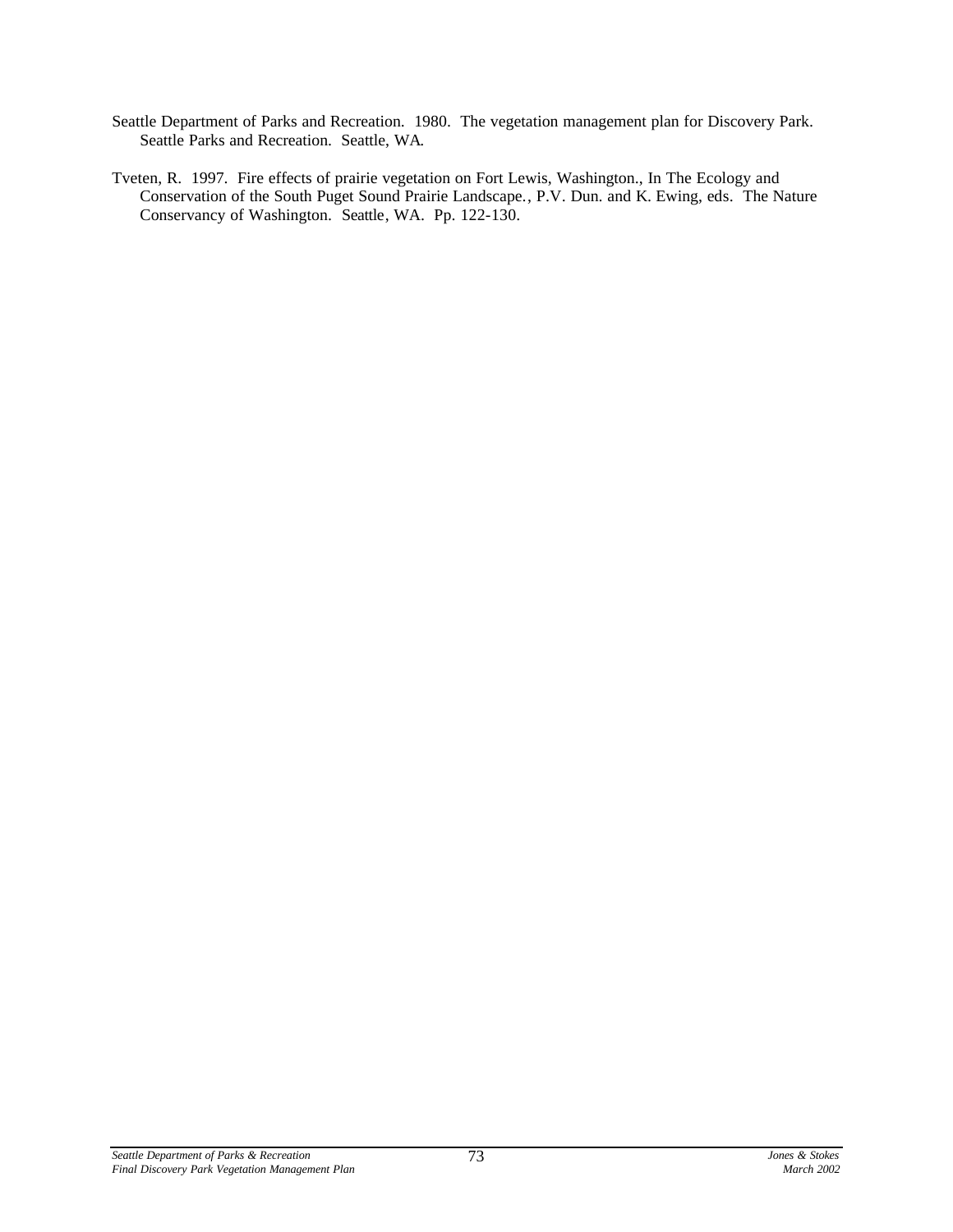Seattle Department of Parks and Recreation. 1980. The vegetation management plan for Discovery Park. Seattle Parks and Recreation. Seattle, WA.

Tveten, R. 1997. Fire effects of prairie vegetation on Fort Lewis, Washington., In The Ecology and Conservation of the South Puget Sound Prairie Landscape., P.V. Dun. and K. Ewing, eds. The Nature Conservancy of Washington. Seattle, WA. Pp. 122-130.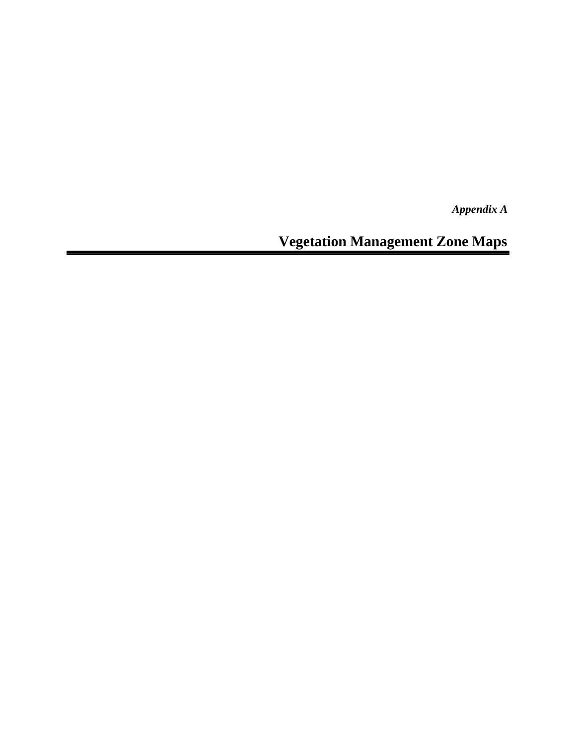*Appendix A*

# Vegetation Management Zone Maps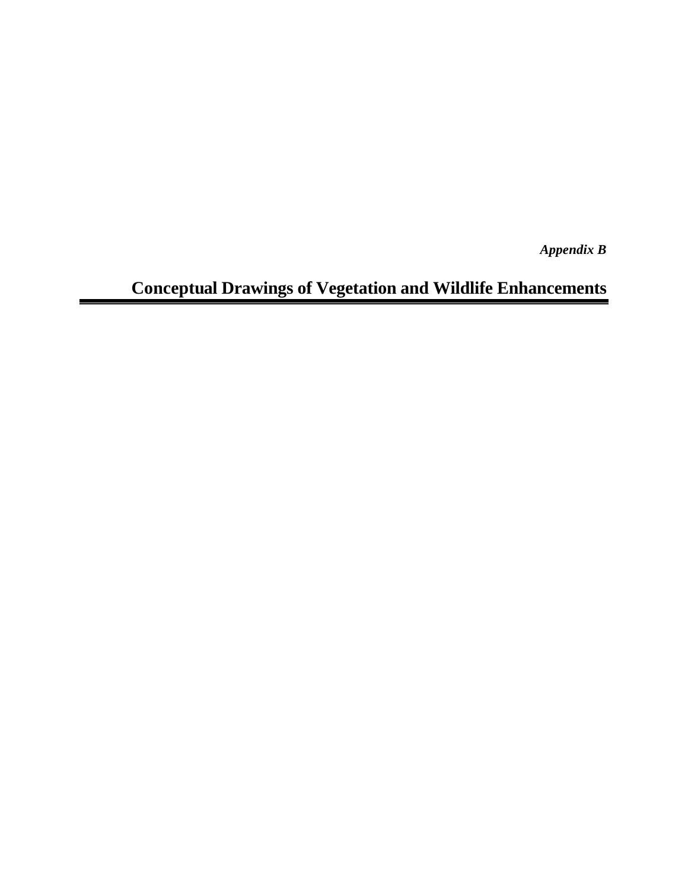*Appendix B*

# Conceptual Drawings of Vegetation and Wildlife Enhancements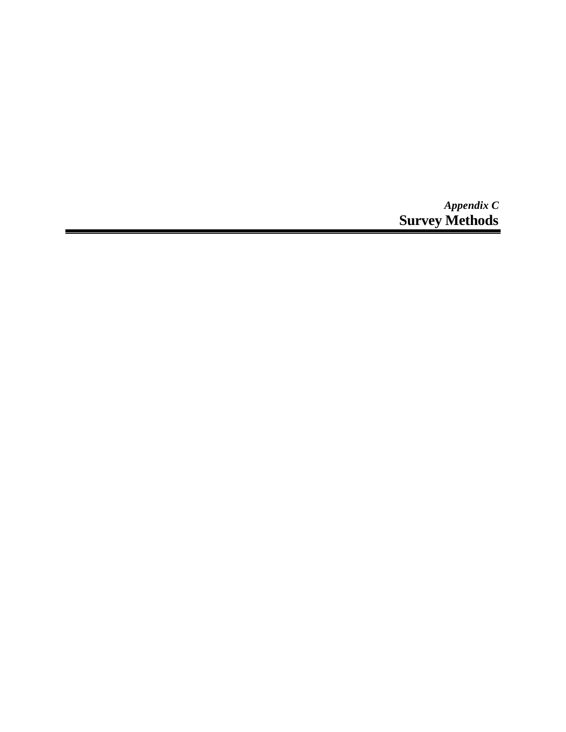*Appendix C*

# Survey Methods